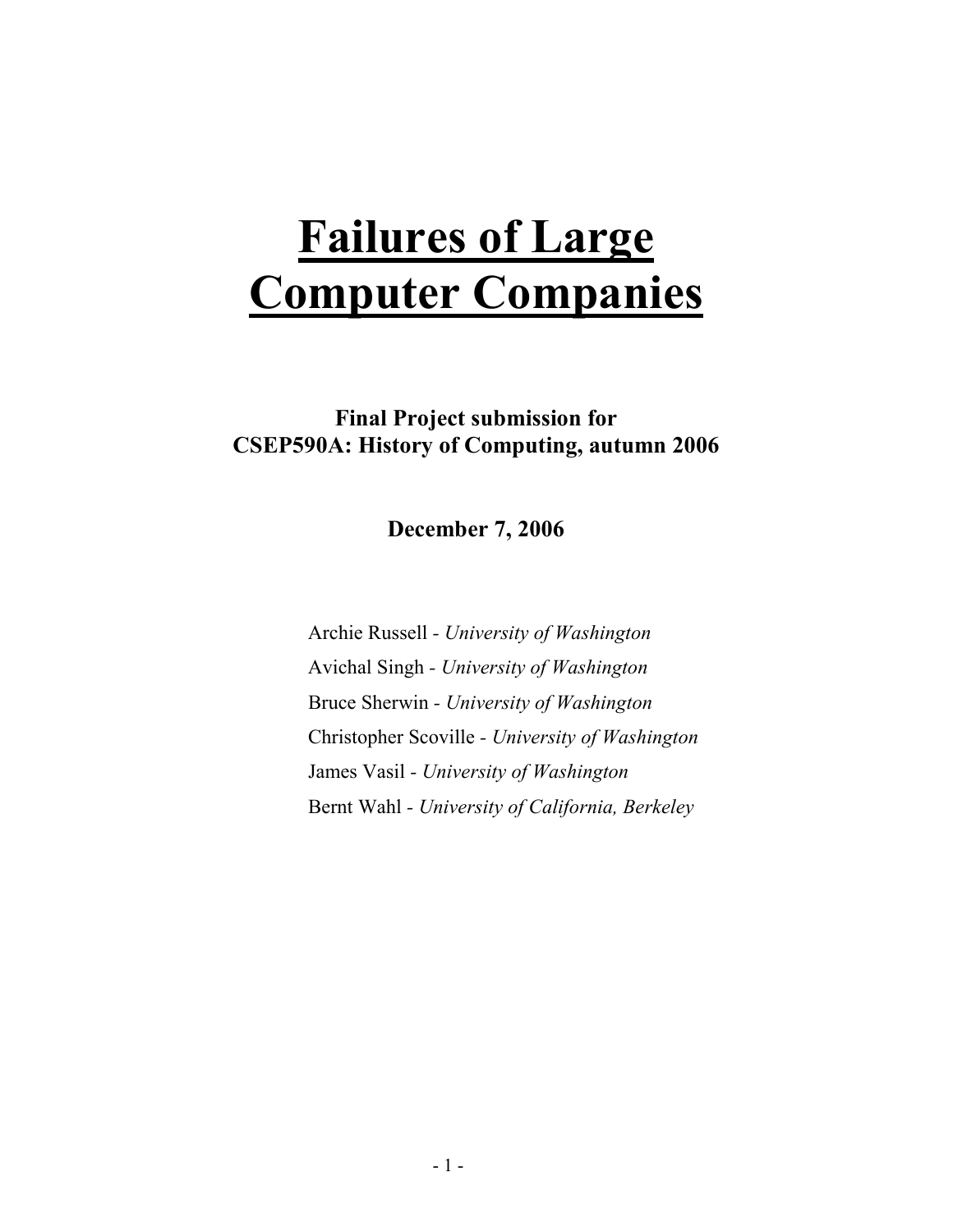# Failures of Large Computer Companies

**Final Project submission for**
**CSEP590A: History of Computing, autumn 2006**

**December 7, 2006**

Archie Russell - *University of Washington*
Avichal Singh - *University of Washington*
Bruce Sherwin - *University of Washington*
Christopher Scoville - *University of Washington*
James Vasil - *University of Washington*
Bernt Wahl - *University of California, Berkeley*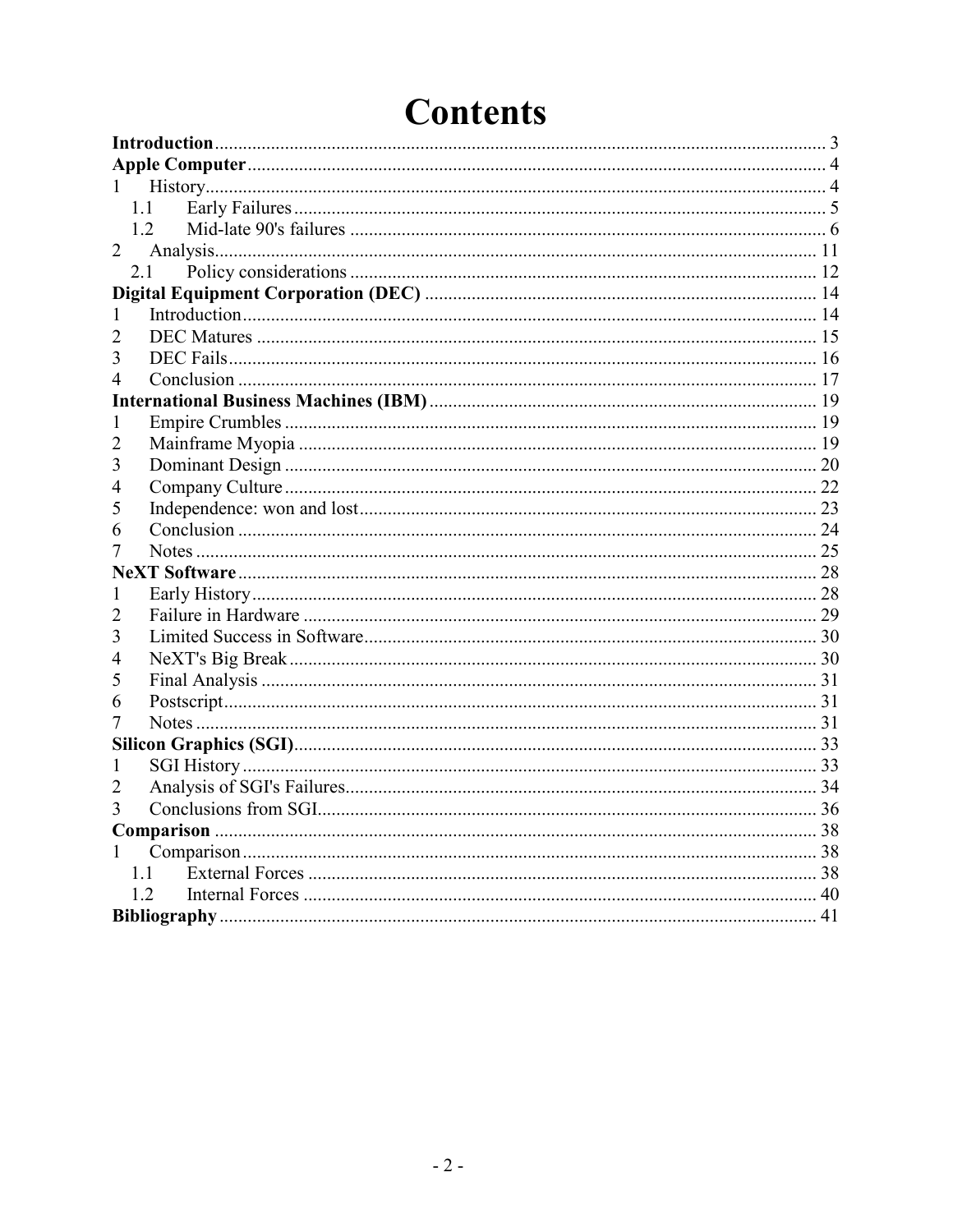# Contents

**Introduction** .......... 3
**Apple Computer** .......... 4
1 History .......... 4
  1.1 Early Failures .......... 5
  1.2 Mid-late 90's failures .......... 6
2 Analysis .......... 11
  2.1 Policy considerations .......... 12
**Digital Equipment Corporation (DEC)** .......... 14
1 Introduction .......... 14
2 DEC Matures .......... 15
3 DEC Fails .......... 16
4 Conclusion .......... 17
**International Business Machines (IBM)** .......... 19
1 Empire Crumbles .......... 19
2 Mainframe Myopia .......... 19
3 Dominant Design .......... 20
4 Company Culture .......... 22
5 Independence: won and lost .......... 23
6 Conclusion .......... 24
7 Notes .......... 25
**NeXT Software** .......... 28
1 Early History .......... 28
2 Failure in Hardware .......... 29
3 Limited Success in Software .......... 30
4 NeXT's Big Break .......... 30
5 Final Analysis .......... 31
6 Postscript .......... 31
7 Notes .......... 31
**Silicon Graphics (SGI)** .......... 33
1 SGI History .......... 33
2 Analysis of SGI's Failures .......... 34
3 Conclusions from SGI .......... 36
**Comparison** .......... 38
1 Comparison .......... 38
  1.1 External Forces .......... 38
  1.2 Internal Forces .......... 40
**Bibliography** .......... 41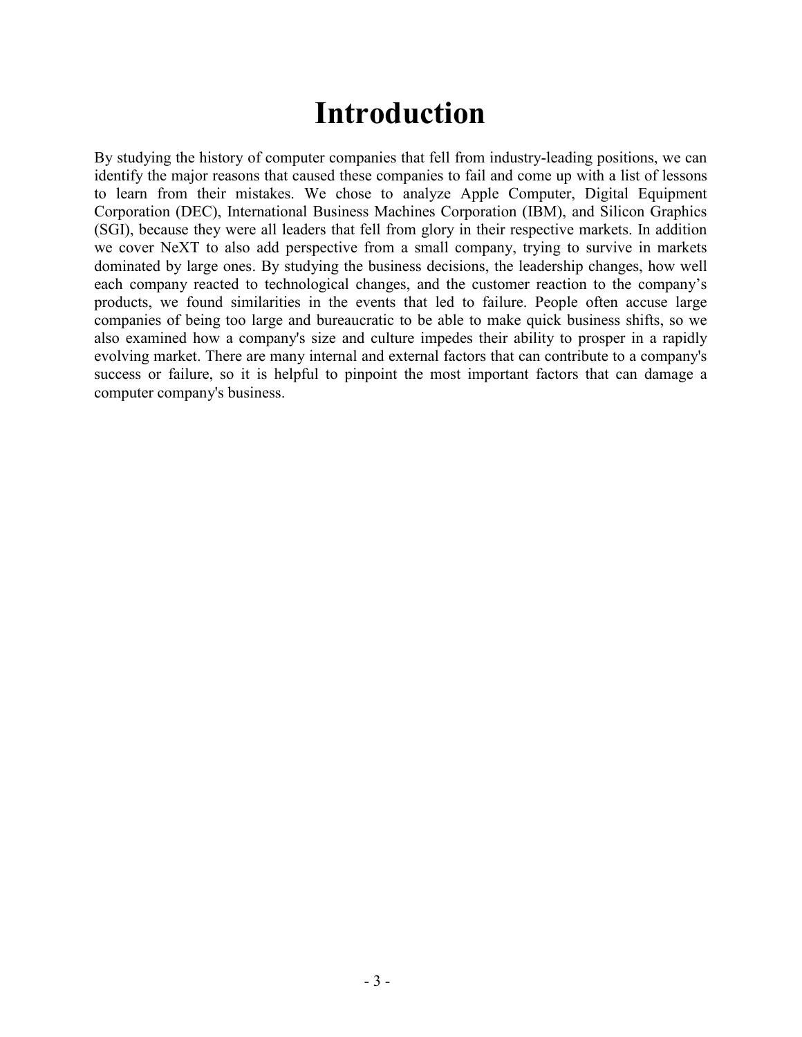# Introduction

By studying the history of computer companies that fell from industry-leading positions, we can identify the major reasons that caused these companies to fail and come up with a list of lessons to learn from their mistakes. We chose to analyze Apple Computer, Digital Equipment Corporation (DEC), International Business Machines Corporation (IBM), and Silicon Graphics (SGI), because they were all leaders that fell from glory in their respective markets. In addition we cover NeXT to also add perspective from a small company, trying to survive in markets dominated by large ones. By studying the business decisions, the leadership changes, how well each company reacted to technological changes, and the customer reaction to the company's products, we found similarities in the events that led to failure. People often accuse large companies of being too large and bureaucratic to be able to make quick business shifts, so we also examined how a company's size and culture impedes their ability to prosper in a rapidly evolving market. There are many internal and external factors that can contribute to a company's success or failure, so it is helpful to pinpoint the most important factors that can damage a computer company's business.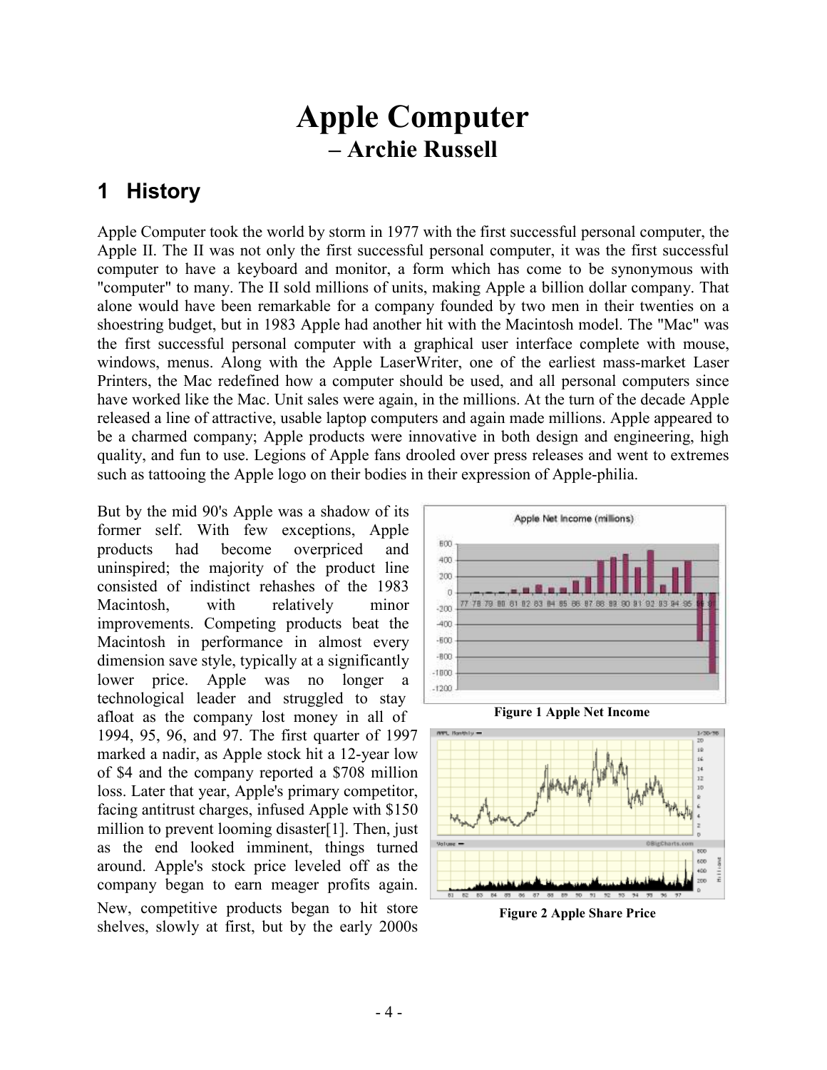# Apple Computer
## – Archie Russell

## 1 History

Apple Computer took the world by storm in 1977 with the first successful personal computer, the Apple II. The II was not only the first successful personal computer, it was the first successful computer to have a keyboard and monitor, a form which has come to be synonymous with "computer" to many. The II sold millions of units, making Apple a billion dollar company. That alone would have been remarkable for a company founded by two men in their twenties on a shoestring budget, but in 1983 Apple had another hit with the Macintosh model. The "Mac" was the first successful personal computer with a graphical user interface complete with mouse, windows, menus. Along with the Apple LaserWriter, one of the earliest mass-market Laser Printers, the Mac redefined how a computer should be used, and all personal computers since have worked like the Mac. Unit sales were again, in the millions. At the turn of the decade Apple released a line of attractive, usable laptop computers and again made millions. Apple appeared to be a charmed company; Apple products were innovative in both design and engineering, high quality, and fun to use. Legions of Apple fans drooled over press releases and went to extremes such as tattooing the Apple logo on their bodies in their expression of Apple-philia.

But by the mid 90's Apple was a shadow of its former self. With few exceptions, Apple products had become overpriced and uninspired; the majority of the product line consisted of indistinct rehashes of the 1983 Macintosh, with relatively minor improvements. Competing products beat the Macintosh in performance in almost every dimension save style, typically at a significantly lower price. Apple was no longer a technological leader and struggled to stay afloat as the company lost money in all of 1994, 95, 96, and 97. The first quarter of 1997 marked a nadir, as Apple stock hit a 12-year low of $4 and the company reported a $708 million loss. Later that year, Apple's primary competitor, facing antitrust charges, infused Apple with $150 million to prevent looming disaster[1]. Then, just as the end looked imminent, things turned around. Apple's stock price leveled off as the company began to earn meager profits again. New, competitive products began to hit store shelves, slowly at first, but by the early 2000s

**Figure 1 Apple Net Income**

**Figure 2 Apple Share Price**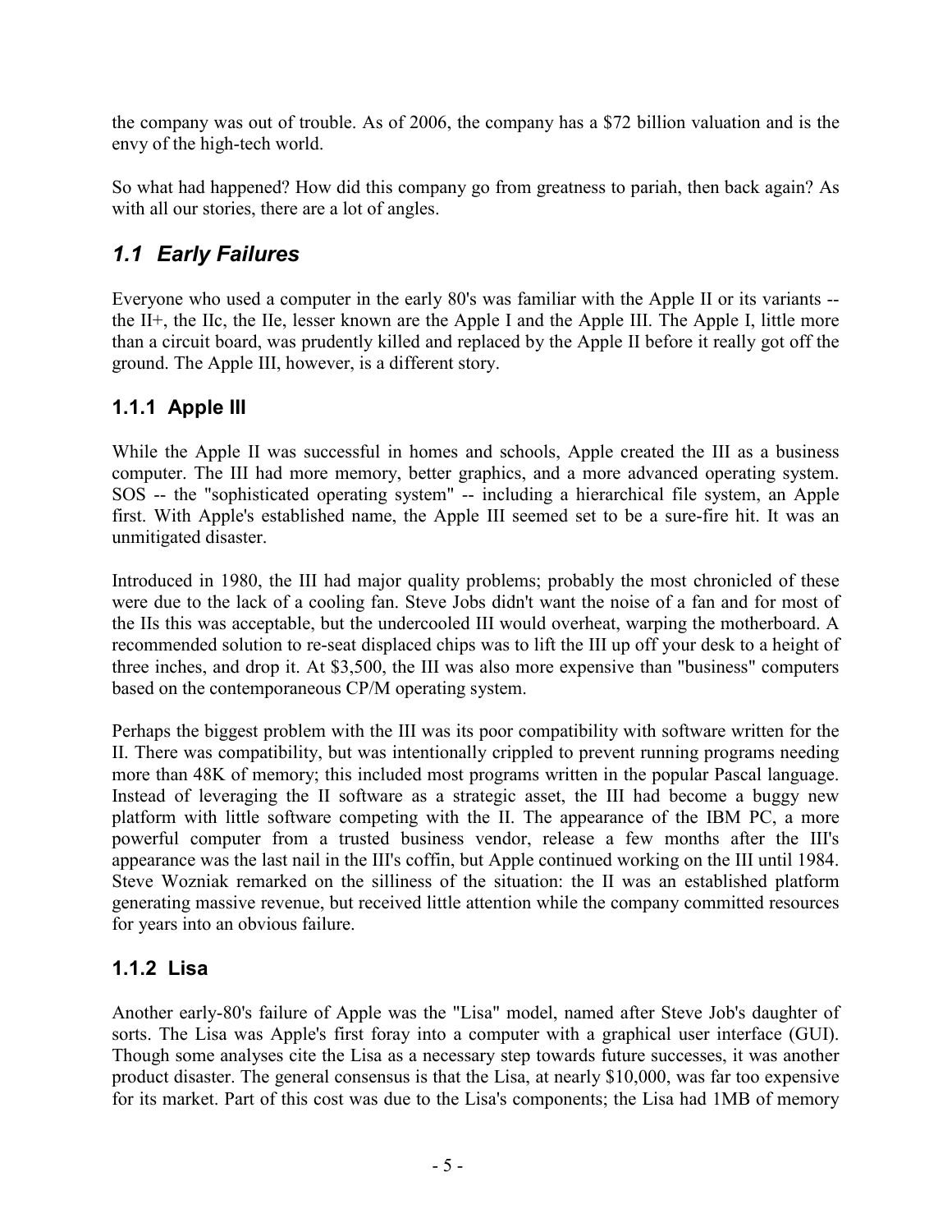the company was out of trouble. As of 2006, the company has a $72 billion valuation and is the envy of the high-tech world.

So what had happened? How did this company go from greatness to pariah, then back again? As with all our stories, there are a lot of angles.

## *1.1 Early Failures*

Everyone who used a computer in the early 80's was familiar with the Apple II or its variants -- the II+, the IIc, the IIe, lesser known are the Apple I and the Apple III. The Apple I, little more than a circuit board, was prudently killed and replaced by the Apple II before it really got off the ground. The Apple III, however, is a different story.

### 1.1.1 Apple III

While the Apple II was successful in homes and schools, Apple created the III as a business computer. The III had more memory, better graphics, and a more advanced operating system. SOS -- the "sophisticated operating system" -- including a hierarchical file system, an Apple first. With Apple's established name, the Apple III seemed set to be a sure-fire hit. It was an unmitigated disaster.

Introduced in 1980, the III had major quality problems; probably the most chronicled of these were due to the lack of a cooling fan. Steve Jobs didn't want the noise of a fan and for most of the IIs this was acceptable, but the undercooled III would overheat, warping the motherboard. A recommended solution to re-seat displaced chips was to lift the III up off your desk to a height of three inches, and drop it. At $3,500, the III was also more expensive than "business" computers based on the contemporaneous CP/M operating system.

Perhaps the biggest problem with the III was its poor compatibility with software written for the II. There was compatibility, but was intentionally crippled to prevent running programs needing more than 48K of memory; this included most programs written in the popular Pascal language. Instead of leveraging the II software as a strategic asset, the III had become a buggy new platform with little software competing with the II. The appearance of the IBM PC, a more powerful computer from a trusted business vendor, release a few months after the III's appearance was the last nail in the III's coffin, but Apple continued working on the III until 1984. Steve Wozniak remarked on the silliness of the situation: the II was an established platform generating massive revenue, but received little attention while the company committed resources for years into an obvious failure.

### 1.1.2 Lisa

Another early-80's failure of Apple was the "Lisa" model, named after Steve Job's daughter of sorts. The Lisa was Apple's first foray into a computer with a graphical user interface (GUI). Though some analyses cite the Lisa as a necessary step towards future successes, it was another product disaster. The general consensus is that the Lisa, at nearly $10,000, was far too expensive for its market. Part of this cost was due to the Lisa's components; the Lisa had 1MB of memory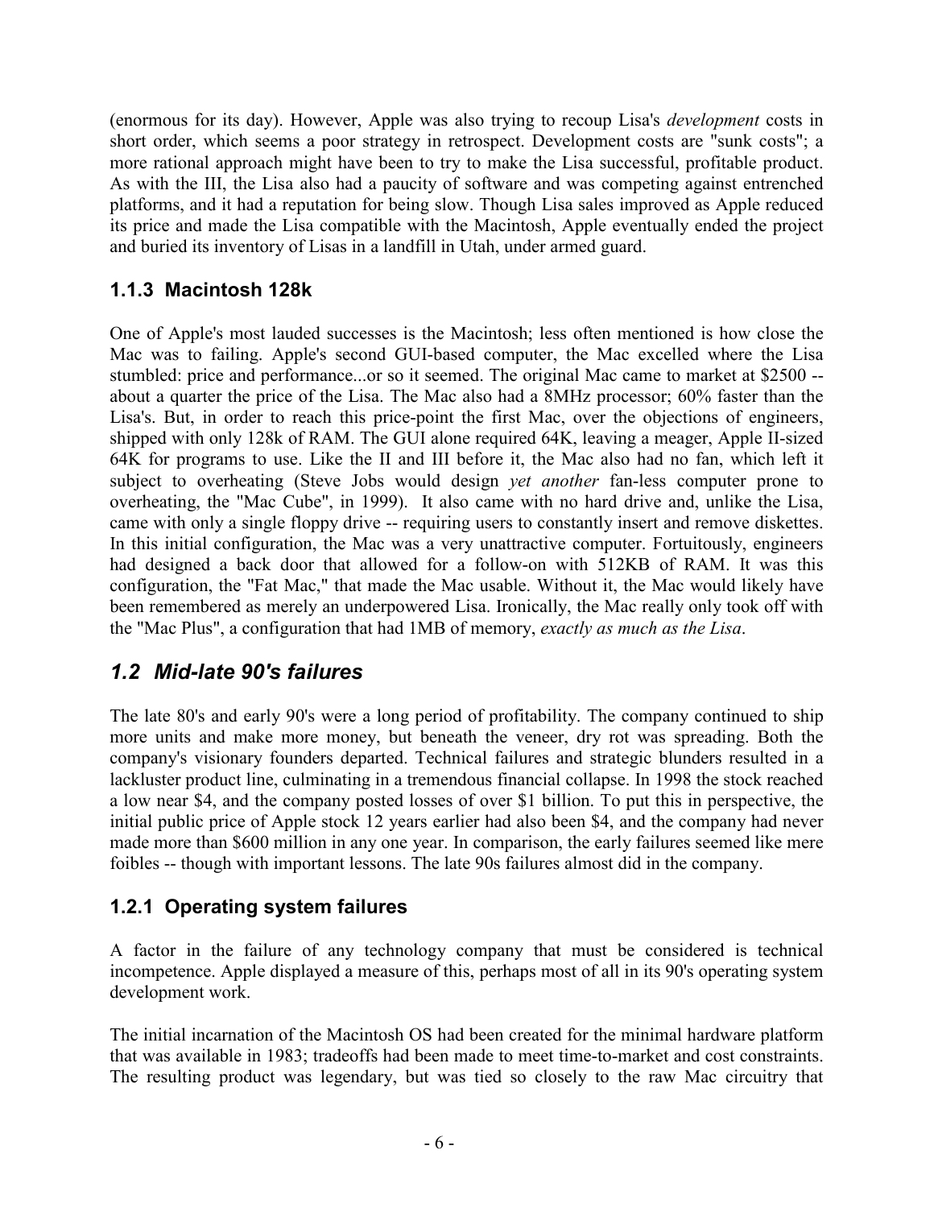(enormous for its day). However, Apple was also trying to recoup Lisa's *development* costs in short order, which seems a poor strategy in retrospect. Development costs are "sunk costs"; a more rational approach might have been to try to make the Lisa successful, profitable product. As with the III, the Lisa also had a paucity of software and was competing against entrenched platforms, and it had a reputation for being slow. Though Lisa sales improved as Apple reduced its price and made the Lisa compatible with the Macintosh, Apple eventually ended the project and buried its inventory of Lisas in a landfill in Utah, under armed guard.

### 1.1.3 Macintosh 128k

One of Apple's most lauded successes is the Macintosh; less often mentioned is how close the Mac was to failing. Apple's second GUI-based computer, the Mac excelled where the Lisa stumbled: price and performance...or so it seemed. The original Mac came to market at $2500 -- about a quarter the price of the Lisa. The Mac also had a 8MHz processor; 60% faster than the Lisa's. But, in order to reach this price-point the first Mac, over the objections of engineers, shipped with only 128k of RAM. The GUI alone required 64K, leaving a meager, Apple II-sized 64K for programs to use. Like the II and III before it, the Mac also had no fan, which left it subject to overheating (Steve Jobs would design *yet another* fan-less computer prone to overheating, the "Mac Cube", in 1999). It also came with no hard drive and, unlike the Lisa, came with only a single floppy drive -- requiring users to constantly insert and remove diskettes. In this initial configuration, the Mac was a very unattractive computer. Fortuitously, engineers had designed a back door that allowed for a follow-on with 512KB of RAM. It was this configuration, the "Fat Mac," that made the Mac usable. Without it, the Mac would likely have been remembered as merely an underpowered Lisa. Ironically, the Mac really only took off with the "Mac Plus", a configuration that had 1MB of memory, *exactly as much as the Lisa*.

## *1.2 Mid-late 90's failures*

The late 80's and early 90's were a long period of profitability. The company continued to ship more units and make more money, but beneath the veneer, dry rot was spreading. Both the company's visionary founders departed. Technical failures and strategic blunders resulted in a lackluster product line, culminating in a tremendous financial collapse. In 1998 the stock reached a low near $4, and the company posted losses of over $1 billion. To put this in perspective, the initial public price of Apple stock 12 years earlier had also been $4, and the company had never made more than $600 million in any one year. In comparison, the early failures seemed like mere foibles -- though with important lessons. The late 90s failures almost did in the company.

### 1.2.1 Operating system failures

A factor in the failure of any technology company that must be considered is technical incompetence. Apple displayed a measure of this, perhaps most of all in its 90's operating system development work.

The initial incarnation of the Macintosh OS had been created for the minimal hardware platform that was available in 1983; tradeoffs had been made to meet time-to-market and cost constraints. The resulting product was legendary, but was tied so closely to the raw Mac circuitry that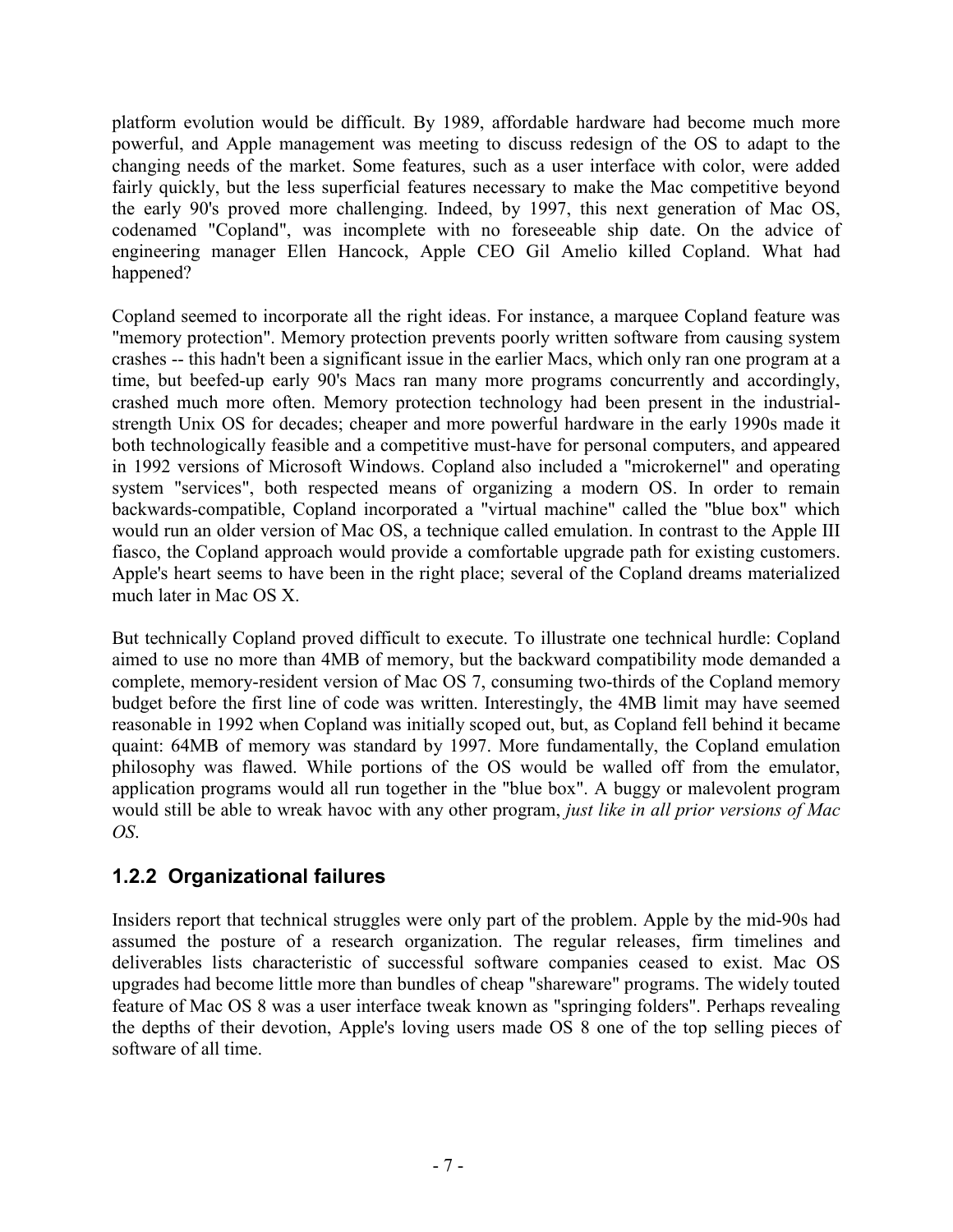platform evolution would be difficult. By 1989, affordable hardware had become much more powerful, and Apple management was meeting to discuss redesign of the OS to adapt to the changing needs of the market. Some features, such as a user interface with color, were added fairly quickly, but the less superficial features necessary to make the Mac competitive beyond the early 90's proved more challenging. Indeed, by 1997, this next generation of Mac OS, codenamed "Copland", was incomplete with no foreseeable ship date. On the advice of engineering manager Ellen Hancock, Apple CEO Gil Amelio killed Copland. What had happened?

Copland seemed to incorporate all the right ideas. For instance, a marquee Copland feature was "memory protection". Memory protection prevents poorly written software from causing system crashes -- this hadn't been a significant issue in the earlier Macs, which only ran one program at a time, but beefed-up early 90's Macs ran many more programs concurrently and accordingly, crashed much more often. Memory protection technology had been present in the industrial-strength Unix OS for decades; cheaper and more powerful hardware in the early 1990s made it both technologically feasible and a competitive must-have for personal computers, and appeared in 1992 versions of Microsoft Windows. Copland also included a "microkernel" and operating system "services", both respected means of organizing a modern OS. In order to remain backwards-compatible, Copland incorporated a "virtual machine" called the "blue box" which would run an older version of Mac OS, a technique called emulation. In contrast to the Apple III fiasco, the Copland approach would provide a comfortable upgrade path for existing customers. Apple's heart seems to have been in the right place; several of the Copland dreams materialized much later in Mac OS X.

But technically Copland proved difficult to execute. To illustrate one technical hurdle: Copland aimed to use no more than 4MB of memory, but the backward compatibility mode demanded a complete, memory-resident version of Mac OS 7, consuming two-thirds of the Copland memory budget before the first line of code was written. Interestingly, the 4MB limit may have seemed reasonable in 1992 when Copland was initially scoped out, but, as Copland fell behind it became quaint: 64MB of memory was standard by 1997. More fundamentally, the Copland emulation philosophy was flawed. While portions of the OS would be walled off from the emulator, application programs would all run together in the "blue box". A buggy or malevolent program would still be able to wreak havoc with any other program, *just like in all prior versions of Mac OS*.

### 1.2.2 Organizational failures

Insiders report that technical struggles were only part of the problem. Apple by the mid-90s had assumed the posture of a research organization. The regular releases, firm timelines and deliverables lists characteristic of successful software companies ceased to exist. Mac OS upgrades had become little more than bundles of cheap "shareware" programs. The widely touted feature of Mac OS 8 was a user interface tweak known as "springing folders". Perhaps revealing the depths of their devotion, Apple's loving users made OS 8 one of the top selling pieces of software of all time.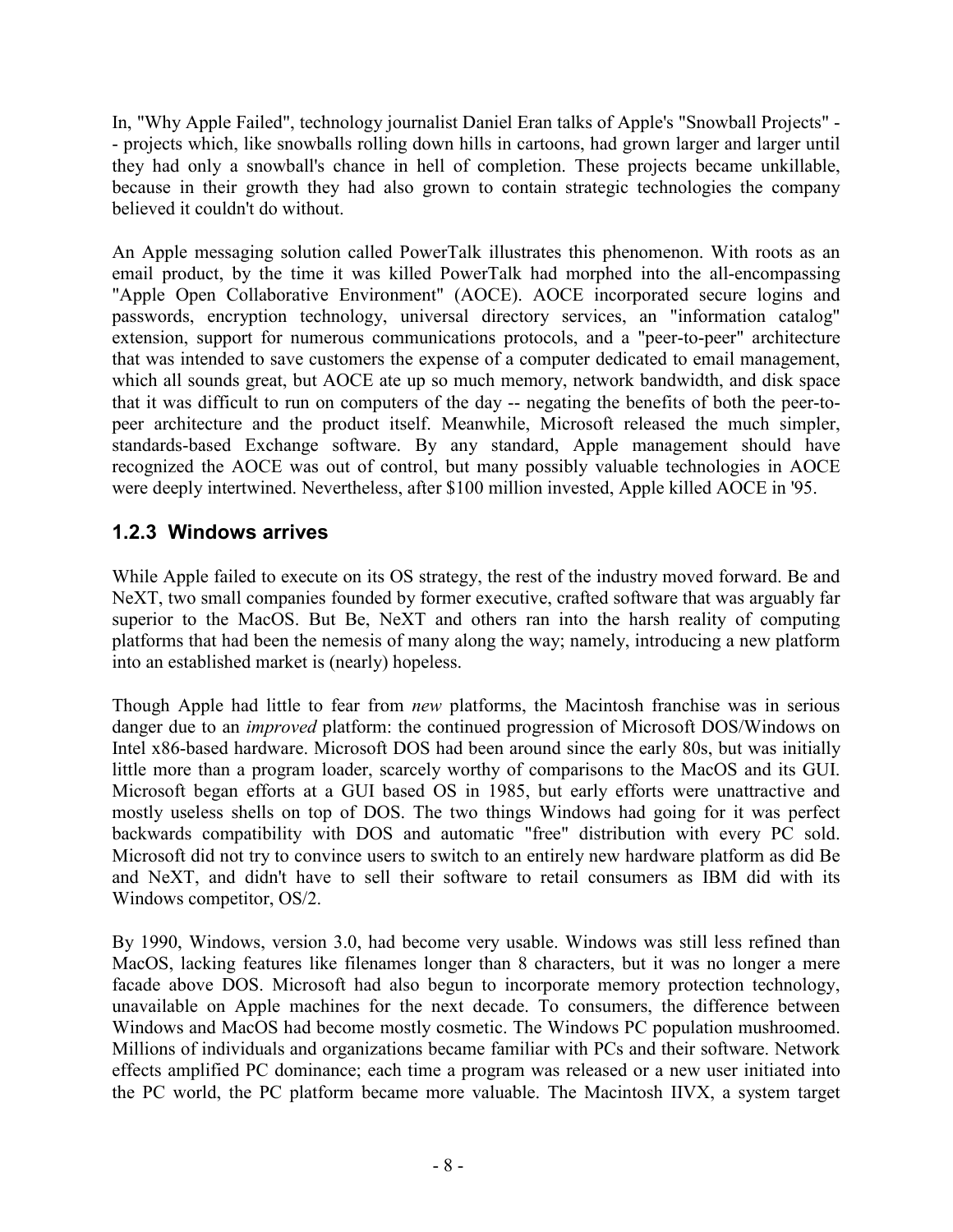In, "Why Apple Failed", technology journalist Daniel Eran talks of Apple's "Snowball Projects" -- projects which, like snowballs rolling down hills in cartoons, had grown larger and larger until they had only a snowball's chance in hell of completion. These projects became unkillable, because in their growth they had also grown to contain strategic technologies the company believed it couldn't do without.

An Apple messaging solution called PowerTalk illustrates this phenomenon. With roots as an email product, by the time it was killed PowerTalk had morphed into the all-encompassing "Apple Open Collaborative Environment" (AOCE). AOCE incorporated secure logins and passwords, encryption technology, universal directory services, an "information catalog" extension, support for numerous communications protocols, and a "peer-to-peer" architecture that was intended to save customers the expense of a computer dedicated to email management, which all sounds great, but AOCE ate up so much memory, network bandwidth, and disk space that it was difficult to run on computers of the day -- negating the benefits of both the peer-to-peer architecture and the product itself. Meanwhile, Microsoft released the much simpler, standards-based Exchange software. By any standard, Apple management should have recognized the AOCE was out of control, but many possibly valuable technologies in AOCE were deeply intertwined. Nevertheless, after $100 million invested, Apple killed AOCE in '95.

### 1.2.3 Windows arrives

While Apple failed to execute on its OS strategy, the rest of the industry moved forward. Be and NeXT, two small companies founded by former executive, crafted software that was arguably far superior to the MacOS. But Be, NeXT and others ran into the harsh reality of computing platforms that had been the nemesis of many along the way; namely, introducing a new platform into an established market is (nearly) hopeless.

Though Apple had little to fear from *new* platforms, the Macintosh franchise was in serious danger due to an *improved* platform: the continued progression of Microsoft DOS/Windows on Intel x86-based hardware. Microsoft DOS had been around since the early 80s, but was initially little more than a program loader, scarcely worthy of comparisons to the MacOS and its GUI. Microsoft began efforts at a GUI based OS in 1985, but early efforts were unattractive and mostly useless shells on top of DOS. The two things Windows had going for it was perfect backwards compatibility with DOS and automatic "free" distribution with every PC sold. Microsoft did not try to convince users to switch to an entirely new hardware platform as did Be and NeXT, and didn't have to sell their software to retail consumers as IBM did with its Windows competitor, OS/2.

By 1990, Windows, version 3.0, had become very usable. Windows was still less refined than MacOS, lacking features like filenames longer than 8 characters, but it was no longer a mere facade above DOS. Microsoft had also begun to incorporate memory protection technology, unavailable on Apple machines for the next decade. To consumers, the difference between Windows and MacOS had become mostly cosmetic. The Windows PC population mushroomed. Millions of individuals and organizations became familiar with PCs and their software. Network effects amplified PC dominance; each time a program was released or a new user initiated into the PC world, the PC platform became more valuable. The Macintosh IIVX, a system target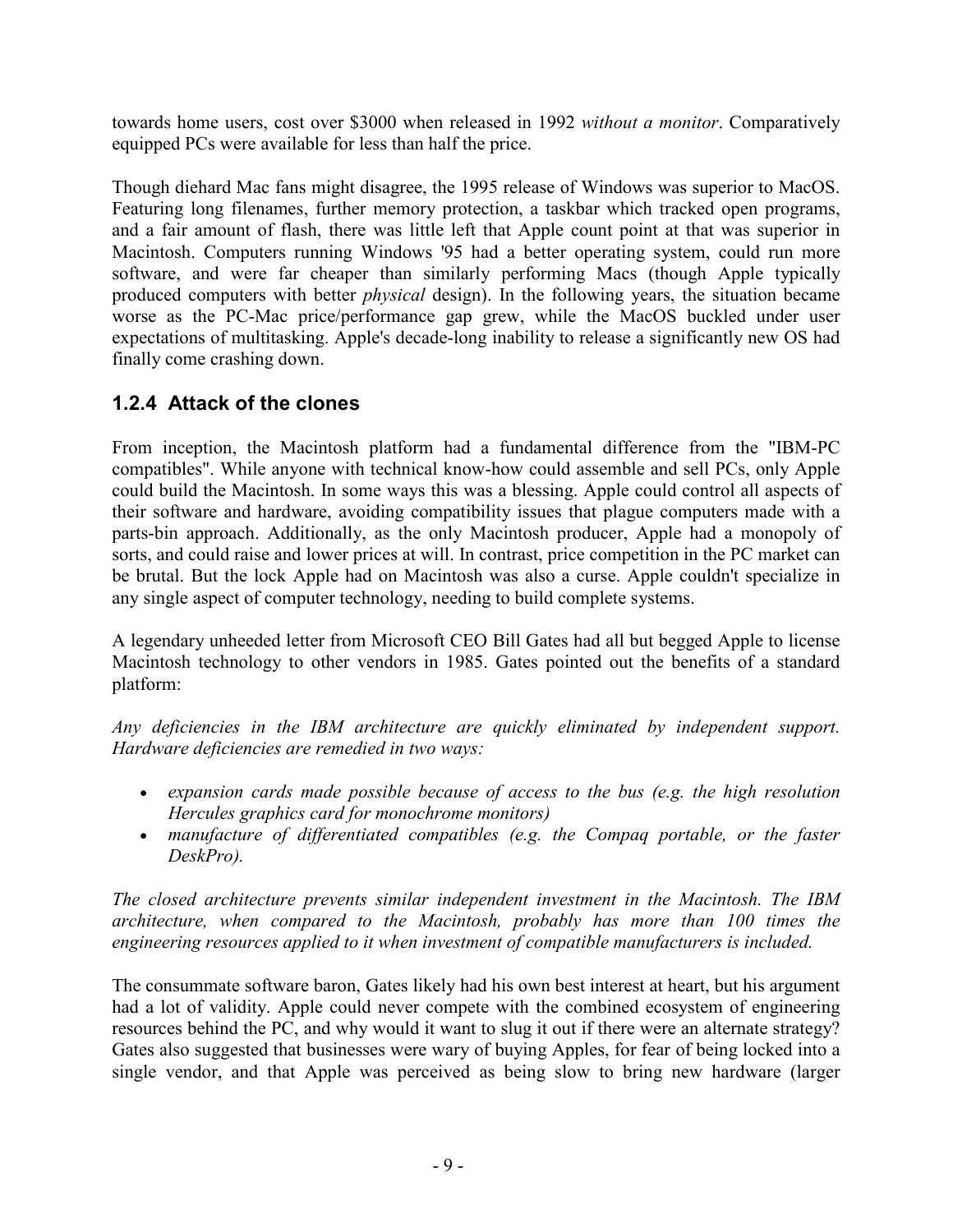towards home users, cost over $3000 when released in 1992 *without a monitor*. Comparatively equipped PCs were available for less than half the price.

Though diehard Mac fans might disagree, the 1995 release of Windows was superior to MacOS. Featuring long filenames, further memory protection, a taskbar which tracked open programs, and a fair amount of flash, there was little left that Apple count point at that was superior in Macintosh. Computers running Windows '95 had a better operating system, could run more software, and were far cheaper than similarly performing Macs (though Apple typically produced computers with better *physical* design). In the following years, the situation became worse as the PC-Mac price/performance gap grew, while the MacOS buckled under user expectations of multitasking. Apple's decade-long inability to release a significantly new OS had finally come crashing down.

### 1.2.4 Attack of the clones

From inception, the Macintosh platform had a fundamental difference from the "IBM-PC compatibles". While anyone with technical know-how could assemble and sell PCs, only Apple could build the Macintosh. In some ways this was a blessing. Apple could control all aspects of their software and hardware, avoiding compatibility issues that plague computers made with a parts-bin approach. Additionally, as the only Macintosh producer, Apple had a monopoly of sorts, and could raise and lower prices at will. In contrast, price competition in the PC market can be brutal. But the lock Apple had on Macintosh was also a curse. Apple couldn't specialize in any single aspect of computer technology, needing to build complete systems.

A legendary unheeded letter from Microsoft CEO Bill Gates had all but begged Apple to license Macintosh technology to other vendors in 1985. Gates pointed out the benefits of a standard platform:

*Any deficiencies in the IBM architecture are quickly eliminated by independent support. Hardware deficiencies are remedied in two ways:*

- *expansion cards made possible because of access to the bus (e.g. the high resolution Hercules graphics card for monochrome monitors)*
- *manufacture of differentiated compatibles (e.g. the Compaq portable, or the faster DeskPro).*

*The closed architecture prevents similar independent investment in the Macintosh. The IBM architecture, when compared to the Macintosh, probably has more than 100 times the engineering resources applied to it when investment of compatible manufacturers is included.*

The consummate software baron, Gates likely had his own best interest at heart, but his argument had a lot of validity. Apple could never compete with the combined ecosystem of engineering resources behind the PC, and why would it want to slug it out if there were an alternate strategy? Gates also suggested that businesses were wary of buying Apples, for fear of being locked into a single vendor, and that Apple was perceived as being slow to bring new hardware (larger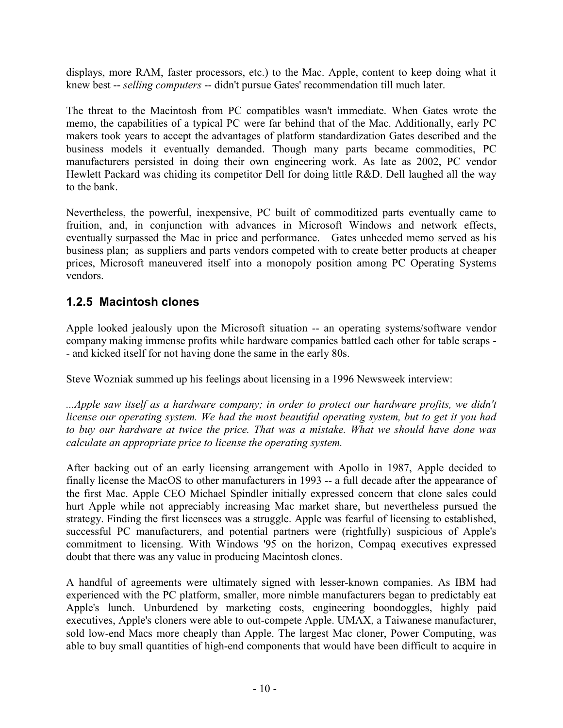displays, more RAM, faster processors, etc.) to the Mac. Apple, content to keep doing what it knew best -- *selling computers* -- didn't pursue Gates' recommendation till much later.

The threat to the Macintosh from PC compatibles wasn't immediate. When Gates wrote the memo, the capabilities of a typical PC were far behind that of the Mac. Additionally, early PC makers took years to accept the advantages of platform standardization Gates described and the business models it eventually demanded. Though many parts became commodities, PC manufacturers persisted in doing their own engineering work. As late as 2002, PC vendor Hewlett Packard was chiding its competitor Dell for doing little R&D. Dell laughed all the way to the bank.

Nevertheless, the powerful, inexpensive, PC built of commoditized parts eventually came to fruition, and, in conjunction with advances in Microsoft Windows and network effects, eventually surpassed the Mac in price and performance. Gates unheeded memo served as his business plan; as suppliers and parts vendors competed with to create better products at cheaper prices, Microsoft maneuvered itself into a monopoly position among PC Operating Systems vendors.

### 1.2.5 Macintosh clones

Apple looked jealously upon the Microsoft situation -- an operating systems/software vendor company making immense profits while hardware companies battled each other for table scraps -- and kicked itself for not having done the same in the early 80s.

Steve Wozniak summed up his feelings about licensing in a 1996 Newsweek interview:

*...Apple saw itself as a hardware company; in order to protect our hardware profits, we didn't license our operating system. We had the most beautiful operating system, but to get it you had to buy our hardware at twice the price. That was a mistake. What we should have done was calculate an appropriate price to license the operating system.*

After backing out of an early licensing arrangement with Apollo in 1987, Apple decided to finally license the MacOS to other manufacturers in 1993 -- a full decade after the appearance of the first Mac. Apple CEO Michael Spindler initially expressed concern that clone sales could hurt Apple while not appreciably increasing Mac market share, but nevertheless pursued the strategy. Finding the first licensees was a struggle. Apple was fearful of licensing to established, successful PC manufacturers, and potential partners were (rightfully) suspicious of Apple's commitment to licensing. With Windows '95 on the horizon, Compaq executives expressed doubt that there was any value in producing Macintosh clones.

A handful of agreements were ultimately signed with lesser-known companies. As IBM had experienced with the PC platform, smaller, more nimble manufacturers began to predictably eat Apple's lunch. Unburdened by marketing costs, engineering boondoggles, highly paid executives, Apple's cloners were able to out-compete Apple. UMAX, a Taiwanese manufacturer, sold low-end Macs more cheaply than Apple. The largest Mac cloner, Power Computing, was able to buy small quantities of high-end components that would have been difficult to acquire in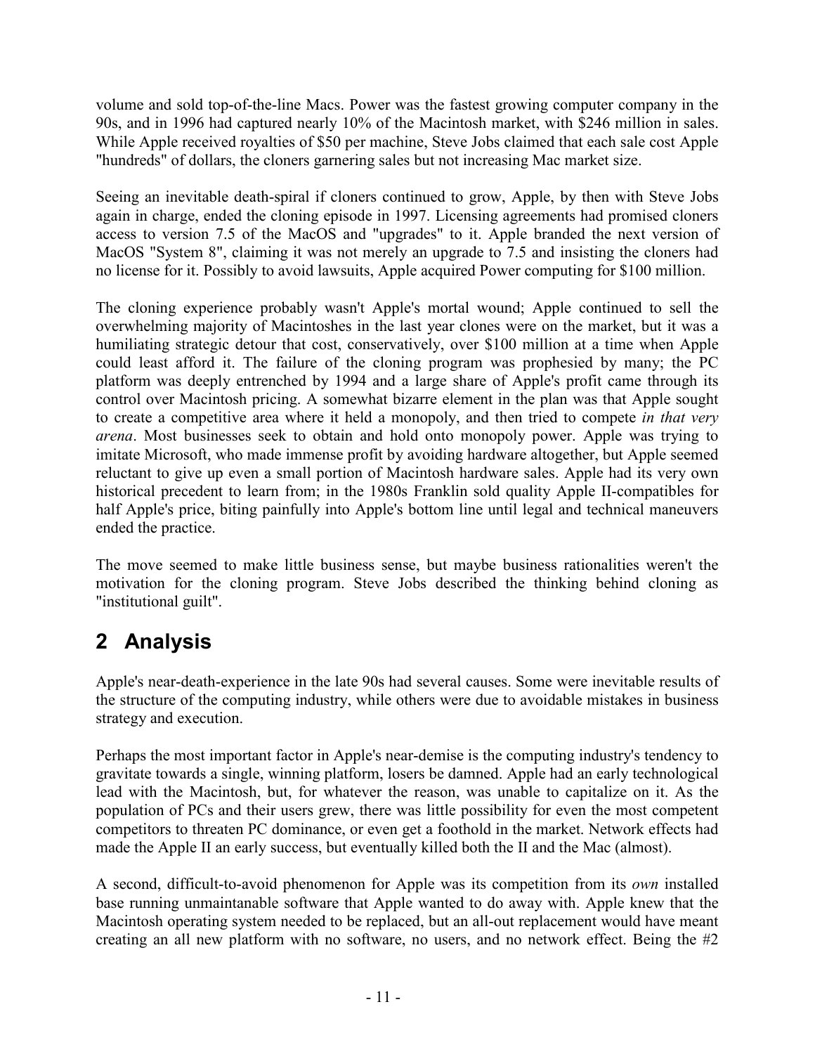volume and sold top-of-the-line Macs. Power was the fastest growing computer company in the 90s, and in 1996 had captured nearly 10% of the Macintosh market, with $246 million in sales. While Apple received royalties of $50 per machine, Steve Jobs claimed that each sale cost Apple "hundreds" of dollars, the cloners garnering sales but not increasing Mac market size.

Seeing an inevitable death-spiral if cloners continued to grow, Apple, by then with Steve Jobs again in charge, ended the cloning episode in 1997. Licensing agreements had promised cloners access to version 7.5 of the MacOS and "upgrades" to it. Apple branded the next version of MacOS "System 8", claiming it was not merely an upgrade to 7.5 and insisting the cloners had no license for it. Possibly to avoid lawsuits, Apple acquired Power computing for $100 million.

The cloning experience probably wasn't Apple's mortal wound; Apple continued to sell the overwhelming majority of Macintoshes in the last year clones were on the market, but it was a humiliating strategic detour that cost, conservatively, over $100 million at a time when Apple could least afford it. The failure of the cloning program was prophesied by many; the PC platform was deeply entrenched by 1994 and a large share of Apple's profit came through its control over Macintosh pricing. A somewhat bizarre element in the plan was that Apple sought to create a competitive area where it held a monopoly, and then tried to compete *in that very arena*. Most businesses seek to obtain and hold onto monopoly power. Apple was trying to imitate Microsoft, who made immense profit by avoiding hardware altogether, but Apple seemed reluctant to give up even a small portion of Macintosh hardware sales. Apple had its very own historical precedent to learn from; in the 1980s Franklin sold quality Apple II-compatibles for half Apple's price, biting painfully into Apple's bottom line until legal and technical maneuvers ended the practice.

The move seemed to make little business sense, but maybe business rationalities weren't the motivation for the cloning program. Steve Jobs described the thinking behind cloning as "institutional guilt".

# 2 Analysis

Apple's near-death-experience in the late 90s had several causes. Some were inevitable results of the structure of the computing industry, while others were due to avoidable mistakes in business strategy and execution.

Perhaps the most important factor in Apple's near-demise is the computing industry's tendency to gravitate towards a single, winning platform, losers be damned. Apple had an early technological lead with the Macintosh, but, for whatever the reason, was unable to capitalize on it. As the population of PCs and their users grew, there was little possibility for even the most competent competitors to threaten PC dominance, or even get a foothold in the market. Network effects had made the Apple II an early success, but eventually killed both the II and the Mac (almost).

A second, difficult-to-avoid phenomenon for Apple was its competition from its *own* installed base running unmaintanable software that Apple wanted to do away with. Apple knew that the Macintosh operating system needed to be replaced, but an all-out replacement would have meant creating an all new platform with no software, no users, and no network effect. Being the #2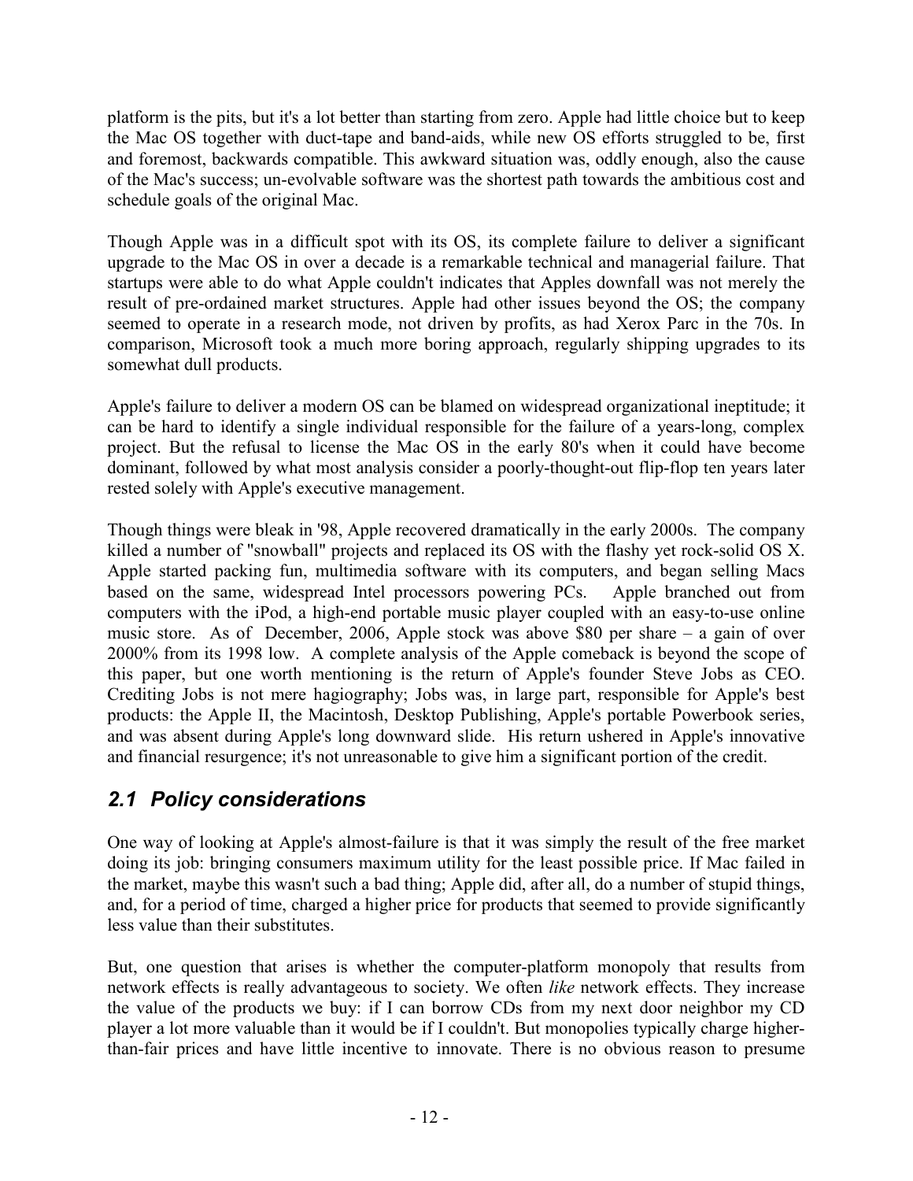platform is the pits, but it's a lot better than starting from zero. Apple had little choice but to keep the Mac OS together with duct-tape and band-aids, while new OS efforts struggled to be, first and foremost, backwards compatible. This awkward situation was, oddly enough, also the cause of the Mac's success; un-evolvable software was the shortest path towards the ambitious cost and schedule goals of the original Mac.

Though Apple was in a difficult spot with its OS, its complete failure to deliver a significant upgrade to the Mac OS in over a decade is a remarkable technical and managerial failure. That startups were able to do what Apple couldn't indicates that Apples downfall was not merely the result of pre-ordained market structures. Apple had other issues beyond the OS; the company seemed to operate in a research mode, not driven by profits, as had Xerox Parc in the 70s. In comparison, Microsoft took a much more boring approach, regularly shipping upgrades to its somewhat dull products.

Apple's failure to deliver a modern OS can be blamed on widespread organizational ineptitude; it can be hard to identify a single individual responsible for the failure of a years-long, complex project. But the refusal to license the Mac OS in the early 80's when it could have become dominant, followed by what most analysis consider a poorly-thought-out flip-flop ten years later rested solely with Apple's executive management.

Though things were bleak in '98, Apple recovered dramatically in the early 2000s. The company killed a number of "snowball" projects and replaced its OS with the flashy yet rock-solid OS X. Apple started packing fun, multimedia software with its computers, and began selling Macs based on the same, widespread Intel processors powering PCs. Apple branched out from computers with the iPod, a high-end portable music player coupled with an easy-to-use online music store. As of December, 2006, Apple stock was above $80 per share – a gain of over 2000% from its 1998 low. A complete analysis of the Apple comeback is beyond the scope of this paper, but one worth mentioning is the return of Apple's founder Steve Jobs as CEO. Crediting Jobs is not mere hagiography; Jobs was, in large part, responsible for Apple's best products: the Apple II, the Macintosh, Desktop Publishing, Apple's portable Powerbook series, and was absent during Apple's long downward slide. His return ushered in Apple's innovative and financial resurgence; it's not unreasonable to give him a significant portion of the credit.

## 2.1 Policy considerations

One way of looking at Apple's almost-failure is that it was simply the result of the free market doing its job: bringing consumers maximum utility for the least possible price. If Mac failed in the market, maybe this wasn't such a bad thing; Apple did, after all, do a number of stupid things, and, for a period of time, charged a higher price for products that seemed to provide significantly less value than their substitutes.

But, one question that arises is whether the computer-platform monopoly that results from network effects is really advantageous to society. We often *like* network effects. They increase the value of the products we buy: if I can borrow CDs from my next door neighbor my CD player a lot more valuable than it would be if I couldn't. But monopolies typically charge higher-than-fair prices and have little incentive to innovate. There is no obvious reason to presume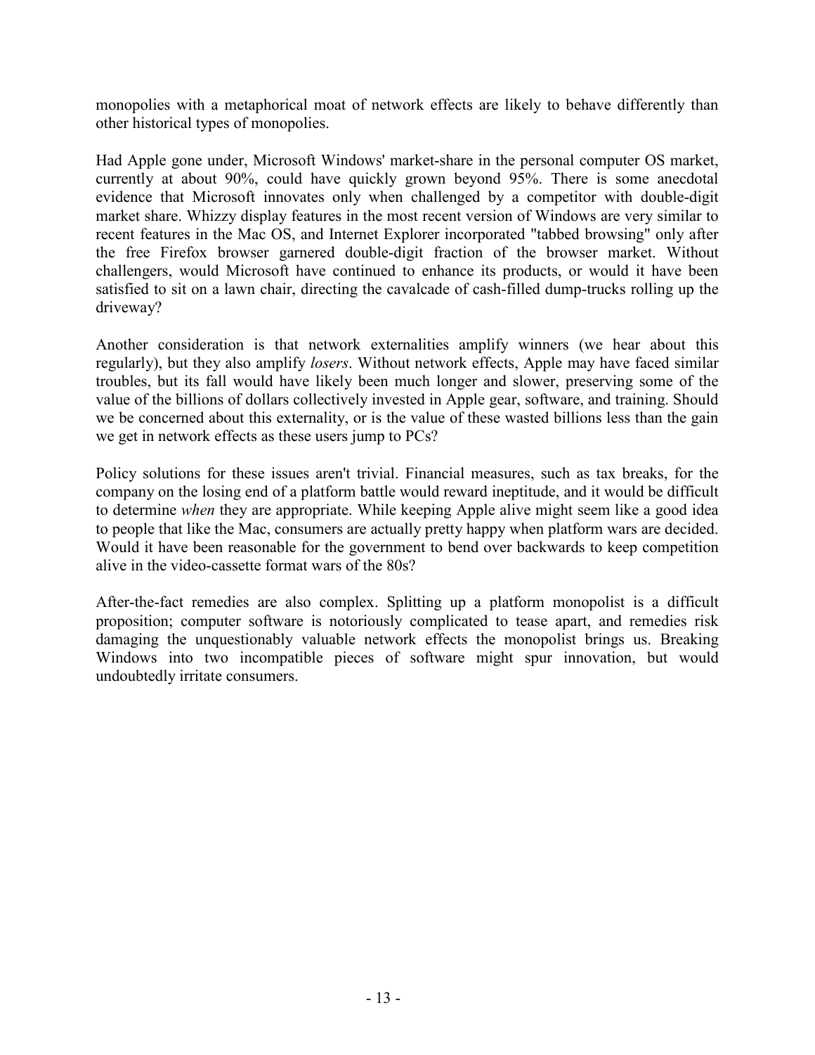monopolies with a metaphorical moat of network effects are likely to behave differently than other historical types of monopolies.

Had Apple gone under, Microsoft Windows' market-share in the personal computer OS market, currently at about 90%, could have quickly grown beyond 95%. There is some anecdotal evidence that Microsoft innovates only when challenged by a competitor with double-digit market share. Whizzy display features in the most recent version of Windows are very similar to recent features in the Mac OS, and Internet Explorer incorporated "tabbed browsing" only after the free Firefox browser garnered double-digit fraction of the browser market. Without challengers, would Microsoft have continued to enhance its products, or would it have been satisfied to sit on a lawn chair, directing the cavalcade of cash-filled dump-trucks rolling up the driveway?

Another consideration is that network externalities amplify winners (we hear about this regularly), but they also amplify *losers*. Without network effects, Apple may have faced similar troubles, but its fall would have likely been much longer and slower, preserving some of the value of the billions of dollars collectively invested in Apple gear, software, and training. Should we be concerned about this externality, or is the value of these wasted billions less than the gain we get in network effects as these users jump to PCs?

Policy solutions for these issues aren't trivial. Financial measures, such as tax breaks, for the company on the losing end of a platform battle would reward ineptitude, and it would be difficult to determine *when* they are appropriate. While keeping Apple alive might seem like a good idea to people that like the Mac, consumers are actually pretty happy when platform wars are decided. Would it have been reasonable for the government to bend over backwards to keep competition alive in the video-cassette format wars of the 80s?

After-the-fact remedies are also complex. Splitting up a platform monopolist is a difficult proposition; computer software is notoriously complicated to tease apart, and remedies risk damaging the unquestionably valuable network effects the monopolist brings us. Breaking Windows into two incompatible pieces of software might spur innovation, but would undoubtedly irritate consumers.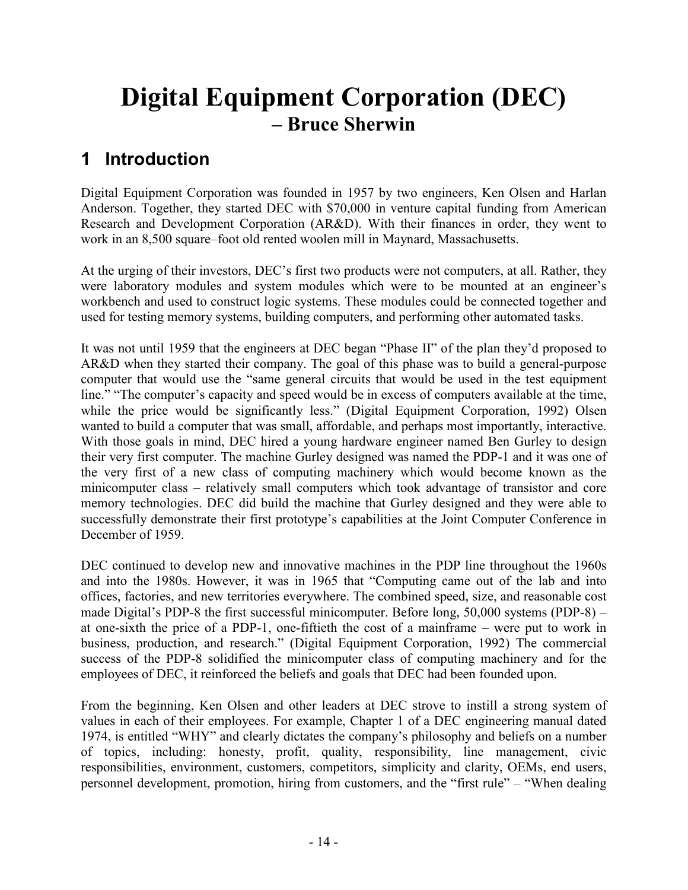# Digital Equipment Corporation (DEC) – Bruce Sherwin

## 1 Introduction

Digital Equipment Corporation was founded in 1957 by two engineers, Ken Olsen and Harlan Anderson. Together, they started DEC with $70,000 in venture capital funding from American Research and Development Corporation (AR&D). With their finances in order, they went to work in an 8,500 square–foot old rented woolen mill in Maynard, Massachusetts.

At the urging of their investors, DEC's first two products were not computers, at all. Rather, they were laboratory modules and system modules which were to be mounted at an engineer's workbench and used to construct logic systems. These modules could be connected together and used for testing memory systems, building computers, and performing other automated tasks.

It was not until 1959 that the engineers at DEC began "Phase II" of the plan they'd proposed to AR&D when they started their company. The goal of this phase was to build a general-purpose computer that would use the "same general circuits that would be used in the test equipment line." "The computer's capacity and speed would be in excess of computers available at the time, while the price would be significantly less." (Digital Equipment Corporation, 1992) Olsen wanted to build a computer that was small, affordable, and perhaps most importantly, interactive. With those goals in mind, DEC hired a young hardware engineer named Ben Gurley to design their very first computer. The machine Gurley designed was named the PDP-1 and it was one of the very first of a new class of computing machinery which would become known as the minicomputer class – relatively small computers which took advantage of transistor and core memory technologies. DEC did build the machine that Gurley designed and they were able to successfully demonstrate their first prototype's capabilities at the Joint Computer Conference in December of 1959.

DEC continued to develop new and innovative machines in the PDP line throughout the 1960s and into the 1980s. However, it was in 1965 that "Computing came out of the lab and into offices, factories, and new territories everywhere. The combined speed, size, and reasonable cost made Digital's PDP-8 the first successful minicomputer. Before long, 50,000 systems (PDP-8) – at one-sixth the price of a PDP-1, one-fiftieth the cost of a mainframe – were put to work in business, production, and research." (Digital Equipment Corporation, 1992) The commercial success of the PDP-8 solidified the minicomputer class of computing machinery and for the employees of DEC, it reinforced the beliefs and goals that DEC had been founded upon.

From the beginning, Ken Olsen and other leaders at DEC strove to instill a strong system of values in each of their employees. For example, Chapter 1 of a DEC engineering manual dated 1974, is entitled "WHY" and clearly dictates the company's philosophy and beliefs on a number of topics, including: honesty, profit, quality, responsibility, line management, civic responsibilities, environment, customers, competitors, simplicity and clarity, OEMs, end users, personnel development, promotion, hiring from customers, and the "first rule" – "When dealing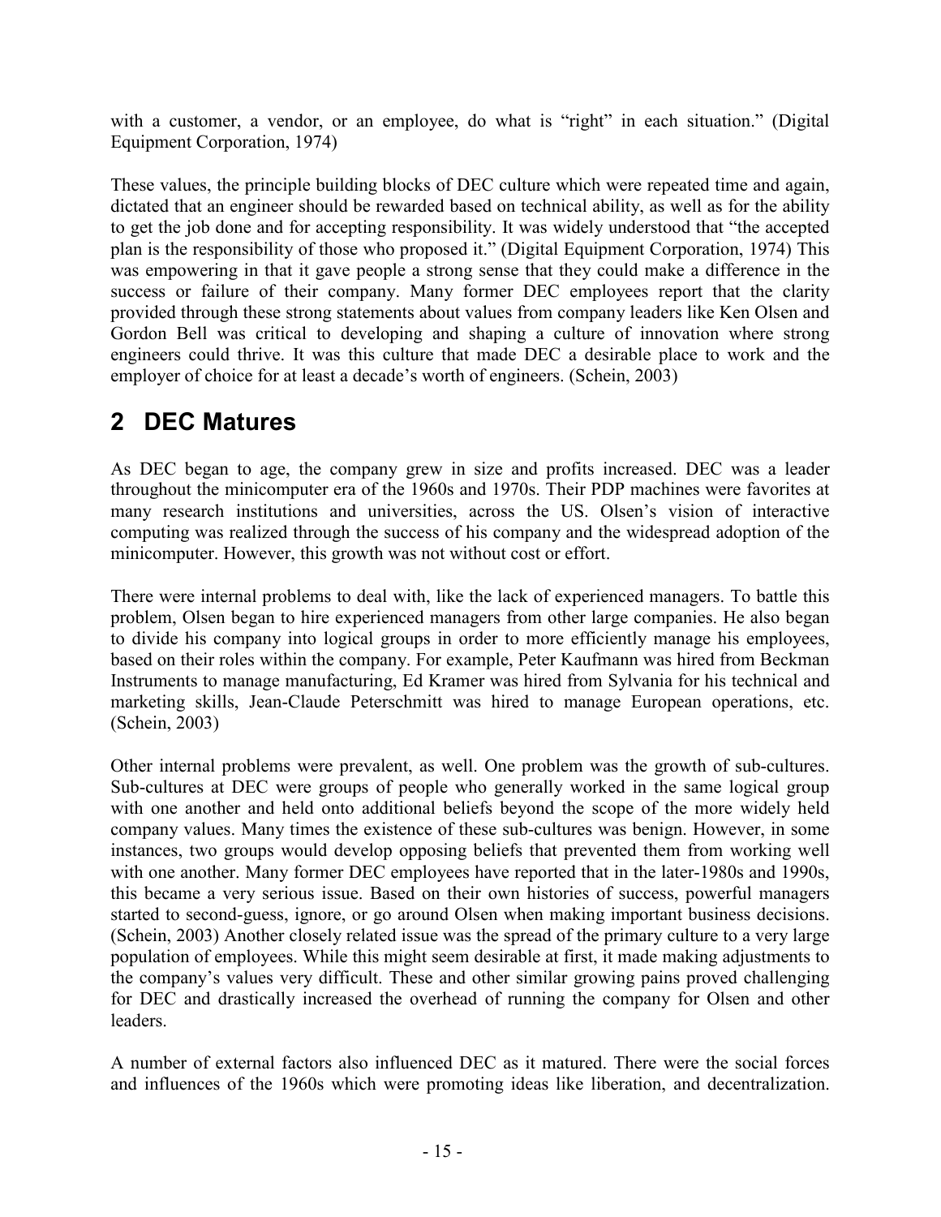with a customer, a vendor, or an employee, do what is "right" in each situation." (Digital Equipment Corporation, 1974)

These values, the principle building blocks of DEC culture which were repeated time and again, dictated that an engineer should be rewarded based on technical ability, as well as for the ability to get the job done and for accepting responsibility. It was widely understood that "the accepted plan is the responsibility of those who proposed it." (Digital Equipment Corporation, 1974) This was empowering in that it gave people a strong sense that they could make a difference in the success or failure of their company. Many former DEC employees report that the clarity provided through these strong statements about values from company leaders like Ken Olsen and Gordon Bell was critical to developing and shaping a culture of innovation where strong engineers could thrive. It was this culture that made DEC a desirable place to work and the employer of choice for at least a decade's worth of engineers. (Schein, 2003)

# 2 DEC Matures

As DEC began to age, the company grew in size and profits increased. DEC was a leader throughout the minicomputer era of the 1960s and 1970s. Their PDP machines were favorites at many research institutions and universities, across the US. Olsen's vision of interactive computing was realized through the success of his company and the widespread adoption of the minicomputer. However, this growth was not without cost or effort.

There were internal problems to deal with, like the lack of experienced managers. To battle this problem, Olsen began to hire experienced managers from other large companies. He also began to divide his company into logical groups in order to more efficiently manage his employees, based on their roles within the company. For example, Peter Kaufmann was hired from Beckman Instruments to manage manufacturing, Ed Kramer was hired from Sylvania for his technical and marketing skills, Jean-Claude Peterschmitt was hired to manage European operations, etc. (Schein, 2003)

Other internal problems were prevalent, as well. One problem was the growth of sub-cultures. Sub-cultures at DEC were groups of people who generally worked in the same logical group with one another and held onto additional beliefs beyond the scope of the more widely held company values. Many times the existence of these sub-cultures was benign. However, in some instances, two groups would develop opposing beliefs that prevented them from working well with one another. Many former DEC employees have reported that in the later-1980s and 1990s, this became a very serious issue. Based on their own histories of success, powerful managers started to second-guess, ignore, or go around Olsen when making important business decisions. (Schein, 2003) Another closely related issue was the spread of the primary culture to a very large population of employees. While this might seem desirable at first, it made making adjustments to the company's values very difficult. These and other similar growing pains proved challenging for DEC and drastically increased the overhead of running the company for Olsen and other leaders.

A number of external factors also influenced DEC as it matured. There were the social forces and influences of the 1960s which were promoting ideas like liberation, and decentralization.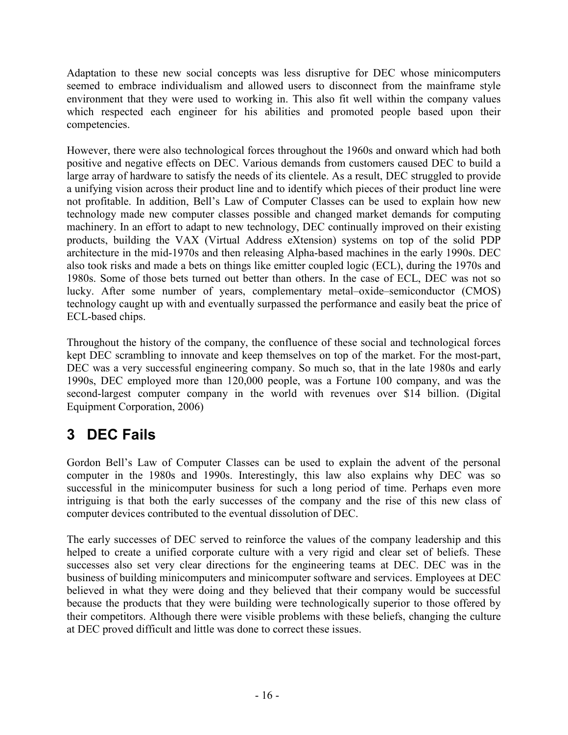Adaptation to these new social concepts was less disruptive for DEC whose minicomputers seemed to embrace individualism and allowed users to disconnect from the mainframe style environment that they were used to working in. This also fit well within the company values which respected each engineer for his abilities and promoted people based upon their competencies.

However, there were also technological forces throughout the 1960s and onward which had both positive and negative effects on DEC. Various demands from customers caused DEC to build a large array of hardware to satisfy the needs of its clientele. As a result, DEC struggled to provide a unifying vision across their product line and to identify which pieces of their product line were not profitable. In addition, Bell's Law of Computer Classes can be used to explain how new technology made new computer classes possible and changed market demands for computing machinery. In an effort to adapt to new technology, DEC continually improved on their existing products, building the VAX (Virtual Address eXtension) systems on top of the solid PDP architecture in the mid-1970s and then releasing Alpha-based machines in the early 1990s. DEC also took risks and made a bets on things like emitter coupled logic (ECL), during the 1970s and 1980s. Some of those bets turned out better than others. In the case of ECL, DEC was not so lucky. After some number of years, complementary metal–oxide–semiconductor (CMOS) technology caught up with and eventually surpassed the performance and easily beat the price of ECL-based chips.

Throughout the history of the company, the confluence of these social and technological forces kept DEC scrambling to innovate and keep themselves on top of the market. For the most-part, DEC was a very successful engineering company. So much so, that in the late 1980s and early 1990s, DEC employed more than 120,000 people, was a Fortune 100 company, and was the second-largest computer company in the world with revenues over $14 billion. (Digital Equipment Corporation, 2006)

# 3 DEC Fails

Gordon Bell's Law of Computer Classes can be used to explain the advent of the personal computer in the 1980s and 1990s. Interestingly, this law also explains why DEC was so successful in the minicomputer business for such a long period of time. Perhaps even more intriguing is that both the early successes of the company and the rise of this new class of computer devices contributed to the eventual dissolution of DEC.

The early successes of DEC served to reinforce the values of the company leadership and this helped to create a unified corporate culture with a very rigid and clear set of beliefs. These successes also set very clear directions for the engineering teams at DEC. DEC was in the business of building minicomputers and minicomputer software and services. Employees at DEC believed in what they were doing and they believed that their company would be successful because the products that they were building were technologically superior to those offered by their competitors. Although there were visible problems with these beliefs, changing the culture at DEC proved difficult and little was done to correct these issues.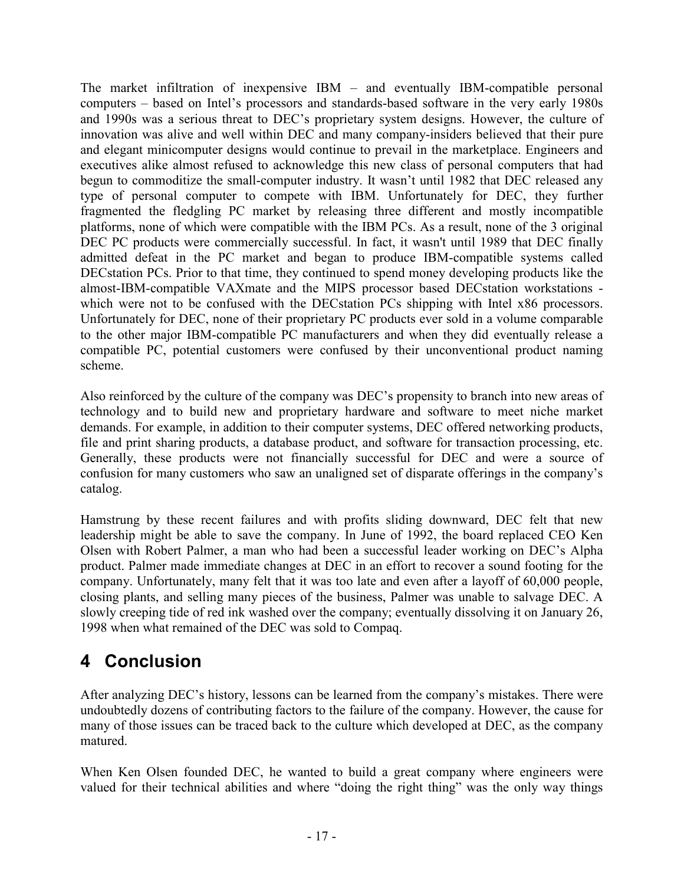The market infiltration of inexpensive IBM – and eventually IBM-compatible personal computers – based on Intel's processors and standards-based software in the very early 1980s and 1990s was a serious threat to DEC's proprietary system designs. However, the culture of innovation was alive and well within DEC and many company-insiders believed that their pure and elegant minicomputer designs would continue to prevail in the marketplace. Engineers and executives alike almost refused to acknowledge this new class of personal computers that had begun to commoditize the small-computer industry. It wasn't until 1982 that DEC released any type of personal computer to compete with IBM. Unfortunately for DEC, they further fragmented the fledgling PC market by releasing three different and mostly incompatible platforms, none of which were compatible with the IBM PCs. As a result, none of the 3 original DEC PC products were commercially successful. In fact, it wasn't until 1989 that DEC finally admitted defeat in the PC market and began to produce IBM-compatible systems called DECstation PCs. Prior to that time, they continued to spend money developing products like the almost-IBM-compatible VAXmate and the MIPS processor based DECstation workstations - which were not to be confused with the DECstation PCs shipping with Intel x86 processors. Unfortunately for DEC, none of their proprietary PC products ever sold in a volume comparable to the other major IBM-compatible PC manufacturers and when they did eventually release a compatible PC, potential customers were confused by their unconventional product naming scheme.

Also reinforced by the culture of the company was DEC's propensity to branch into new areas of technology and to build new and proprietary hardware and software to meet niche market demands. For example, in addition to their computer systems, DEC offered networking products, file and print sharing products, a database product, and software for transaction processing, etc. Generally, these products were not financially successful for DEC and were a source of confusion for many customers who saw an unaligned set of disparate offerings in the company's catalog.

Hamstrung by these recent failures and with profits sliding downward, DEC felt that new leadership might be able to save the company. In June of 1992, the board replaced CEO Ken Olsen with Robert Palmer, a man who had been a successful leader working on DEC's Alpha product. Palmer made immediate changes at DEC in an effort to recover a sound footing for the company. Unfortunately, many felt that it was too late and even after a layoff of 60,000 people, closing plants, and selling many pieces of the business, Palmer was unable to salvage DEC. A slowly creeping tide of red ink washed over the company; eventually dissolving it on January 26, 1998 when what remained of the DEC was sold to Compaq.

# 4 Conclusion

After analyzing DEC's history, lessons can be learned from the company's mistakes. There were undoubtedly dozens of contributing factors to the failure of the company. However, the cause for many of those issues can be traced back to the culture which developed at DEC, as the company matured.

When Ken Olsen founded DEC, he wanted to build a great company where engineers were valued for their technical abilities and where "doing the right thing" was the only way things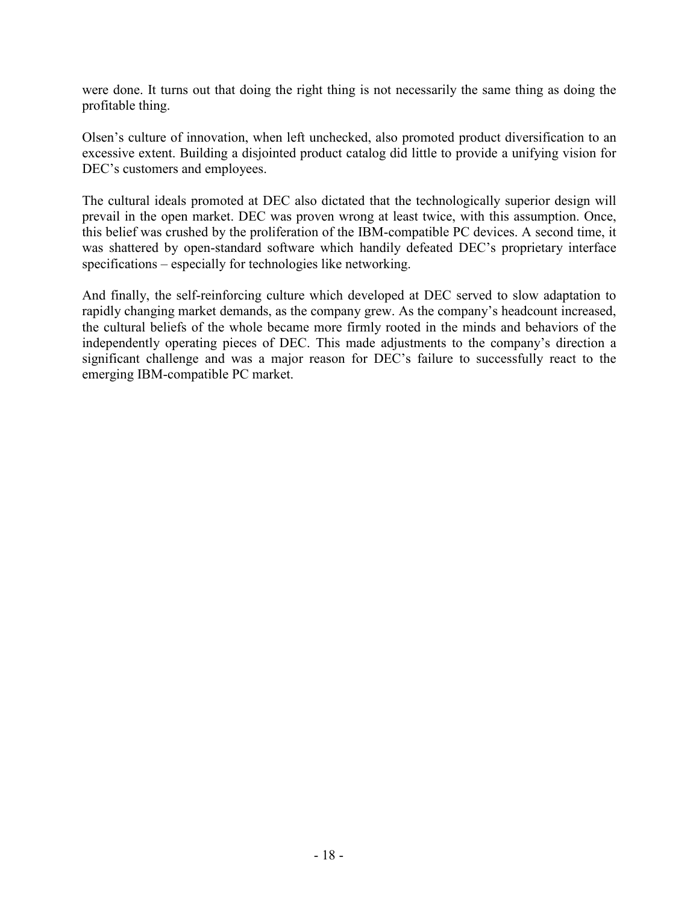were done. It turns out that doing the right thing is not necessarily the same thing as doing the profitable thing.

Olsen's culture of innovation, when left unchecked, also promoted product diversification to an excessive extent. Building a disjointed product catalog did little to provide a unifying vision for DEC's customers and employees.

The cultural ideals promoted at DEC also dictated that the technologically superior design will prevail in the open market. DEC was proven wrong at least twice, with this assumption. Once, this belief was crushed by the proliferation of the IBM-compatible PC devices. A second time, it was shattered by open-standard software which handily defeated DEC's proprietary interface specifications – especially for technologies like networking.

And finally, the self-reinforcing culture which developed at DEC served to slow adaptation to rapidly changing market demands, as the company grew. As the company's headcount increased, the cultural beliefs of the whole became more firmly rooted in the minds and behaviors of the independently operating pieces of DEC. This made adjustments to the company's direction a significant challenge and was a major reason for DEC's failure to successfully react to the emerging IBM-compatible PC market.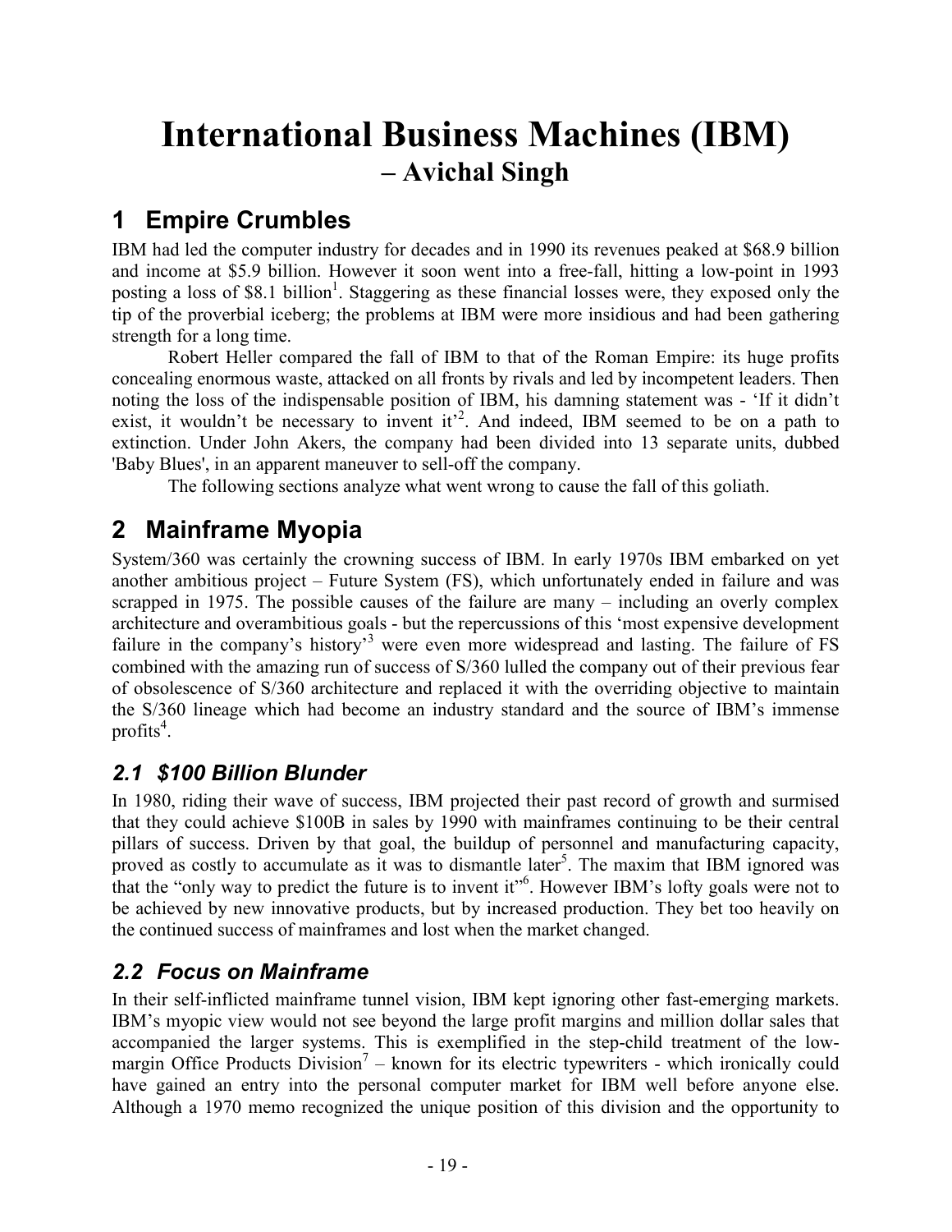# International Business Machines (IBM)
## – Avichal Singh

## 1 Empire Crumbles

IBM had led the computer industry for decades and in 1990 its revenues peaked at $68.9 billion and income at $5.9 billion. However it soon went into a free-fall, hitting a low-point in 1993 posting a loss of $8.1 billion[1]. Staggering as these financial losses were, they exposed only the tip of the proverbial iceberg; the problems at IBM were more insidious and had been gathering strength for a long time.

Robert Heller compared the fall of IBM to that of the Roman Empire: its huge profits concealing enormous waste, attacked on all fronts by rivals and led by incompetent leaders. Then noting the loss of the indispensable position of IBM, his damning statement was - 'If it didn't exist, it wouldn't be necessary to invent it'[2]. And indeed, IBM seemed to be on a path to extinction. Under John Akers, the company had been divided into 13 separate units, dubbed 'Baby Blues', in an apparent maneuver to sell-off the company.

The following sections analyze what went wrong to cause the fall of this goliath.

## 2 Mainframe Myopia

System/360 was certainly the crowning success of IBM. In early 1970s IBM embarked on yet another ambitious project – Future System (FS), which unfortunately ended in failure and was scrapped in 1975. The possible causes of the failure are many – including an overly complex architecture and overambitious goals - but the repercussions of this 'most expensive development failure in the company's history'[3] were even more widespread and lasting. The failure of FS combined with the amazing run of success of S/360 lulled the company out of their previous fear of obsolescence of S/360 architecture and replaced it with the overriding objective to maintain the S/360 lineage which had become an industry standard and the source of IBM's immense profits[4].

### *2.1 $100 Billion Blunder*

In 1980, riding their wave of success, IBM projected their past record of growth and surmised that they could achieve $100B in sales by 1990 with mainframes continuing to be their central pillars of success. Driven by that goal, the buildup of personnel and manufacturing capacity, proved as costly to accumulate as it was to dismantle later[5]. The maxim that IBM ignored was that the "only way to predict the future is to invent it"[6]. However IBM's lofty goals were not to be achieved by new innovative products, but by increased production. They bet too heavily on the continued success of mainframes and lost when the market changed.

### *2.2 Focus on Mainframe*

In their self-inflicted mainframe tunnel vision, IBM kept ignoring other fast-emerging markets. IBM's myopic view would not see beyond the large profit margins and million dollar sales that accompanied the larger systems. This is exemplified in the step-child treatment of the low-margin Office Products Division[7] – known for its electric typewriters - which ironically could have gained an entry into the personal computer market for IBM well before anyone else. Although a 1970 memo recognized the unique position of this division and the opportunity to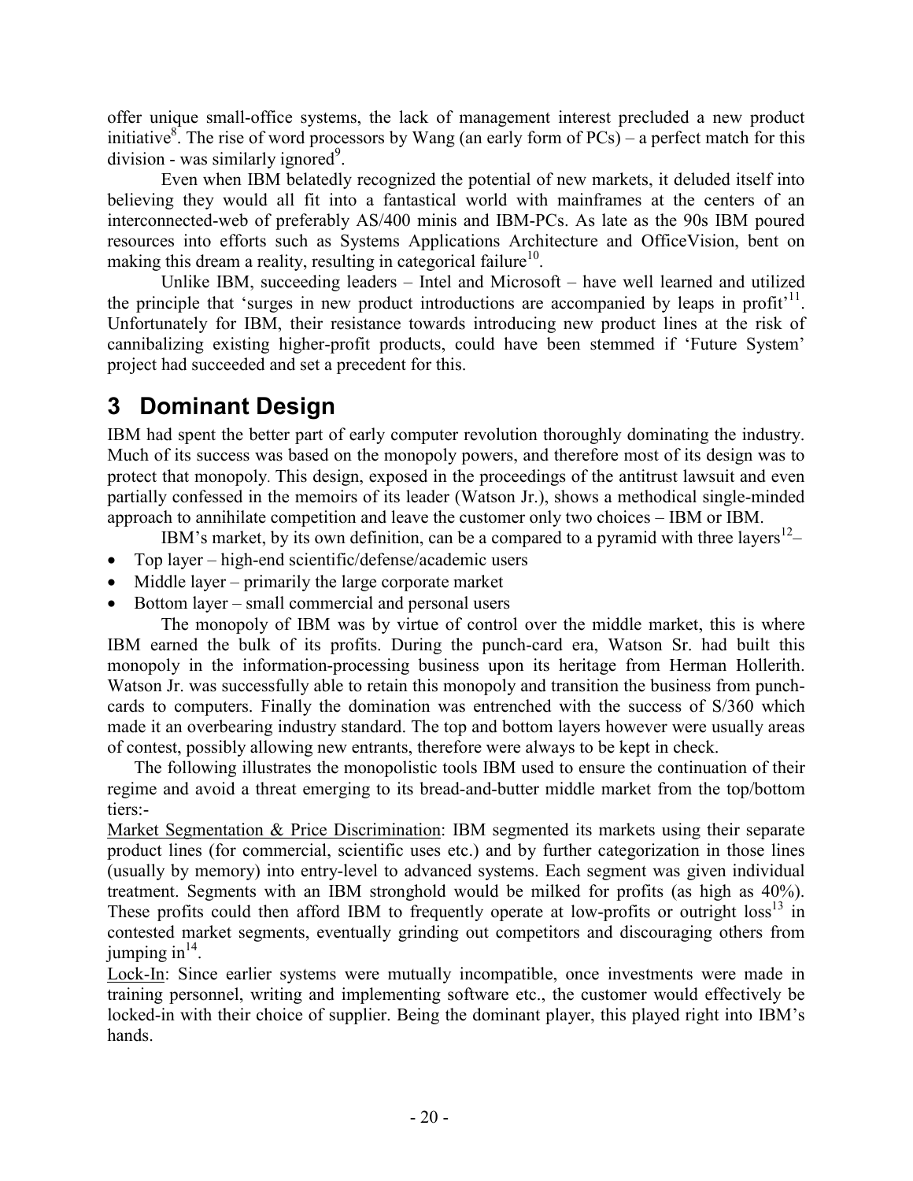offer unique small-office systems, the lack of management interest precluded a new product initiative[8]. The rise of word processors by Wang (an early form of PCs) – a perfect match for this division - was similarly ignored[9].

Even when IBM belatedly recognized the potential of new markets, it deluded itself into believing they would all fit into a fantastical world with mainframes at the centers of an interconnected-web of preferably AS/400 minis and IBM-PCs. As late as the 90s IBM poured resources into efforts such as Systems Applications Architecture and OfficeVision, bent on making this dream a reality, resulting in categorical failure[10].

Unlike IBM, succeeding leaders – Intel and Microsoft – have well learned and utilized the principle that 'surges in new product introductions are accompanied by leaps in profit'[11]. Unfortunately for IBM, their resistance towards introducing new product lines at the risk of cannibalizing existing higher-profit products, could have been stemmed if 'Future System' project had succeeded and set a precedent for this.

# 3 Dominant Design

IBM had spent the better part of early computer revolution thoroughly dominating the industry. Much of its success was based on the monopoly powers, and therefore most of its design was to protect that monopoly. This design, exposed in the proceedings of the antitrust lawsuit and even partially confessed in the memoirs of its leader (Watson Jr.), shows a methodical single-minded approach to annihilate competition and leave the customer only two choices – IBM or IBM.

IBM's market, by its own definition, can be a compared to a pyramid with three layers[12]–

- Top layer – high-end scientific/defense/academic users
- Middle layer – primarily the large corporate market
- Bottom layer – small commercial and personal users

The monopoly of IBM was by virtue of control over the middle market, this is where IBM earned the bulk of its profits. During the punch-card era, Watson Sr. had built this monopoly in the information-processing business upon its heritage from Herman Hollerith. Watson Jr. was successfully able to retain this monopoly and transition the business from punch-cards to computers. Finally the domination was entrenched with the success of S/360 which made it an overbearing industry standard. The top and bottom layers however were usually areas of contest, possibly allowing new entrants, therefore were always to be kept in check.

The following illustrates the monopolistic tools IBM used to ensure the continuation of their regime and avoid a threat emerging to its bread-and-butter middle market from the top/bottom tiers:-

Market Segmentation & Price Discrimination: IBM segmented its markets using their separate product lines (for commercial, scientific uses etc.) and by further categorization in those lines (usually by memory) into entry-level to advanced systems. Each segment was given individual treatment. Segments with an IBM stronghold would be milked for profits (as high as 40%). These profits could then afford IBM to frequently operate at low-profits or outright loss[13] in contested market segments, eventually grinding out competitors and discouraging others from jumping in[14].

Lock-In: Since earlier systems were mutually incompatible, once investments were made in training personnel, writing and implementing software etc., the customer would effectively be locked-in with their choice of supplier. Being the dominant player, this played right into IBM's hands.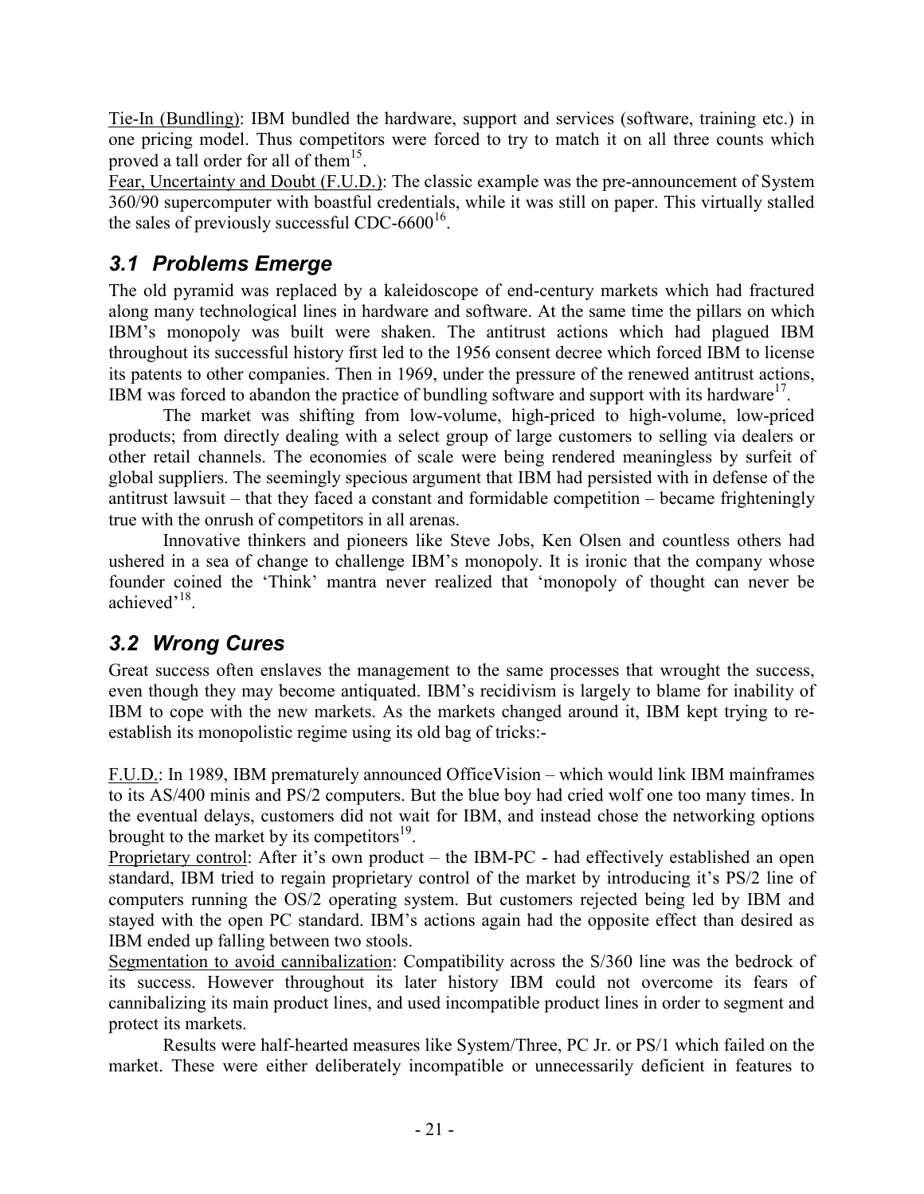Tie-In (Bundling): IBM bundled the hardware, support and services (software, training etc.) in one pricing model. Thus competitors were forced to try to match it on all three counts which proved a tall order for all of them[15].

Fear, Uncertainty and Doubt (F.U.D.): The classic example was the pre-announcement of System 360/90 supercomputer with boastful credentials, while it was still on paper. This virtually stalled the sales of previously successful CDC-6600[16].

## 3.1 Problems Emerge

The old pyramid was replaced by a kaleidoscope of end-century markets which had fractured along many technological lines in hardware and software. At the same time the pillars on which IBM's monopoly was built were shaken. The antitrust actions which had plagued IBM throughout its successful history first led to the 1956 consent decree which forced IBM to license its patents to other companies. Then in 1969, under the pressure of the renewed antitrust actions, IBM was forced to abandon the practice of bundling software and support with its hardware[17].

The market was shifting from low-volume, high-priced to high-volume, low-priced products; from directly dealing with a select group of large customers to selling via dealers or other retail channels. The economies of scale were being rendered meaningless by surfeit of global suppliers. The seemingly specious argument that IBM had persisted with in defense of the antitrust lawsuit – that they faced a constant and formidable competition – became frighteningly true with the onrush of competitors in all arenas.

Innovative thinkers and pioneers like Steve Jobs, Ken Olsen and countless others had ushered in a sea of change to challenge IBM's monopoly. It is ironic that the company whose founder coined the 'Think' mantra never realized that 'monopoly of thought can never be achieved'[18].

## 3.2 Wrong Cures

Great success often enslaves the management to the same processes that wrought the success, even though they may become antiquated. IBM's recidivism is largely to blame for inability of IBM to cope with the new markets. As the markets changed around it, IBM kept trying to re-establish its monopolistic regime using its old bag of tricks:-

F.U.D.: In 1989, IBM prematurely announced OfficeVision – which would link IBM mainframes to its AS/400 minis and PS/2 computers. But the blue boy had cried wolf one too many times. In the eventual delays, customers did not wait for IBM, and instead chose the networking options brought to the market by its competitors[19].

Proprietary control: After it's own product – the IBM-PC - had effectively established an open standard, IBM tried to regain proprietary control of the market by introducing it's PS/2 line of computers running the OS/2 operating system. But customers rejected being led by IBM and stayed with the open PC standard. IBM's actions again had the opposite effect than desired as IBM ended up falling between two stools.

Segmentation to avoid cannibalization: Compatibility across the S/360 line was the bedrock of its success. However throughout its later history IBM could not overcome its fears of cannibalizing its main product lines, and used incompatible product lines in order to segment and protect its markets.

Results were half-hearted measures like System/Three, PC Jr. or PS/1 which failed on the market. These were either deliberately incompatible or unnecessarily deficient in features to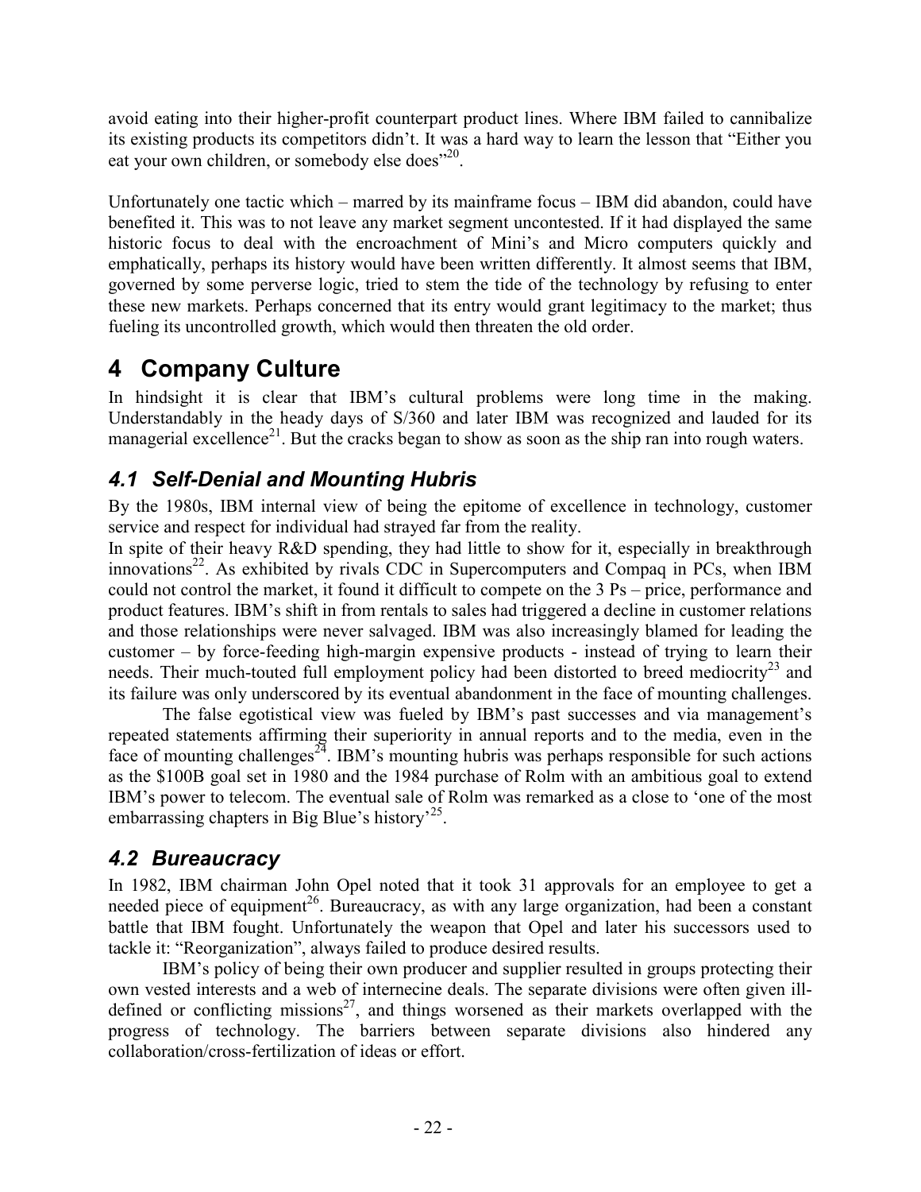avoid eating into their higher-profit counterpart product lines. Where IBM failed to cannibalize its existing products its competitors didn't. It was a hard way to learn the lesson that "Either you eat your own children, or somebody else does"[20].

Unfortunately one tactic which – marred by its mainframe focus – IBM did abandon, could have benefited it. This was to not leave any market segment uncontested. If it had displayed the same historic focus to deal with the encroachment of Mini's and Micro computers quickly and emphatically, perhaps its history would have been written differently. It almost seems that IBM, governed by some perverse logic, tried to stem the tide of the technology by refusing to enter these new markets. Perhaps concerned that its entry would grant legitimacy to the market; thus fueling its uncontrolled growth, which would then threaten the old order.

# 4 Company Culture

In hindsight it is clear that IBM's cultural problems were long time in the making. Understandably in the heady days of S/360 and later IBM was recognized and lauded for its managerial excellence[21]. But the cracks began to show as soon as the ship ran into rough waters.

## *4.1 Self-Denial and Mounting Hubris*

By the 1980s, IBM internal view of being the epitome of excellence in technology, customer service and respect for individual had strayed far from the reality.

In spite of their heavy R&D spending, they had little to show for it, especially in breakthrough innovations[22]. As exhibited by rivals CDC in Supercomputers and Compaq in PCs, when IBM could not control the market, it found it difficult to compete on the 3 Ps – price, performance and product features. IBM's shift in from rentals to sales had triggered a decline in customer relations and those relationships were never salvaged. IBM was also increasingly blamed for leading the customer – by force-feeding high-margin expensive products - instead of trying to learn their needs. Their much-touted full employment policy had been distorted to breed mediocrity[23] and its failure was only underscored by its eventual abandonment in the face of mounting challenges.

The false egotistical view was fueled by IBM's past successes and via management's repeated statements affirming their superiority in annual reports and to the media, even in the face of mounting challenges[24]. IBM's mounting hubris was perhaps responsible for such actions as the $100B goal set in 1980 and the 1984 purchase of Rolm with an ambitious goal to extend IBM's power to telecom. The eventual sale of Rolm was remarked as a close to 'one of the most embarrassing chapters in Big Blue's history'[25].

## *4.2 Bureaucracy*

In 1982, IBM chairman John Opel noted that it took 31 approvals for an employee to get a needed piece of equipment[26]. Bureaucracy, as with any large organization, had been a constant battle that IBM fought. Unfortunately the weapon that Opel and later his successors used to tackle it: "Reorganization", always failed to produce desired results.

IBM's policy of being their own producer and supplier resulted in groups protecting their own vested interests and a web of internecine deals. The separate divisions were often given ill-defined or conflicting missions[27], and things worsened as their markets overlapped with the progress of technology. The barriers between separate divisions also hindered any collaboration/cross-fertilization of ideas or effort.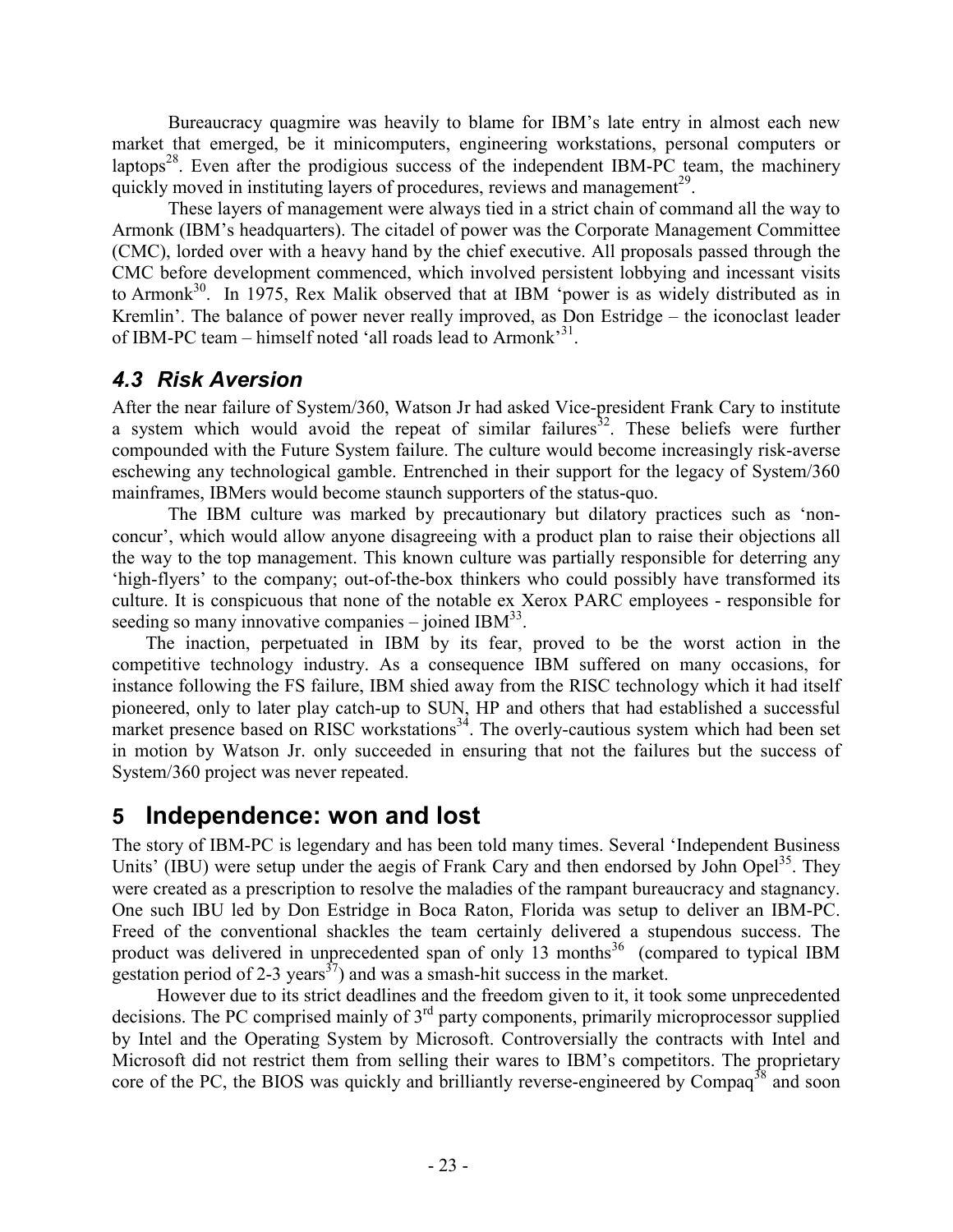Bureaucracy quagmire was heavily to blame for IBM's late entry in almost each new market that emerged, be it minicomputers, engineering workstations, personal computers or laptops[28]. Even after the prodigious success of the independent IBM-PC team, the machinery quickly moved in instituting layers of procedures, reviews and management[29].

These layers of management were always tied in a strict chain of command all the way to Armonk (IBM's headquarters). The citadel of power was the Corporate Management Committee (CMC), lorded over with a heavy hand by the chief executive. All proposals passed through the CMC before development commenced, which involved persistent lobbying and incessant visits to Armonk[30]. In 1975, Rex Malik observed that at IBM 'power is as widely distributed as in Kremlin'. The balance of power never really improved, as Don Estridge – the iconoclast leader of IBM-PC team – himself noted 'all roads lead to Armonk'[31].

### *4.3 Risk Aversion*

After the near failure of System/360, Watson Jr had asked Vice-president Frank Cary to institute a system which would avoid the repeat of similar failures[32]. These beliefs were further compounded with the Future System failure. The culture would become increasingly risk-averse eschewing any technological gamble. Entrenched in their support for the legacy of System/360 mainframes, IBMers would become staunch supporters of the status-quo.

The IBM culture was marked by precautionary but dilatory practices such as 'non-concur', which would allow anyone disagreeing with a product plan to raise their objections all the way to the top management. This known culture was partially responsible for deterring any 'high-flyers' to the company; out-of-the-box thinkers who could possibly have transformed its culture. It is conspicuous that none of the notable ex Xerox PARC employees - responsible for seeding so many innovative companies – joined IBM[33].

The inaction, perpetuated in IBM by its fear, proved to be the worst action in the competitive technology industry. As a consequence IBM suffered on many occasions, for instance following the FS failure, IBM shied away from the RISC technology which it had itself pioneered, only to later play catch-up to SUN, HP and others that had established a successful market presence based on RISC workstations[34]. The overly-cautious system which had been set in motion by Watson Jr. only succeeded in ensuring that not the failures but the success of System/360 project was never repeated.

## 5 Independence: won and lost

The story of IBM-PC is legendary and has been told many times. Several 'Independent Business Units' (IBU) were setup under the aegis of Frank Cary and then endorsed by John Opel[35]. They were created as a prescription to resolve the maladies of the rampant bureaucracy and stagnancy. One such IBU led by Don Estridge in Boca Raton, Florida was setup to deliver an IBM-PC. Freed of the conventional shackles the team certainly delivered a stupendous success. The product was delivered in unprecedented span of only 13 months[36] (compared to typical IBM gestation period of 2-3 years[37]) and was a smash-hit success in the market.

However due to its strict deadlines and the freedom given to it, it took some unprecedented decisions. The PC comprised mainly of 3rd party components, primarily microprocessor supplied by Intel and the Operating System by Microsoft. Controversially the contracts with Intel and Microsoft did not restrict them from selling their wares to IBM's competitors. The proprietary core of the PC, the BIOS was quickly and brilliantly reverse-engineered by Compaq[38] and soon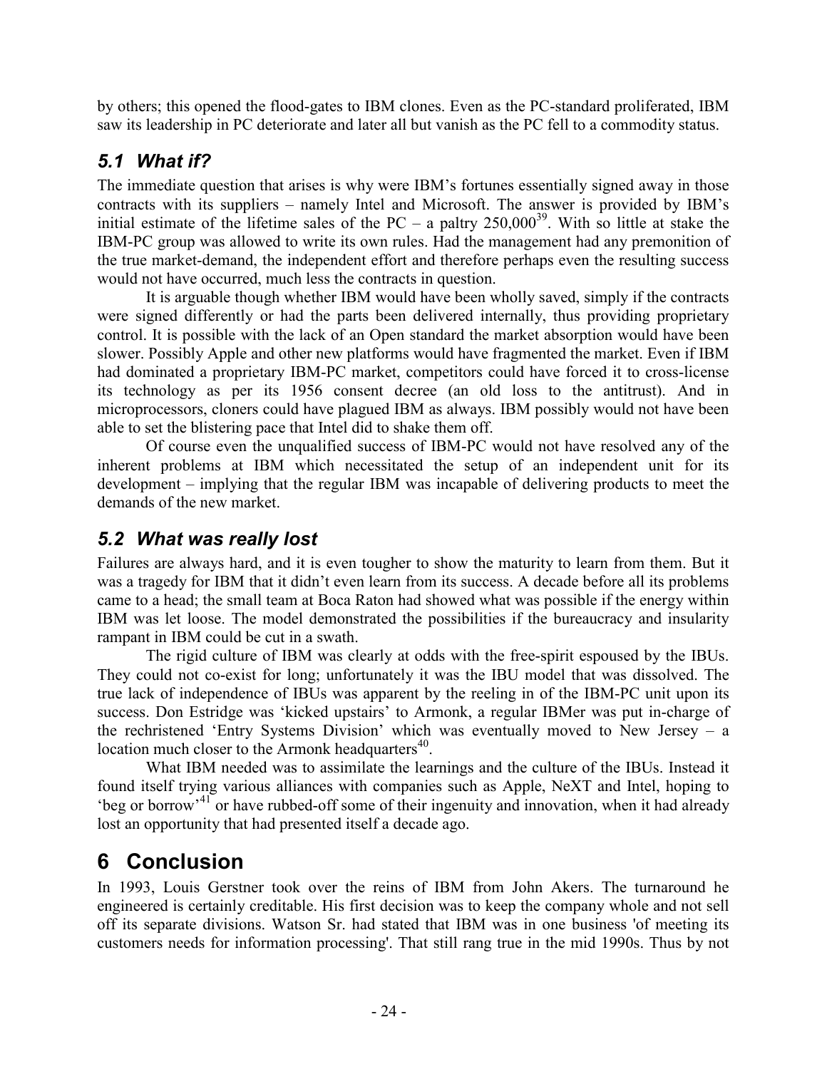by others; this opened the flood-gates to IBM clones. Even as the PC-standard proliferated, IBM saw its leadership in PC deteriorate and later all but vanish as the PC fell to a commodity status.

## *5.1 What if?*

The immediate question that arises is why were IBM's fortunes essentially signed away in those contracts with its suppliers – namely Intel and Microsoft. The answer is provided by IBM's initial estimate of the lifetime sales of the PC – a paltry 250,000[39]. With so little at stake the IBM-PC group was allowed to write its own rules. Had the management had any premonition of the true market-demand, the independent effort and therefore perhaps even the resulting success would not have occurred, much less the contracts in question.

It is arguable though whether IBM would have been wholly saved, simply if the contracts were signed differently or had the parts been delivered internally, thus providing proprietary control. It is possible with the lack of an Open standard the market absorption would have been slower. Possibly Apple and other new platforms would have fragmented the market. Even if IBM had dominated a proprietary IBM-PC market, competitors could have forced it to cross-license its technology as per its 1956 consent decree (an old loss to the antitrust). And in microprocessors, cloners could have plagued IBM as always. IBM possibly would not have been able to set the blistering pace that Intel did to shake them off.

Of course even the unqualified success of IBM-PC would not have resolved any of the inherent problems at IBM which necessitated the setup of an independent unit for its development – implying that the regular IBM was incapable of delivering products to meet the demands of the new market.

## *5.2 What was really lost*

Failures are always hard, and it is even tougher to show the maturity to learn from them. But it was a tragedy for IBM that it didn't even learn from its success. A decade before all its problems came to a head; the small team at Boca Raton had showed what was possible if the energy within IBM was let loose. The model demonstrated the possibilities if the bureaucracy and insularity rampant in IBM could be cut in a swath.

The rigid culture of IBM was clearly at odds with the free-spirit espoused by the IBUs. They could not co-exist for long; unfortunately it was the IBU model that was dissolved. The true lack of independence of IBUs was apparent by the reeling in of the IBM-PC unit upon its success. Don Estridge was 'kicked upstairs' to Armonk, a regular IBMer was put in-charge of the rechristened 'Entry Systems Division' which was eventually moved to New Jersey – a location much closer to the Armonk headquarters[40].

What IBM needed was to assimilate the learnings and the culture of the IBUs. Instead it found itself trying various alliances with companies such as Apple, NeXT and Intel, hoping to 'beg or borrow'[41] or have rubbed-off some of their ingenuity and innovation, when it had already lost an opportunity that had presented itself a decade ago.

# 6 Conclusion

In 1993, Louis Gerstner took over the reins of IBM from John Akers. The turnaround he engineered is certainly creditable. His first decision was to keep the company whole and not sell off its separate divisions. Watson Sr. had stated that IBM was in one business 'of meeting its customers needs for information processing'. That still rang true in the mid 1990s. Thus by not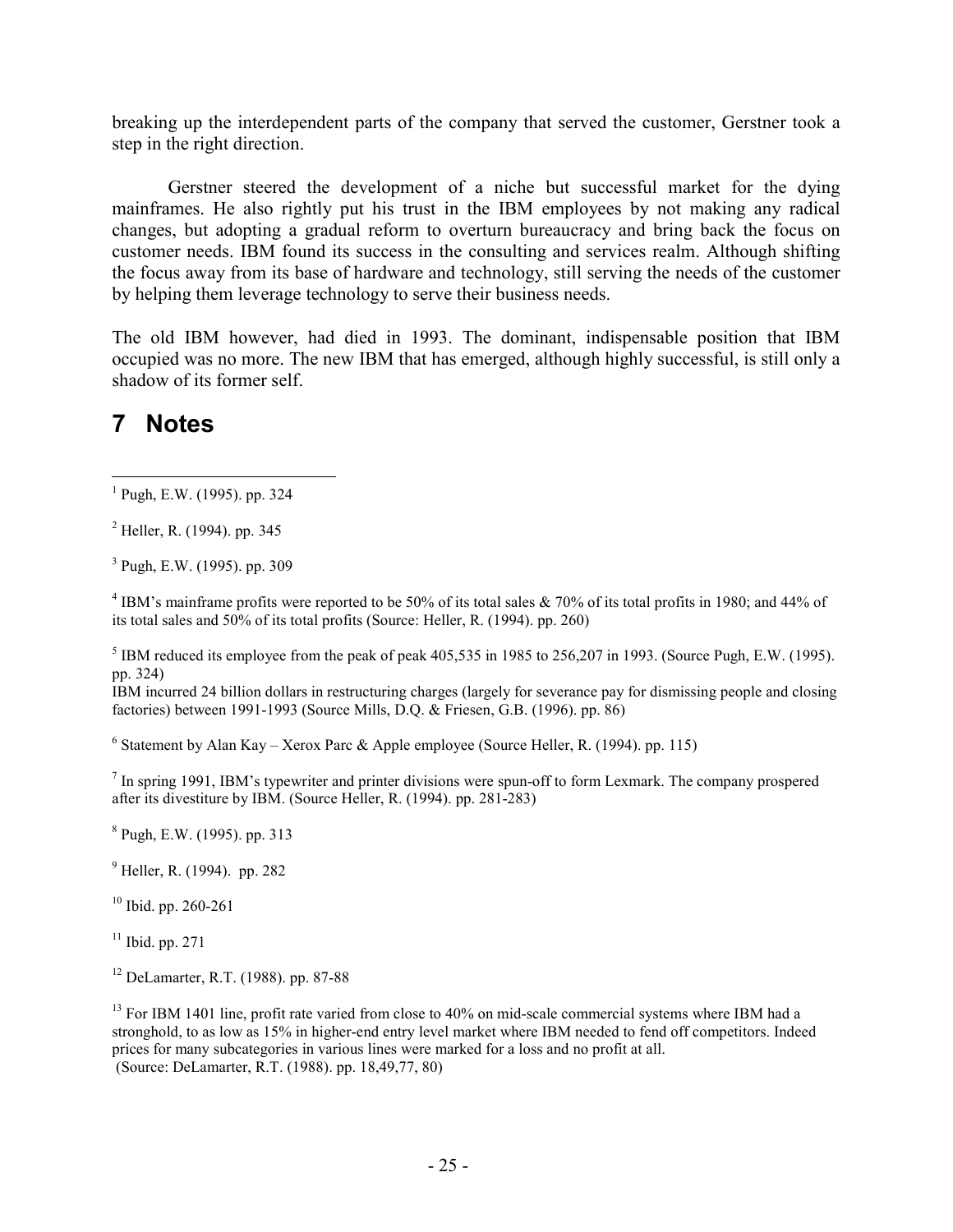breaking up the interdependent parts of the company that served the customer, Gerstner took a step in the right direction.

Gerstner steered the development of a niche but successful market for the dying mainframes. He also rightly put his trust in the IBM employees by not making any radical changes, but adopting a gradual reform to overturn bureaucracy and bring back the focus on customer needs. IBM found its success in the consulting and services realm. Although shifting the focus away from its base of hardware and technology, still serving the needs of the customer by helping them leverage technology to serve their business needs.

The old IBM however, had died in 1993. The dominant, indispensable position that IBM occupied was no more. The new IBM that has emerged, although highly successful, is still only a shadow of its former self.

# 7 Notes

[1] Pugh, E.W. (1995). pp. 324

[2] Heller, R. (1994). pp. 345

[3] Pugh, E.W. (1995). pp. 309

[4] IBM's mainframe profits were reported to be 50% of its total sales & 70% of its total profits in 1980; and 44% of its total sales and 50% of its total profits (Source: Heller, R. (1994). pp. 260)

[5] IBM reduced its employee from the peak of peak 405,535 in 1985 to 256,207 in 1993. (Source Pugh, E.W. (1995). pp. 324)
IBM incurred 24 billion dollars in restructuring charges (largely for severance pay for dismissing people and closing factories) between 1991-1993 (Source Mills, D.Q. & Friesen, G.B. (1996). pp. 86)

[6] Statement by Alan Kay – Xerox Parc & Apple employee (Source Heller, R. (1994). pp. 115)

[7] In spring 1991, IBM's typewriter and printer divisions were spun-off to form Lexmark. The company prospered after its divestiture by IBM. (Source Heller, R. (1994). pp. 281-283)

[8] Pugh, E.W. (1995). pp. 313

[9] Heller, R. (1994). pp. 282

[10] Ibid. pp. 260-261

[11] Ibid. pp. 271

[12] DeLamarter, R.T. (1988). pp. 87-88

[13] For IBM 1401 line, profit rate varied from close to 40% on mid-scale commercial systems where IBM had a stronghold, to as low as 15% in higher-end entry level market where IBM needed to fend off competitors. Indeed prices for many subcategories in various lines were marked for a loss and no profit at all.
(Source: DeLamarter, R.T. (1988). pp. 18,49,77, 80)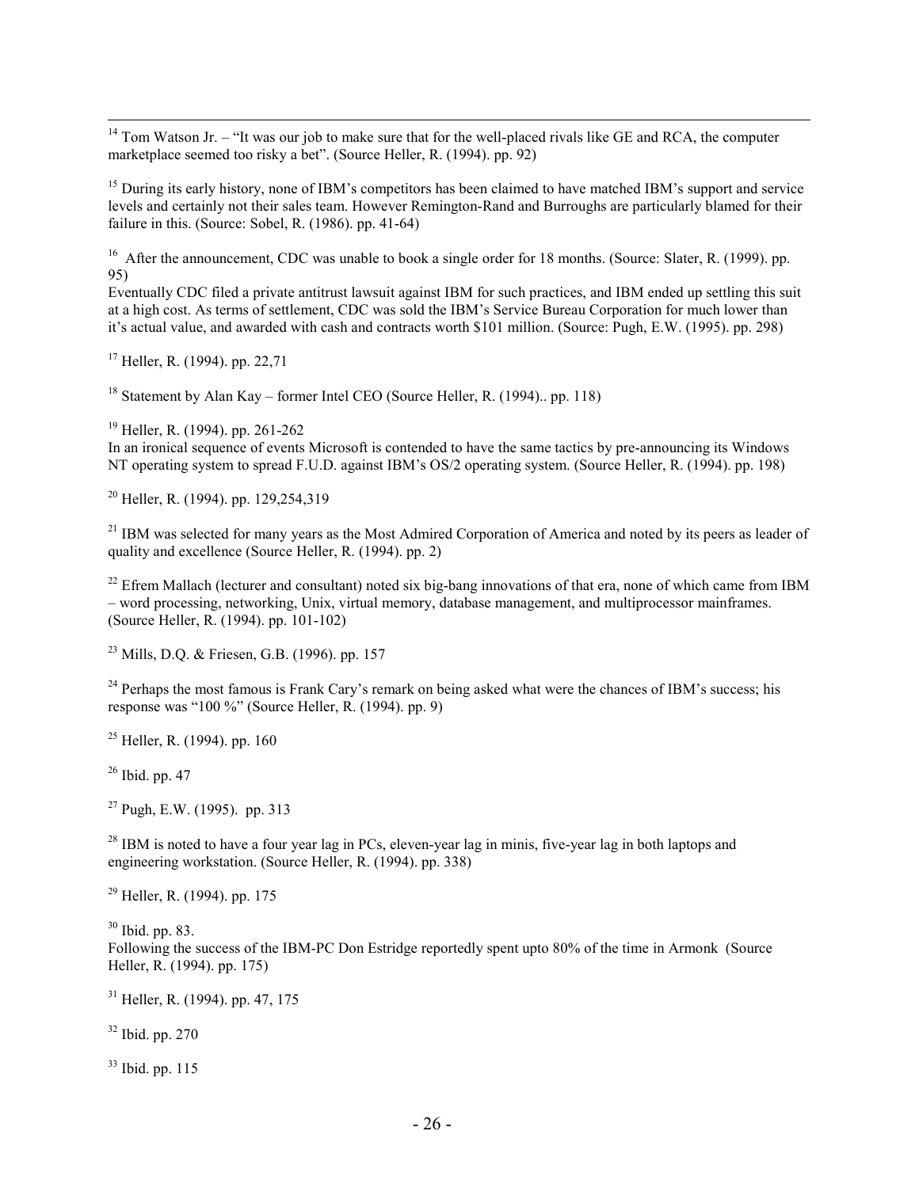[14] Tom Watson Jr. – "It was our job to make sure that for the well-placed rivals like GE and RCA, the computer marketplace seemed too risky a bet". (Source Heller, R. (1994). pp. 92)

[15] During its early history, none of IBM's competitors has been claimed to have matched IBM's support and service levels and certainly not their sales team. However Remington-Rand and Burroughs are particularly blamed for their failure in this. (Source: Sobel, R. (1986). pp. 41-64)

[16] After the announcement, CDC was unable to book a single order for 18 months. (Source: Slater, R. (1999). pp. 95)
Eventually CDC filed a private antitrust lawsuit against IBM for such practices, and IBM ended up settling this suit at a high cost. As terms of settlement, CDC was sold the IBM's Service Bureau Corporation for much lower than it's actual value, and awarded with cash and contracts worth $101 million. (Source: Pugh, E.W. (1995). pp. 298)

[17] Heller, R. (1994). pp. 22,71

[18] Statement by Alan Kay – former Intel CEO (Source Heller, R. (1994).. pp. 118)

[19] Heller, R. (1994). pp. 261-262
In an ironical sequence of events Microsoft is contended to have the same tactics by pre-announcing its Windows NT operating system to spread F.U.D. against IBM's OS/2 operating system. (Source Heller, R. (1994). pp. 198)

[20] Heller, R. (1994). pp. 129,254,319

[21] IBM was selected for many years as the Most Admired Corporation of America and noted by its peers as leader of quality and excellence (Source Heller, R. (1994). pp. 2)

[22] Efrem Mallach (lecturer and consultant) noted six big-bang innovations of that era, none of which came from IBM – word processing, networking, Unix, virtual memory, database management, and multiprocessor mainframes. (Source Heller, R. (1994). pp. 101-102)

[23] Mills, D.Q. & Friesen, G.B. (1996). pp. 157

[24] Perhaps the most famous is Frank Cary's remark on being asked what were the chances of IBM's success; his response was "100 %" (Source Heller, R. (1994). pp. 9)

[25] Heller, R. (1994). pp. 160

[26] Ibid. pp. 47

[27] Pugh, E.W. (1995). pp. 313

[28] IBM is noted to have a four year lag in PCs, eleven-year lag in minis, five-year lag in both laptops and engineering workstation. (Source Heller, R. (1994). pp. 338)

[29] Heller, R. (1994). pp. 175

[30] Ibid. pp. 83.
Following the success of the IBM-PC Don Estridge reportedly spent upto 80% of the time in Armonk (Source Heller, R. (1994). pp. 175)

[31] Heller, R. (1994). pp. 47, 175

[32] Ibid. pp. 270

[33] Ibid. pp. 115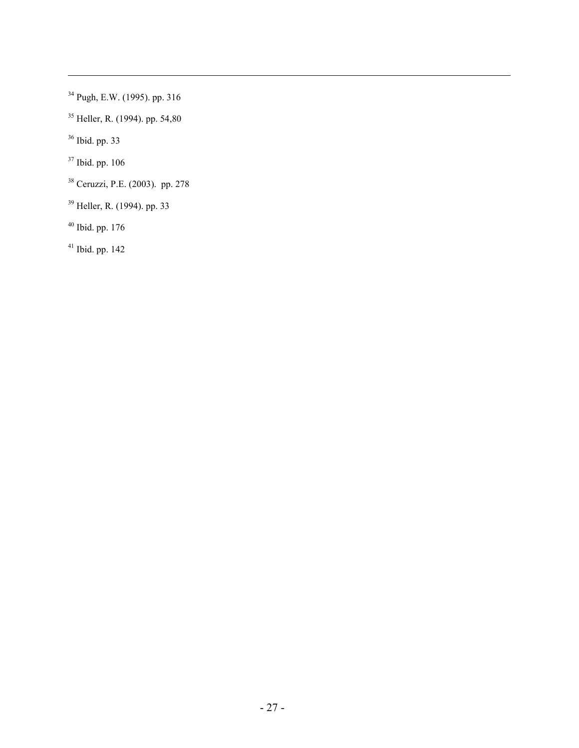[34] Pugh, E.W. (1995). pp. 316

[35] Heller, R. (1994). pp. 54,80

[36] Ibid. pp. 33

[37] Ibid. pp. 106

[38] Ceruzzi, P.E. (2003). pp. 278

[39] Heller, R. (1994). pp. 33

[40] Ibid. pp. 176

[41] Ibid. pp. 142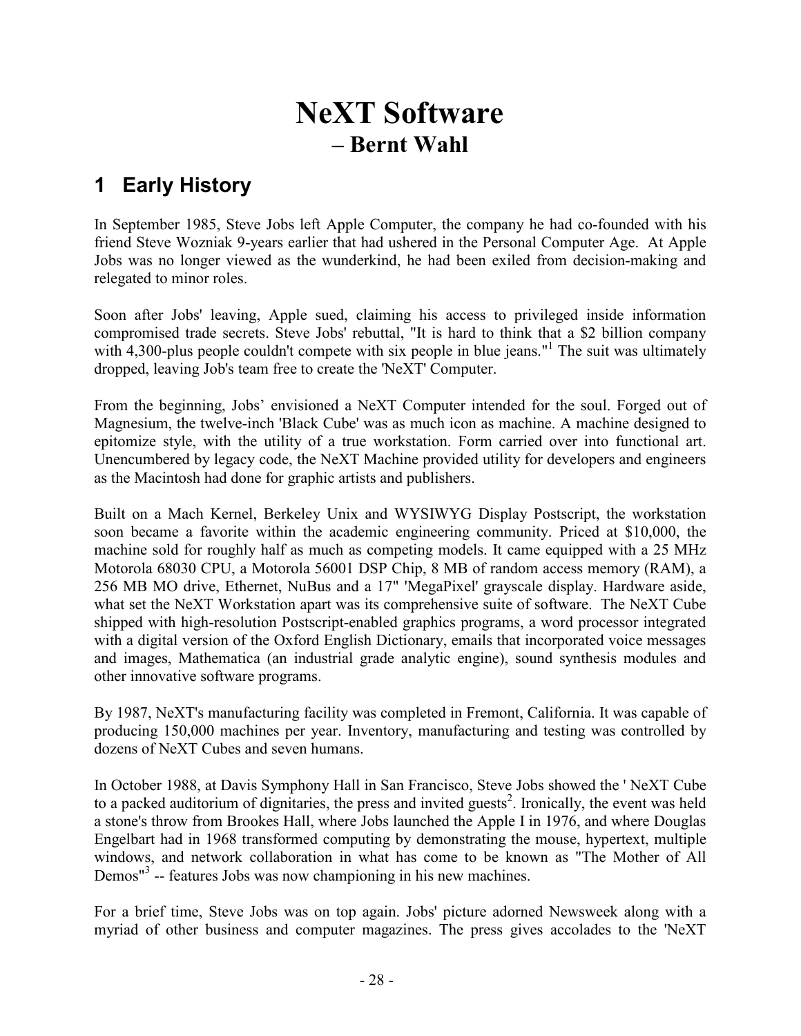# NeXT Software
## – Bernt Wahl

## 1 Early History

In September 1985, Steve Jobs left Apple Computer, the company he had co-founded with his friend Steve Wozniak 9-years earlier that had ushered in the Personal Computer Age. At Apple Jobs was no longer viewed as the wunderkind, he had been exiled from decision-making and relegated to minor roles.

Soon after Jobs' leaving, Apple sued, claiming his access to privileged inside information compromised trade secrets. Steve Jobs' rebuttal, "It is hard to think that a $2 billion company with 4,300-plus people couldn't compete with six people in blue jeans."[1] The suit was ultimately dropped, leaving Job's team free to create the 'NeXT' Computer.

From the beginning, Jobs' envisioned a NeXT Computer intended for the soul. Forged out of Magnesium, the twelve-inch 'Black Cube' was as much icon as machine. A machine designed to epitomize style, with the utility of a true workstation. Form carried over into functional art. Unencumbered by legacy code, the NeXT Machine provided utility for developers and engineers as the Macintosh had done for graphic artists and publishers.

Built on a Mach Kernel, Berkeley Unix and WYSIWYG Display Postscript, the workstation soon became a favorite within the academic engineering community. Priced at $10,000, the machine sold for roughly half as much as competing models. It came equipped with a 25 MHz Motorola 68030 CPU, a Motorola 56001 DSP Chip, 8 MB of random access memory (RAM), a 256 MB MO drive, Ethernet, NuBus and a 17" 'MegaPixel' grayscale display. Hardware aside, what set the NeXT Workstation apart was its comprehensive suite of software. The NeXT Cube shipped with high-resolution Postscript-enabled graphics programs, a word processor integrated with a digital version of the Oxford English Dictionary, emails that incorporated voice messages and images, Mathematica (an industrial grade analytic engine), sound synthesis modules and other innovative software programs.

By 1987, NeXT's manufacturing facility was completed in Fremont, California. It was capable of producing 150,000 machines per year. Inventory, manufacturing and testing was controlled by dozens of NeXT Cubes and seven humans.

In October 1988, at Davis Symphony Hall in San Francisco, Steve Jobs showed the ' NeXT Cube to a packed auditorium of dignitaries, the press and invited guests[2]. Ironically, the event was held a stone's throw from Brookes Hall, where Jobs launched the Apple I in 1976, and where Douglas Engelbart had in 1968 transformed computing by demonstrating the mouse, hypertext, multiple windows, and network collaboration in what has come to be known as "The Mother of All Demos"[3] -- features Jobs was now championing in his new machines.

For a brief time, Steve Jobs was on top again. Jobs' picture adorned Newsweek along with a myriad of other business and computer magazines. The press gives accolades to the 'NeXT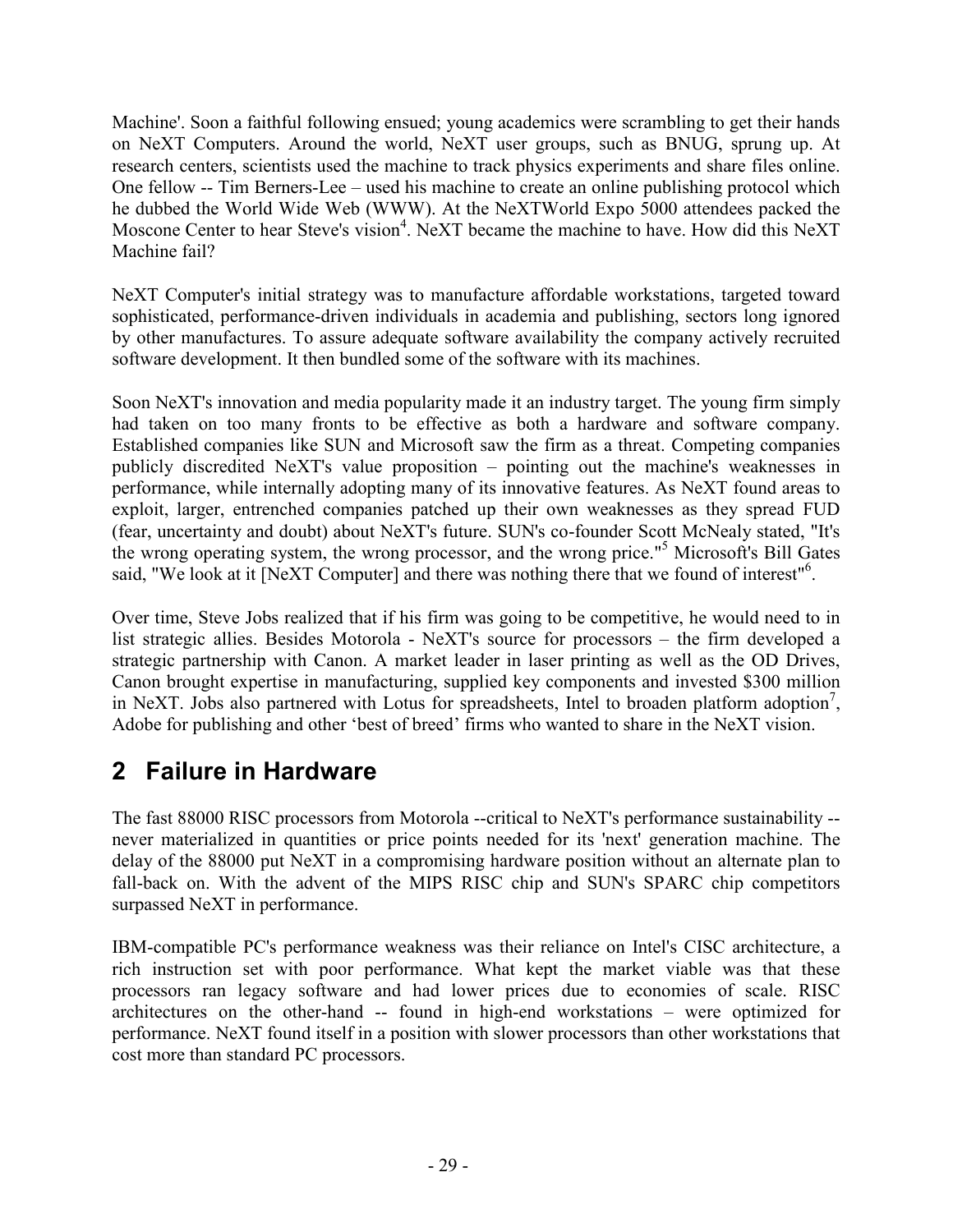Machine'. Soon a faithful following ensued; young academics were scrambling to get their hands on NeXT Computers. Around the world, NeXT user groups, such as BNUG, sprung up. At research centers, scientists used the machine to track physics experiments and share files online. One fellow -- Tim Berners-Lee – used his machine to create an online publishing protocol which he dubbed the World Wide Web (WWW). At the NeXTWorld Expo 5000 attendees packed the Moscone Center to hear Steve's vision[4]. NeXT became the machine to have. How did this NeXT Machine fail?

NeXT Computer's initial strategy was to manufacture affordable workstations, targeted toward sophisticated, performance-driven individuals in academia and publishing, sectors long ignored by other manufactures. To assure adequate software availability the company actively recruited software development. It then bundled some of the software with its machines.

Soon NeXT's innovation and media popularity made it an industry target. The young firm simply had taken on too many fronts to be effective as both a hardware and software company. Established companies like SUN and Microsoft saw the firm as a threat. Competing companies publicly discredited NeXT's value proposition – pointing out the machine's weaknesses in performance, while internally adopting many of its innovative features. As NeXT found areas to exploit, larger, entrenched companies patched up their own weaknesses as they spread FUD (fear, uncertainty and doubt) about NeXT's future. SUN's co-founder Scott McNealy stated, "It's the wrong operating system, the wrong processor, and the wrong price."[5] Microsoft's Bill Gates said, "We look at it [NeXT Computer] and there was nothing there that we found of interest"[6].

Over time, Steve Jobs realized that if his firm was going to be competitive, he would need to in list strategic allies. Besides Motorola - NeXT's source for processors – the firm developed a strategic partnership with Canon. A market leader in laser printing as well as the OD Drives, Canon brought expertise in manufacturing, supplied key components and invested $300 million in NeXT. Jobs also partnered with Lotus for spreadsheets, Intel to broaden platform adoption[7], Adobe for publishing and other 'best of breed' firms who wanted to share in the NeXT vision.

## 2 Failure in Hardware

The fast 88000 RISC processors from Motorola --critical to NeXT's performance sustainability -- never materialized in quantities or price points needed for its 'next' generation machine. The delay of the 88000 put NeXT in a compromising hardware position without an alternate plan to fall-back on. With the advent of the MIPS RISC chip and SUN's SPARC chip competitors surpassed NeXT in performance.

IBM-compatible PC's performance weakness was their reliance on Intel's CISC architecture, a rich instruction set with poor performance. What kept the market viable was that these processors ran legacy software and had lower prices due to economies of scale. RISC architectures on the other-hand -- found in high-end workstations – were optimized for performance. NeXT found itself in a position with slower processors than other workstations that cost more than standard PC processors.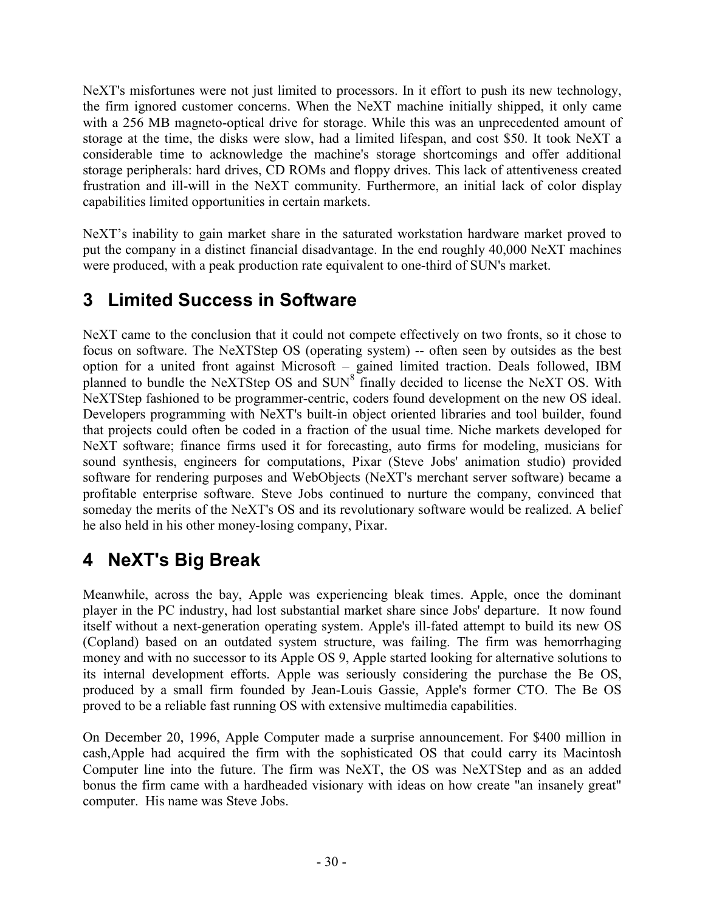NeXT's misfortunes were not just limited to processors. In it effort to push its new technology, the firm ignored customer concerns. When the NeXT machine initially shipped, it only came with a 256 MB magneto-optical drive for storage. While this was an unprecedented amount of storage at the time, the disks were slow, had a limited lifespan, and cost $50. It took NeXT a considerable time to acknowledge the machine's storage shortcomings and offer additional storage peripherals: hard drives, CD ROMs and floppy drives. This lack of attentiveness created frustration and ill-will in the NeXT community. Furthermore, an initial lack of color display capabilities limited opportunities in certain markets.

NeXT's inability to gain market share in the saturated workstation hardware market proved to put the company in a distinct financial disadvantage. In the end roughly 40,000 NeXT machines were produced, with a peak production rate equivalent to one-third of SUN's market.

# 3 Limited Success in Software

NeXT came to the conclusion that it could not compete effectively on two fronts, so it chose to focus on software. The NeXTStep OS (operating system) -- often seen by outsides as the best option for a united front against Microsoft – gained limited traction. Deals followed, IBM planned to bundle the NeXTStep OS and SUN[8] finally decided to license the NeXT OS. With NeXTStep fashioned to be programmer-centric, coders found development on the new OS ideal. Developers programming with NeXT's built-in object oriented libraries and tool builder, found that projects could often be coded in a fraction of the usual time. Niche markets developed for NeXT software; finance firms used it for forecasting, auto firms for modeling, musicians for sound synthesis, engineers for computations, Pixar (Steve Jobs' animation studio) provided software for rendering purposes and WebObjects (NeXT's merchant server software) became a profitable enterprise software. Steve Jobs continued to nurture the company, convinced that someday the merits of the NeXT's OS and its revolutionary software would be realized. A belief he also held in his other money-losing company, Pixar.

# 4 NeXT's Big Break

Meanwhile, across the bay, Apple was experiencing bleak times. Apple, once the dominant player in the PC industry, had lost substantial market share since Jobs' departure. It now found itself without a next-generation operating system. Apple's ill-fated attempt to build its new OS (Copland) based on an outdated system structure, was failing. The firm was hemorrhaging money and with no successor to its Apple OS 9, Apple started looking for alternative solutions to its internal development efforts. Apple was seriously considering the purchase the Be OS, produced by a small firm founded by Jean-Louis Gassie, Apple's former CTO. The Be OS proved to be a reliable fast running OS with extensive multimedia capabilities.

On December 20, 1996, Apple Computer made a surprise announcement. For $400 million in cash,Apple had acquired the firm with the sophisticated OS that could carry its Macintosh Computer line into the future. The firm was NeXT, the OS was NeXTStep and as an added bonus the firm came with a hardheaded visionary with ideas on how create "an insanely great" computer. His name was Steve Jobs.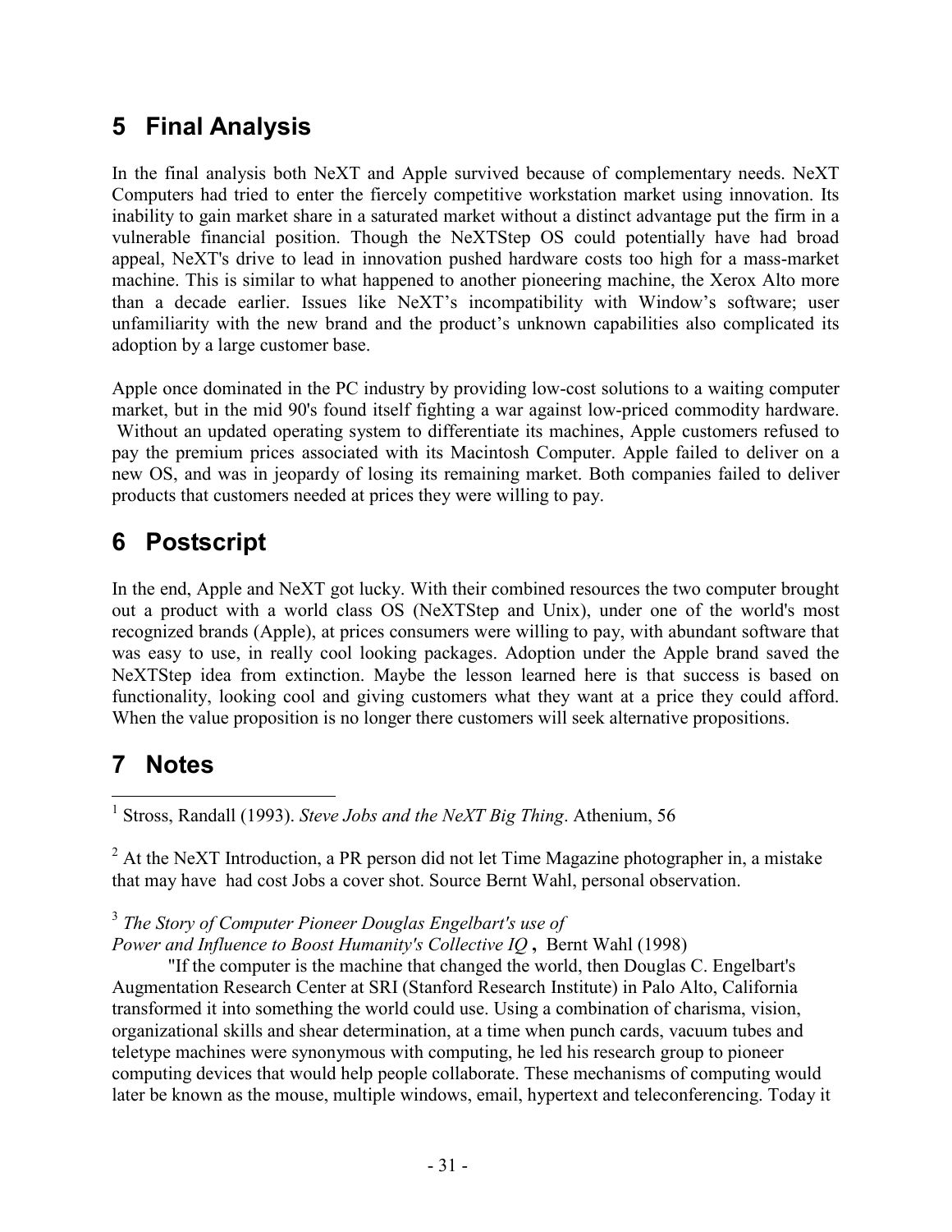## 5 Final Analysis

In the final analysis both NeXT and Apple survived because of complementary needs. NeXT Computers had tried to enter the fiercely competitive workstation market using innovation. Its inability to gain market share in a saturated market without a distinct advantage put the firm in a vulnerable financial position. Though the NeXTStep OS could potentially have had broad appeal, NeXT's drive to lead in innovation pushed hardware costs too high for a mass-market machine. This is similar to what happened to another pioneering machine, the Xerox Alto more than a decade earlier. Issues like NeXT's incompatibility with Window's software; user unfamiliarity with the new brand and the product's unknown capabilities also complicated its adoption by a large customer base.

Apple once dominated in the PC industry by providing low-cost solutions to a waiting computer market, but in the mid 90's found itself fighting a war against low-priced commodity hardware. Without an updated operating system to differentiate its machines, Apple customers refused to pay the premium prices associated with its Macintosh Computer. Apple failed to deliver on a new OS, and was in jeopardy of losing its remaining market. Both companies failed to deliver products that customers needed at prices they were willing to pay.

## 6 Postscript

In the end, Apple and NeXT got lucky. With their combined resources the two computer brought out a product with a world class OS (NeXTStep and Unix), under one of the world's most recognized brands (Apple), at prices consumers were willing to pay, with abundant software that was easy to use, in really cool looking packages. Adoption under the Apple brand saved the NeXTStep idea from extinction. Maybe the lesson learned here is that success is based on functionality, looking cool and giving customers what they want at a price they could afford. When the value proposition is no longer there customers will seek alternative propositions.

## 7 Notes

[1] Stross, Randall (1993). *Steve Jobs and the NeXT Big Thing*. Athenium, 56

[2] At the NeXT Introduction, a PR person did not let Time Magazine photographer in, a mistake that may have had cost Jobs a cover shot. Source Bernt Wahl, personal observation.

[3] *The Story of Computer Pioneer Douglas Engelbart's use of Power and Influence to Boost Humanity's Collective IQ* **,** Bernt Wahl (1998)

"If the computer is the machine that changed the world, then Douglas C. Engelbart's Augmentation Research Center at SRI (Stanford Research Institute) in Palo Alto, California transformed it into something the world could use. Using a combination of charisma, vision, organizational skills and shear determination, at a time when punch cards, vacuum tubes and teletype machines were synonymous with computing, he led his research group to pioneer computing devices that would help people collaborate. These mechanisms of computing would later be known as the mouse, multiple windows, email, hypertext and teleconferencing. Today it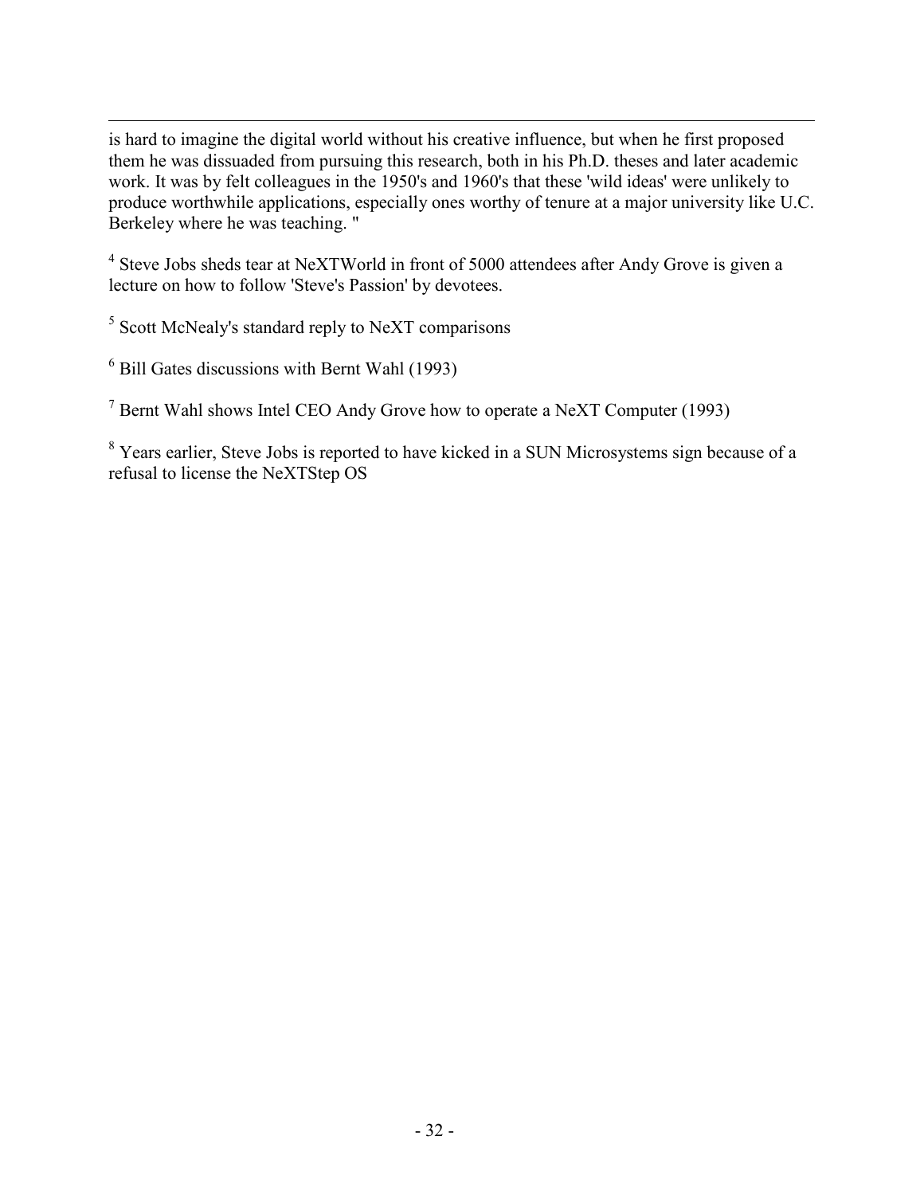is hard to imagine the digital world without his creative influence, but when he first proposed them he was dissuaded from pursuing this research, both in his Ph.D. theses and later academic work. It was by felt colleagues in the 1950's and 1960's that these 'wild ideas' were unlikely to produce worthwhile applications, especially ones worthy of tenure at a major university like U.C. Berkeley where he was teaching. "

[4] Steve Jobs sheds tear at NeXTWorld in front of 5000 attendees after Andy Grove is given a lecture on how to follow 'Steve's Passion' by devotees.

[5] Scott McNealy's standard reply to NeXT comparisons

[6] Bill Gates discussions with Bernt Wahl (1993)

[7] Bernt Wahl shows Intel CEO Andy Grove how to operate a NeXT Computer (1993)

[8] Years earlier, Steve Jobs is reported to have kicked in a SUN Microsystems sign because of a refusal to license the NeXTStep OS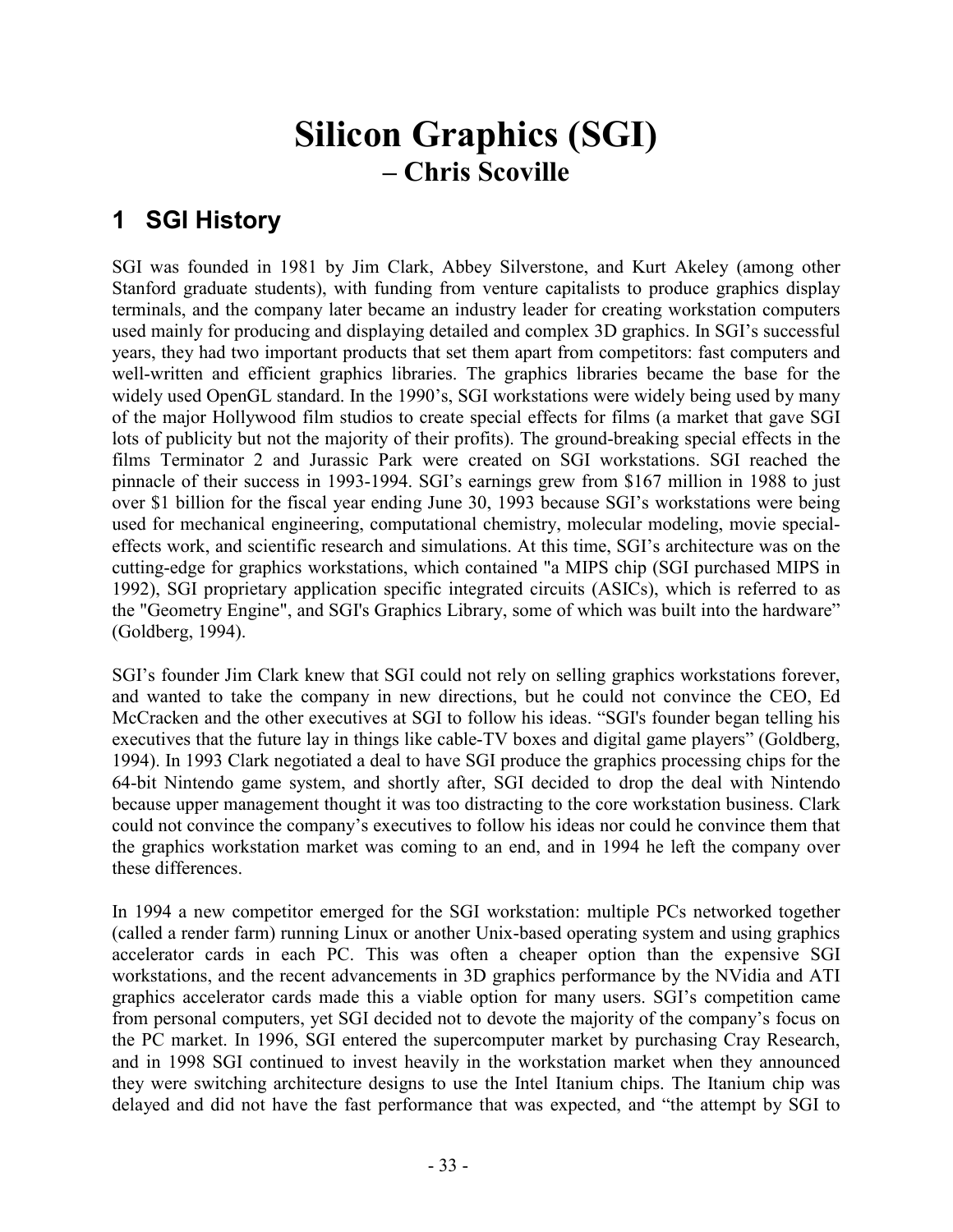# Silicon Graphics (SGI)
## – Chris Scoville

## 1 SGI History

SGI was founded in 1981 by Jim Clark, Abbey Silverstone, and Kurt Akeley (among other Stanford graduate students), with funding from venture capitalists to produce graphics display terminals, and the company later became an industry leader for creating workstation computers used mainly for producing and displaying detailed and complex 3D graphics. In SGI's successful years, they had two important products that set them apart from competitors: fast computers and well-written and efficient graphics libraries. The graphics libraries became the base for the widely used OpenGL standard. In the 1990's, SGI workstations were widely being used by many of the major Hollywood film studios to create special effects for films (a market that gave SGI lots of publicity but not the majority of their profits). The ground-breaking special effects in the films Terminator 2 and Jurassic Park were created on SGI workstations. SGI reached the pinnacle of their success in 1993-1994. SGI's earnings grew from $167 million in 1988 to just over $1 billion for the fiscal year ending June 30, 1993 because SGI's workstations were being used for mechanical engineering, computational chemistry, molecular modeling, movie special-effects work, and scientific research and simulations. At this time, SGI's architecture was on the cutting-edge for graphics workstations, which contained "a MIPS chip (SGI purchased MIPS in 1992), SGI proprietary application specific integrated circuits (ASICs), which is referred to as the "Geometry Engine", and SGI's Graphics Library, some of which was built into the hardware" (Goldberg, 1994).

SGI's founder Jim Clark knew that SGI could not rely on selling graphics workstations forever, and wanted to take the company in new directions, but he could not convince the CEO, Ed McCracken and the other executives at SGI to follow his ideas. "SGI's founder began telling his executives that the future lay in things like cable-TV boxes and digital game players" (Goldberg, 1994). In 1993 Clark negotiated a deal to have SGI produce the graphics processing chips for the 64-bit Nintendo game system, and shortly after, SGI decided to drop the deal with Nintendo because upper management thought it was too distracting to the core workstation business. Clark could not convince the company's executives to follow his ideas nor could he convince them that the graphics workstation market was coming to an end, and in 1994 he left the company over these differences.

In 1994 a new competitor emerged for the SGI workstation: multiple PCs networked together (called a render farm) running Linux or another Unix-based operating system and using graphics accelerator cards in each PC. This was often a cheaper option than the expensive SGI workstations, and the recent advancements in 3D graphics performance by the NVidia and ATI graphics accelerator cards made this a viable option for many users. SGI's competition came from personal computers, yet SGI decided not to devote the majority of the company's focus on the PC market. In 1996, SGI entered the supercomputer market by purchasing Cray Research, and in 1998 SGI continued to invest heavily in the workstation market when they announced they were switching architecture designs to use the Intel Itanium chips. The Itanium chip was delayed and did not have the fast performance that was expected, and "the attempt by SGI to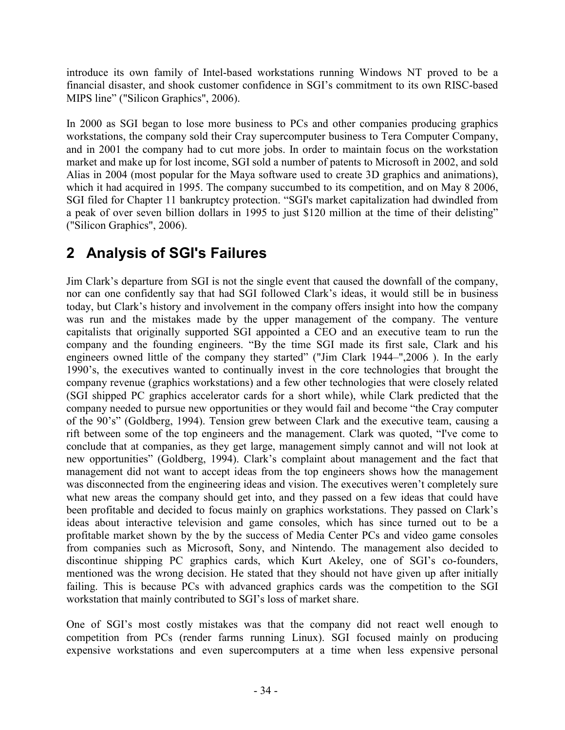introduce its own family of Intel-based workstations running Windows NT proved to be a financial disaster, and shook customer confidence in SGI's commitment to its own RISC-based MIPS line" ("Silicon Graphics", 2006).

In 2000 as SGI began to lose more business to PCs and other companies producing graphics workstations, the company sold their Cray supercomputer business to Tera Computer Company, and in 2001 the company had to cut more jobs. In order to maintain focus on the workstation market and make up for lost income, SGI sold a number of patents to Microsoft in 2002, and sold Alias in 2004 (most popular for the Maya software used to create 3D graphics and animations), which it had acquired in 1995. The company succumbed to its competition, and on May 8 2006, SGI filed for Chapter 11 bankruptcy protection. "SGI's market capitalization had dwindled from a peak of over seven billion dollars in 1995 to just $120 million at the time of their delisting" ("Silicon Graphics", 2006).

# 2 Analysis of SGI's Failures

Jim Clark's departure from SGI is not the single event that caused the downfall of the company, nor can one confidently say that had SGI followed Clark's ideas, it would still be in business today, but Clark's history and involvement in the company offers insight into how the company was run and the mistakes made by the upper management of the company. The venture capitalists that originally supported SGI appointed a CEO and an executive team to run the company and the founding engineers. "By the time SGI made its first sale, Clark and his engineers owned little of the company they started" ("Jim Clark 1944–",2006 ). In the early 1990's, the executives wanted to continually invest in the core technologies that brought the company revenue (graphics workstations) and a few other technologies that were closely related (SGI shipped PC graphics accelerator cards for a short while), while Clark predicted that the company needed to pursue new opportunities or they would fail and become "the Cray computer of the 90's" (Goldberg, 1994). Tension grew between Clark and the executive team, causing a rift between some of the top engineers and the management. Clark was quoted, "I've come to conclude that at companies, as they get large, management simply cannot and will not look at new opportunities" (Goldberg, 1994). Clark's complaint about management and the fact that management did not want to accept ideas from the top engineers shows how the management was disconnected from the engineering ideas and vision. The executives weren't completely sure what new areas the company should get into, and they passed on a few ideas that could have been profitable and decided to focus mainly on graphics workstations. They passed on Clark's ideas about interactive television and game consoles, which has since turned out to be a profitable market shown by the by the success of Media Center PCs and video game consoles from companies such as Microsoft, Sony, and Nintendo. The management also decided to discontinue shipping PC graphics cards, which Kurt Akeley, one of SGI's co-founders, mentioned was the wrong decision. He stated that they should not have given up after initially failing. This is because PCs with advanced graphics cards was the competition to the SGI workstation that mainly contributed to SGI's loss of market share.

One of SGI's most costly mistakes was that the company did not react well enough to competition from PCs (render farms running Linux). SGI focused mainly on producing expensive workstations and even supercomputers at a time when less expensive personal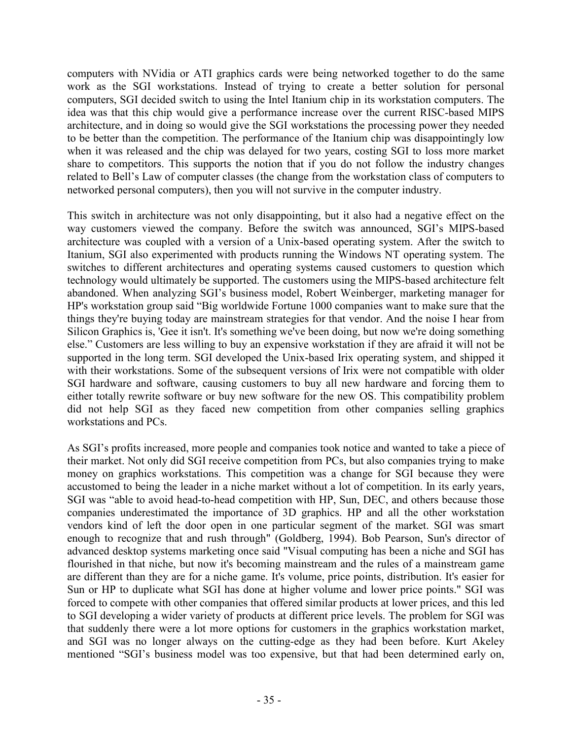computers with NVidia or ATI graphics cards were being networked together to do the same work as the SGI workstations. Instead of trying to create a better solution for personal computers, SGI decided switch to using the Intel Itanium chip in its workstation computers. The idea was that this chip would give a performance increase over the current RISC-based MIPS architecture, and in doing so would give the SGI workstations the processing power they needed to be better than the competition. The performance of the Itanium chip was disappointingly low when it was released and the chip was delayed for two years, costing SGI to loss more market share to competitors. This supports the notion that if you do not follow the industry changes related to Bell's Law of computer classes (the change from the workstation class of computers to networked personal computers), then you will not survive in the computer industry.

This switch in architecture was not only disappointing, but it also had a negative effect on the way customers viewed the company. Before the switch was announced, SGI's MIPS-based architecture was coupled with a version of a Unix-based operating system. After the switch to Itanium, SGI also experimented with products running the Windows NT operating system. The switches to different architectures and operating systems caused customers to question which technology would ultimately be supported. The customers using the MIPS-based architecture felt abandoned. When analyzing SGI's business model, Robert Weinberger, marketing manager for HP's workstation group said "Big worldwide Fortune 1000 companies want to make sure that the things they're buying today are mainstream strategies for that vendor. And the noise I hear from Silicon Graphics is, 'Gee it isn't. It's something we've been doing, but now we're doing something else." Customers are less willing to buy an expensive workstation if they are afraid it will not be supported in the long term. SGI developed the Unix-based Irix operating system, and shipped it with their workstations. Some of the subsequent versions of Irix were not compatible with older SGI hardware and software, causing customers to buy all new hardware and forcing them to either totally rewrite software or buy new software for the new OS. This compatibility problem did not help SGI as they faced new competition from other companies selling graphics workstations and PCs.

As SGI's profits increased, more people and companies took notice and wanted to take a piece of their market. Not only did SGI receive competition from PCs, but also companies trying to make money on graphics workstations. This competition was a change for SGI because they were accustomed to being the leader in a niche market without a lot of competition. In its early years, SGI was "able to avoid head-to-head competition with HP, Sun, DEC, and others because those companies underestimated the importance of 3D graphics. HP and all the other workstation vendors kind of left the door open in one particular segment of the market. SGI was smart enough to recognize that and rush through" (Goldberg, 1994). Bob Pearson, Sun's director of advanced desktop systems marketing once said "Visual computing has been a niche and SGI has flourished in that niche, but now it's becoming mainstream and the rules of a mainstream game are different than they are for a niche game. It's volume, price points, distribution. It's easier for Sun or HP to duplicate what SGI has done at higher volume and lower price points." SGI was forced to compete with other companies that offered similar products at lower prices, and this led to SGI developing a wider variety of products at different price levels. The problem for SGI was that suddenly there were a lot more options for customers in the graphics workstation market, and SGI was no longer always on the cutting-edge as they had been before. Kurt Akeley mentioned "SGI's business model was too expensive, but that had been determined early on,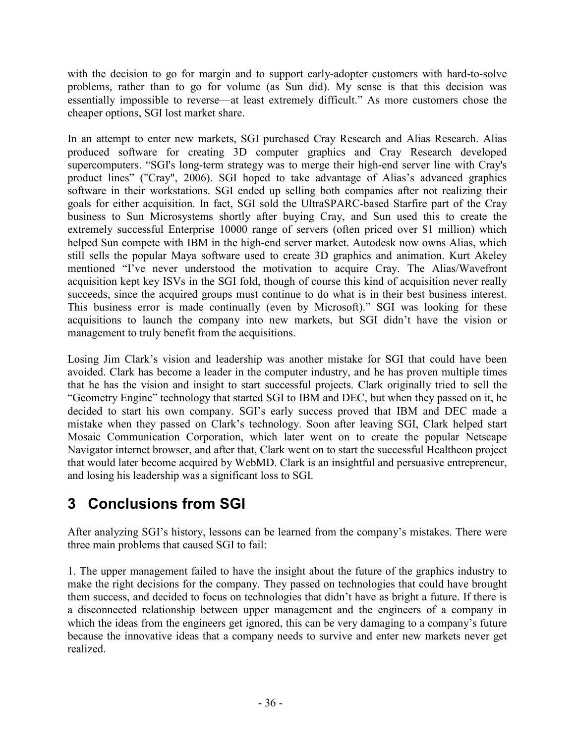with the decision to go for margin and to support early-adopter customers with hard-to-solve problems, rather than to go for volume (as Sun did). My sense is that this decision was essentially impossible to reverse—at least extremely difficult." As more customers chose the cheaper options, SGI lost market share.

In an attempt to enter new markets, SGI purchased Cray Research and Alias Research. Alias produced software for creating 3D computer graphics and Cray Research developed supercomputers. "SGI's long-term strategy was to merge their high-end server line with Cray's product lines" ("Cray", 2006). SGI hoped to take advantage of Alias's advanced graphics software in their workstations. SGI ended up selling both companies after not realizing their goals for either acquisition. In fact, SGI sold the UltraSPARC-based Starfire part of the Cray business to Sun Microsystems shortly after buying Cray, and Sun used this to create the extremely successful Enterprise 10000 range of servers (often priced over $1 million) which helped Sun compete with IBM in the high-end server market. Autodesk now owns Alias, which still sells the popular Maya software used to create 3D graphics and animation. Kurt Akeley mentioned "I've never understood the motivation to acquire Cray. The Alias/Wavefront acquisition kept key ISVs in the SGI fold, though of course this kind of acquisition never really succeeds, since the acquired groups must continue to do what is in their best business interest. This business error is made continually (even by Microsoft)." SGI was looking for these acquisitions to launch the company into new markets, but SGI didn't have the vision or management to truly benefit from the acquisitions.

Losing Jim Clark's vision and leadership was another mistake for SGI that could have been avoided. Clark has become a leader in the computer industry, and he has proven multiple times that he has the vision and insight to start successful projects. Clark originally tried to sell the "Geometry Engine" technology that started SGI to IBM and DEC, but when they passed on it, he decided to start his own company. SGI's early success proved that IBM and DEC made a mistake when they passed on Clark's technology. Soon after leaving SGI, Clark helped start Mosaic Communication Corporation, which later went on to create the popular Netscape Navigator internet browser, and after that, Clark went on to start the successful Healtheon project that would later become acquired by WebMD. Clark is an insightful and persuasive entrepreneur, and losing his leadership was a significant loss to SGI.

# 3 Conclusions from SGI

After analyzing SGI's history, lessons can be learned from the company's mistakes. There were three main problems that caused SGI to fail:

1. The upper management failed to have the insight about the future of the graphics industry to make the right decisions for the company. They passed on technologies that could have brought them success, and decided to focus on technologies that didn't have as bright a future. If there is a disconnected relationship between upper management and the engineers of a company in which the ideas from the engineers get ignored, this can be very damaging to a company's future because the innovative ideas that a company needs to survive and enter new markets never get realized.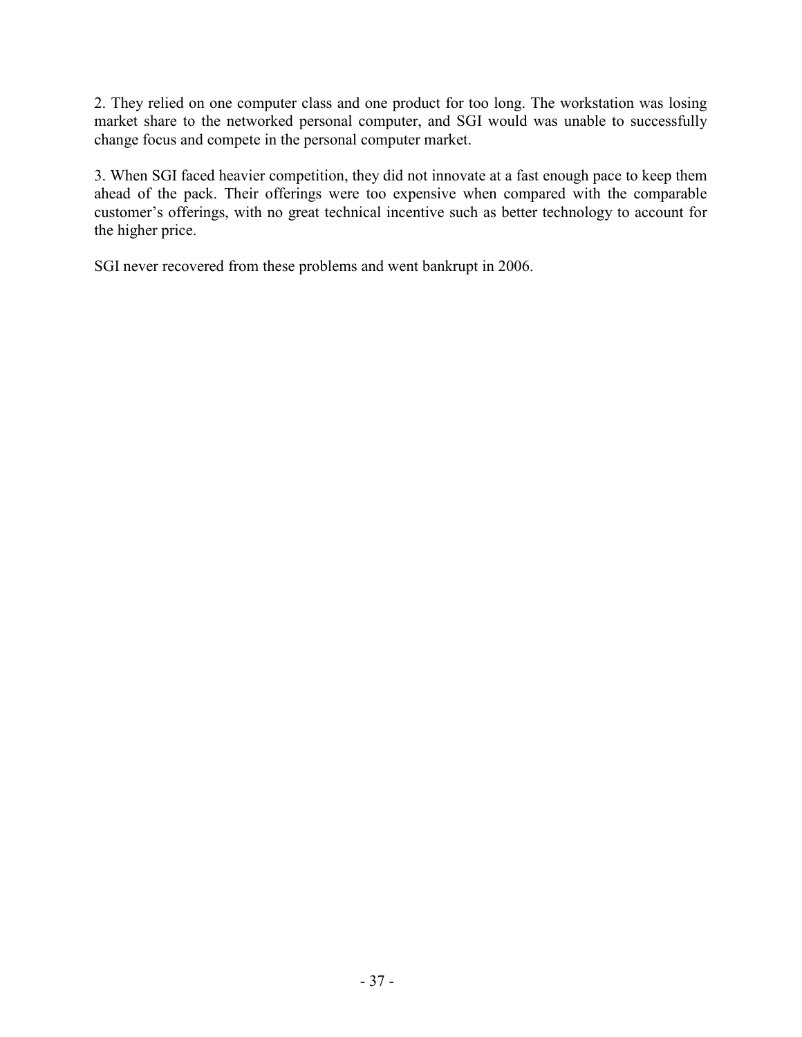2. They relied on one computer class and one product for too long. The workstation was losing market share to the networked personal computer, and SGI would was unable to successfully change focus and compete in the personal computer market.

3. When SGI faced heavier competition, they did not innovate at a fast enough pace to keep them ahead of the pack. Their offerings were too expensive when compared with the comparable customer's offerings, with no great technical incentive such as better technology to account for the higher price.

SGI never recovered from these problems and went bankrupt in 2006.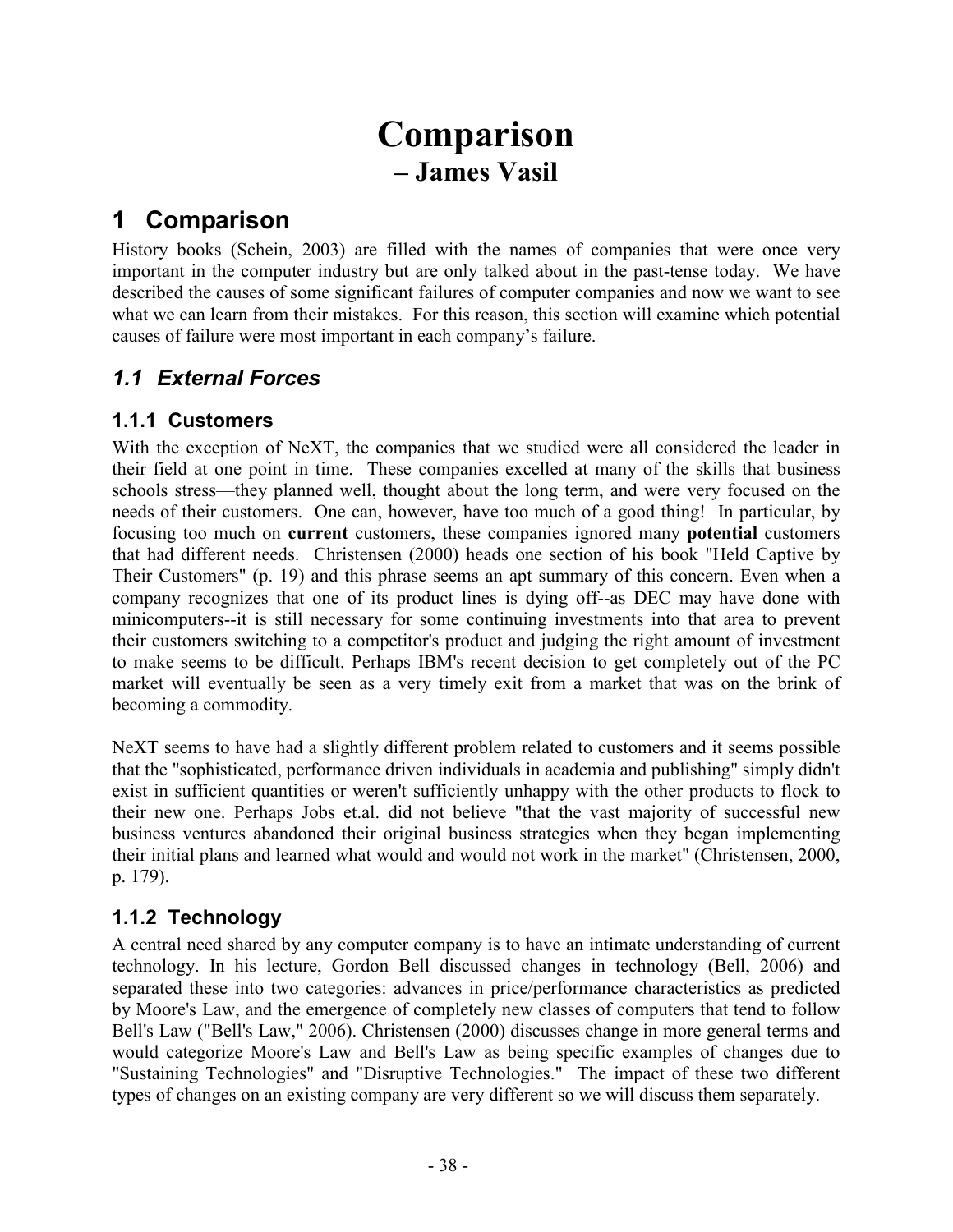# Comparison

## – James Vasil

# 1 Comparison

History books (Schein, 2003) are filled with the names of companies that were once very important in the computer industry but are only talked about in the past-tense today. We have described the causes of some significant failures of computer companies and now we want to see what we can learn from their mistakes. For this reason, this section will examine which potential causes of failure were most important in each company's failure.

## *1.1 External Forces*

### 1.1.1 Customers

With the exception of NeXT, the companies that we studied were all considered the leader in their field at one point in time. These companies excelled at many of the skills that business schools stress—they planned well, thought about the long term, and were very focused on the needs of their customers. One can, however, have too much of a good thing! In particular, by focusing too much on **current** customers, these companies ignored many **potential** customers that had different needs. Christensen (2000) heads one section of his book "Held Captive by Their Customers" (p. 19) and this phrase seems an apt summary of this concern. Even when a company recognizes that one of its product lines is dying off--as DEC may have done with minicomputers--it is still necessary for some continuing investments into that area to prevent their customers switching to a competitor's product and judging the right amount of investment to make seems to be difficult. Perhaps IBM's recent decision to get completely out of the PC market will eventually be seen as a very timely exit from a market that was on the brink of becoming a commodity.

NeXT seems to have had a slightly different problem related to customers and it seems possible that the "sophisticated, performance driven individuals in academia and publishing" simply didn't exist in sufficient quantities or weren't sufficiently unhappy with the other products to flock to their new one. Perhaps Jobs et.al. did not believe "that the vast majority of successful new business ventures abandoned their original business strategies when they began implementing their initial plans and learned what would and would not work in the market" (Christensen, 2000, p. 179).

### 1.1.2 Technology

A central need shared by any computer company is to have an intimate understanding of current technology. In his lecture, Gordon Bell discussed changes in technology (Bell, 2006) and separated these into two categories: advances in price/performance characteristics as predicted by Moore's Law, and the emergence of completely new classes of computers that tend to follow Bell's Law ("Bell's Law," 2006). Christensen (2000) discusses change in more general terms and would categorize Moore's Law and Bell's Law as being specific examples of changes due to "Sustaining Technologies" and "Disruptive Technologies." The impact of these two different types of changes on an existing company are very different so we will discuss them separately.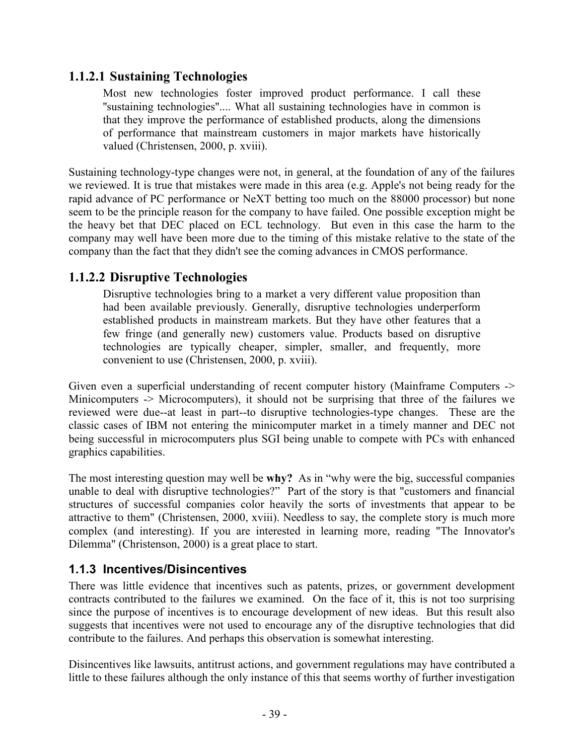#### 1.1.2.1 Sustaining Technologies

> Most new technologies foster improved product performance. I call these "sustaining technologies".... What all sustaining technologies have in common is that they improve the performance of established products, along the dimensions of performance that mainstream customers in major markets have historically valued (Christensen, 2000, p. xviii).

Sustaining technology-type changes were not, in general, at the foundation of any of the failures we reviewed. It is true that mistakes were made in this area (e.g. Apple's not being ready for the rapid advance of PC performance or NeXT betting too much on the 88000 processor) but none seem to be the principle reason for the company to have failed. One possible exception might be the heavy bet that DEC placed on ECL technology. But even in this case the harm to the company may well have been more due to the timing of this mistake relative to the state of the company than the fact that they didn't see the coming advances in CMOS performance.

#### 1.1.2.2 Disruptive Technologies

> Disruptive technologies bring to a market a very different value proposition than had been available previously. Generally, disruptive technologies underperform established products in mainstream markets. But they have other features that a few fringe (and generally new) customers value. Products based on disruptive technologies are typically cheaper, simpler, smaller, and frequently, more convenient to use (Christensen, 2000, p. xviii).

Given even a superficial understanding of recent computer history (Mainframe Computers -> Minicomputers -> Microcomputers), it should not be surprising that three of the failures we reviewed were due--at least in part--to disruptive technologies-type changes. These are the classic cases of IBM not entering the minicomputer market in a timely manner and DEC not being successful in microcomputers plus SGI being unable to compete with PCs with enhanced graphics capabilities.

The most interesting question may well be **why?** As in "why were the big, successful companies unable to deal with disruptive technologies?" Part of the story is that "customers and financial structures of successful companies color heavily the sorts of investments that appear to be attractive to them" (Christensen, 2000, xviii). Needless to say, the complete story is much more complex (and interesting). If you are interested in learning more, reading "The Innovator's Dilemma" (Christenson, 2000) is a great place to start.

### 1.1.3 Incentives/Disincentives

There was little evidence that incentives such as patents, prizes, or government development contracts contributed to the failures we examined. On the face of it, this is not too surprising since the purpose of incentives is to encourage development of new ideas. But this result also suggests that incentives were not used to encourage any of the disruptive technologies that did contribute to the failures. And perhaps this observation is somewhat interesting.

Disincentives like lawsuits, antitrust actions, and government regulations may have contributed a little to these failures although the only instance of this that seems worthy of further investigation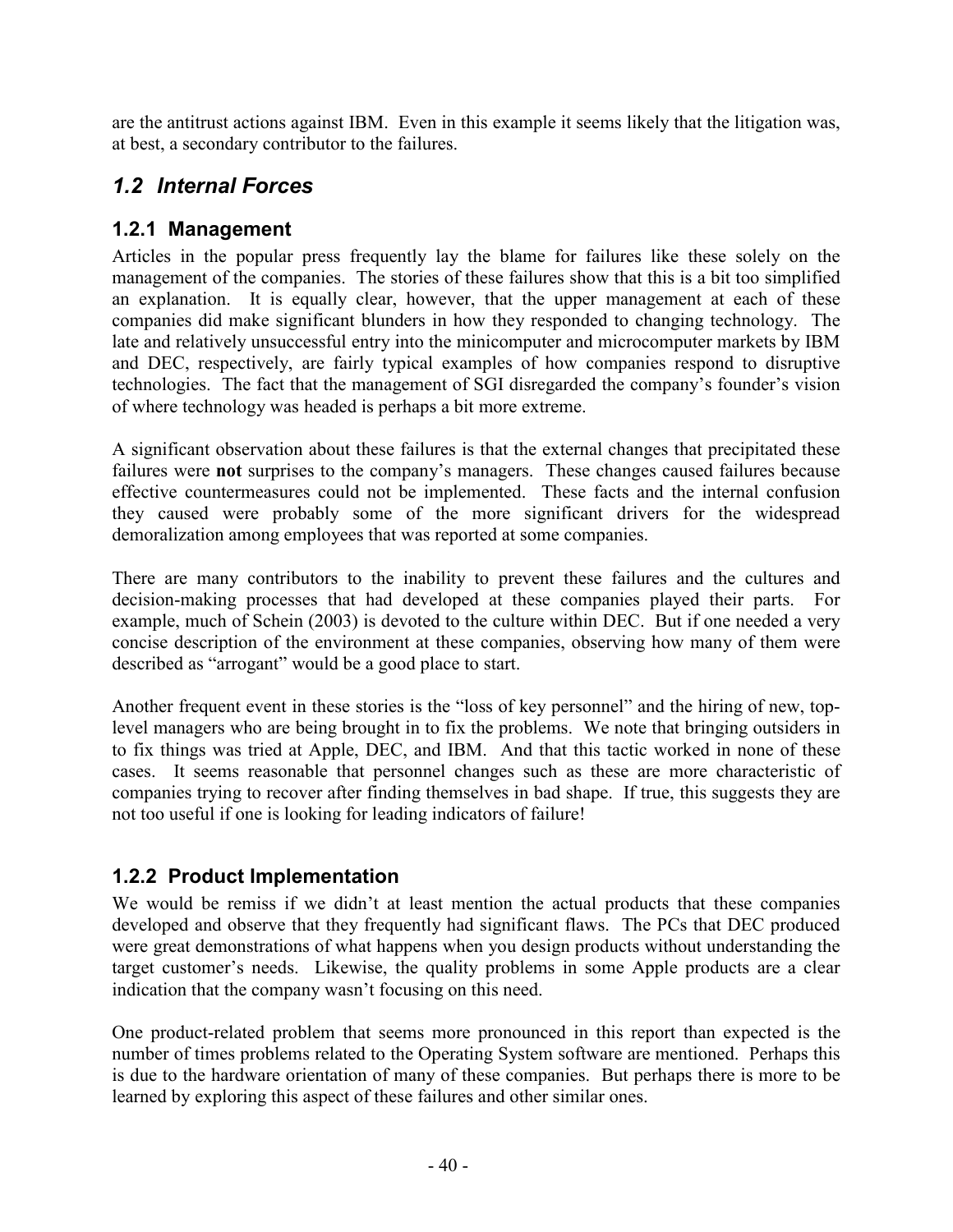are the antitrust actions against IBM. Even in this example it seems likely that the litigation was, at best, a secondary contributor to the failures.

## *1.2 Internal Forces*

### 1.2.1 Management

Articles in the popular press frequently lay the blame for failures like these solely on the management of the companies. The stories of these failures show that this is a bit too simplified an explanation. It is equally clear, however, that the upper management at each of these companies did make significant blunders in how they responded to changing technology. The late and relatively unsuccessful entry into the minicomputer and microcomputer markets by IBM and DEC, respectively, are fairly typical examples of how companies respond to disruptive technologies. The fact that the management of SGI disregarded the company's founder's vision of where technology was headed is perhaps a bit more extreme.

A significant observation about these failures is that the external changes that precipitated these failures were **not** surprises to the company's managers. These changes caused failures because effective countermeasures could not be implemented. These facts and the internal confusion they caused were probably some of the more significant drivers for the widespread demoralization among employees that was reported at some companies.

There are many contributors to the inability to prevent these failures and the cultures and decision-making processes that had developed at these companies played their parts. For example, much of Schein (2003) is devoted to the culture within DEC. But if one needed a very concise description of the environment at these companies, observing how many of them were described as "arrogant" would be a good place to start.

Another frequent event in these stories is the "loss of key personnel" and the hiring of new, top-level managers who are being brought in to fix the problems. We note that bringing outsiders in to fix things was tried at Apple, DEC, and IBM. And that this tactic worked in none of these cases. It seems reasonable that personnel changes such as these are more characteristic of companies trying to recover after finding themselves in bad shape. If true, this suggests they are not too useful if one is looking for leading indicators of failure!

### 1.2.2 Product Implementation

We would be remiss if we didn't at least mention the actual products that these companies developed and observe that they frequently had significant flaws. The PCs that DEC produced were great demonstrations of what happens when you design products without understanding the target customer's needs. Likewise, the quality problems in some Apple products are a clear indication that the company wasn't focusing on this need.

One product-related problem that seems more pronounced in this report than expected is the number of times problems related to the Operating System software are mentioned. Perhaps this is due to the hardware orientation of many of these companies. But perhaps there is more to be learned by exploring this aspect of these failures and other similar ones.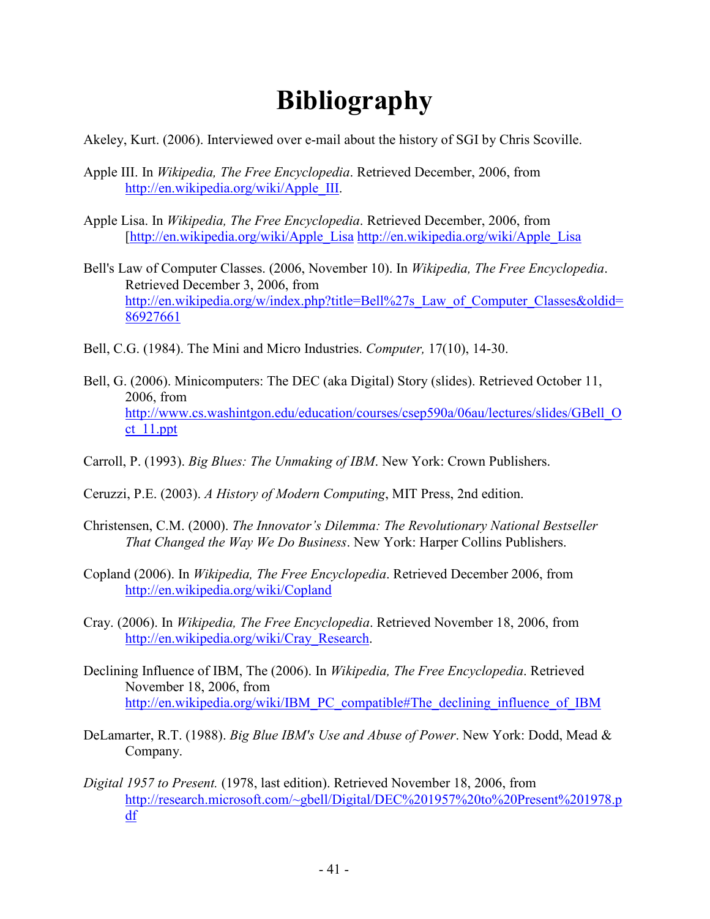# Bibliography

Akeley, Kurt. (2006). Interviewed over e-mail about the history of SGI by Chris Scoville.

Apple III. In *Wikipedia, The Free Encyclopedia*. Retrieved December, 2006, from http://en.wikipedia.org/wiki/Apple_III.

Apple Lisa. In *Wikipedia, The Free Encyclopedia*. Retrieved December, 2006, from [http://en.wikipedia.org/wiki/Apple_Lisa http://en.wikipedia.org/wiki/Apple_Lisa

Bell's Law of Computer Classes. (2006, November 10). In *Wikipedia, The Free Encyclopedia*. Retrieved December 3, 2006, from http://en.wikipedia.org/w/index.php?title=Bell%27s_Law_of_Computer_Classes&oldid=86927661

Bell, C.G. (1984). The Mini and Micro Industries. *Computer,* 17(10), 14-30.

Bell, G. (2006). Minicomputers: The DEC (aka Digital) Story (slides). Retrieved October 11, 2006, from http://www.cs.washintgon.edu/education/courses/csep590a/06au/lectures/slides/GBell_Oct_11.ppt

Carroll, P. (1993). *Big Blues: The Unmaking of IBM*. New York: Crown Publishers.

Ceruzzi, P.E. (2003). *A History of Modern Computing*, MIT Press, 2nd edition.

Christensen, C.M. (2000). *The Innovator's Dilemma: The Revolutionary National Bestseller That Changed the Way We Do Business*. New York: Harper Collins Publishers.

Copland (2006). In *Wikipedia, The Free Encyclopedia*. Retrieved December 2006, from http://en.wikipedia.org/wiki/Copland

Cray. (2006). In *Wikipedia, The Free Encyclopedia*. Retrieved November 18, 2006, from http://en.wikipedia.org/wiki/Cray_Research.

Declining Influence of IBM, The (2006). In *Wikipedia, The Free Encyclopedia*. Retrieved November 18, 2006, from http://en.wikipedia.org/wiki/IBM_PC_compatible#The_declining_influence_of_IBM

DeLamarter, R.T. (1988). *Big Blue IBM's Use and Abuse of Power*. New York: Dodd, Mead & Company.

*Digital 1957 to Present.* (1978, last edition). Retrieved November 18, 2006, from http://research.microsoft.com/~gbell/Digital/DEC%201957%20to%20Present%201978.pdf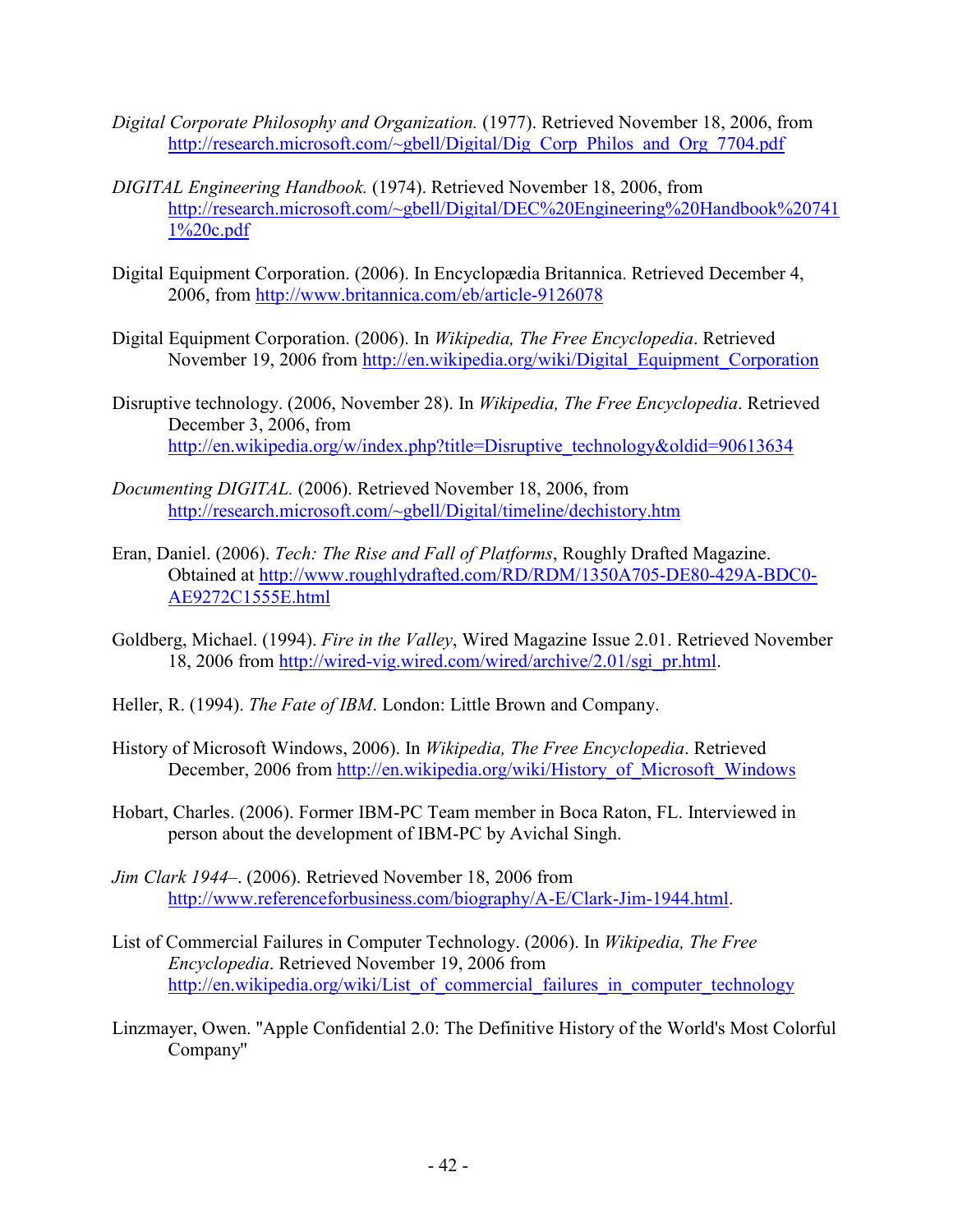*Digital Corporate Philosophy and Organization.* (1977). Retrieved November 18, 2006, from http://research.microsoft.com/~gbell/Digital/Dig_Corp_Philos_and_Org_7704.pdf

*DIGITAL Engineering Handbook.* (1974). Retrieved November 18, 2006, from http://research.microsoft.com/~gbell/Digital/DEC%20Engineering%20Handbook%207411%20c.pdf

Digital Equipment Corporation. (2006). In Encyclopædia Britannica. Retrieved December 4, 2006, from http://www.britannica.com/eb/article-9126078

Digital Equipment Corporation. (2006). In *Wikipedia, The Free Encyclopedia*. Retrieved November 19, 2006 from http://en.wikipedia.org/wiki/Digital_Equipment_Corporation

Disruptive technology. (2006, November 28). In *Wikipedia, The Free Encyclopedia*. Retrieved December 3, 2006, from http://en.wikipedia.org/w/index.php?title=Disruptive_technology&oldid=90613634

*Documenting DIGITAL.* (2006). Retrieved November 18, 2006, from http://research.microsoft.com/~gbell/Digital/timeline/dechistory.htm

Eran, Daniel. (2006). *Tech: The Rise and Fall of Platforms*, Roughly Drafted Magazine. Obtained at http://www.roughlydrafted.com/RD/RDM/1350A705-DE80-429A-BDC0-AE9272C1555E.html

Goldberg, Michael. (1994). *Fire in the Valley*, Wired Magazine Issue 2.01. Retrieved November 18, 2006 from http://wired-vig.wired.com/wired/archive/2.01/sgi_pr.html.

Heller, R. (1994). *The Fate of IBM*. London: Little Brown and Company.

History of Microsoft Windows, 2006). In *Wikipedia, The Free Encyclopedia*. Retrieved December, 2006 from http://en.wikipedia.org/wiki/History_of_Microsoft_Windows

Hobart, Charles. (2006). Former IBM-PC Team member in Boca Raton, FL. Interviewed in person about the development of IBM-PC by Avichal Singh.

*Jim Clark 1944–.* (2006). Retrieved November 18, 2006 from http://www.referenceforbusiness.com/biography/A-E/Clark-Jim-1944.html.

List of Commercial Failures in Computer Technology. (2006). In *Wikipedia, The Free Encyclopedia*. Retrieved November 19, 2006 from http://en.wikipedia.org/wiki/List_of_commercial_failures_in_computer_technology

Linzmayer, Owen. "Apple Confidential 2.0: The Definitive History of the World's Most Colorful Company"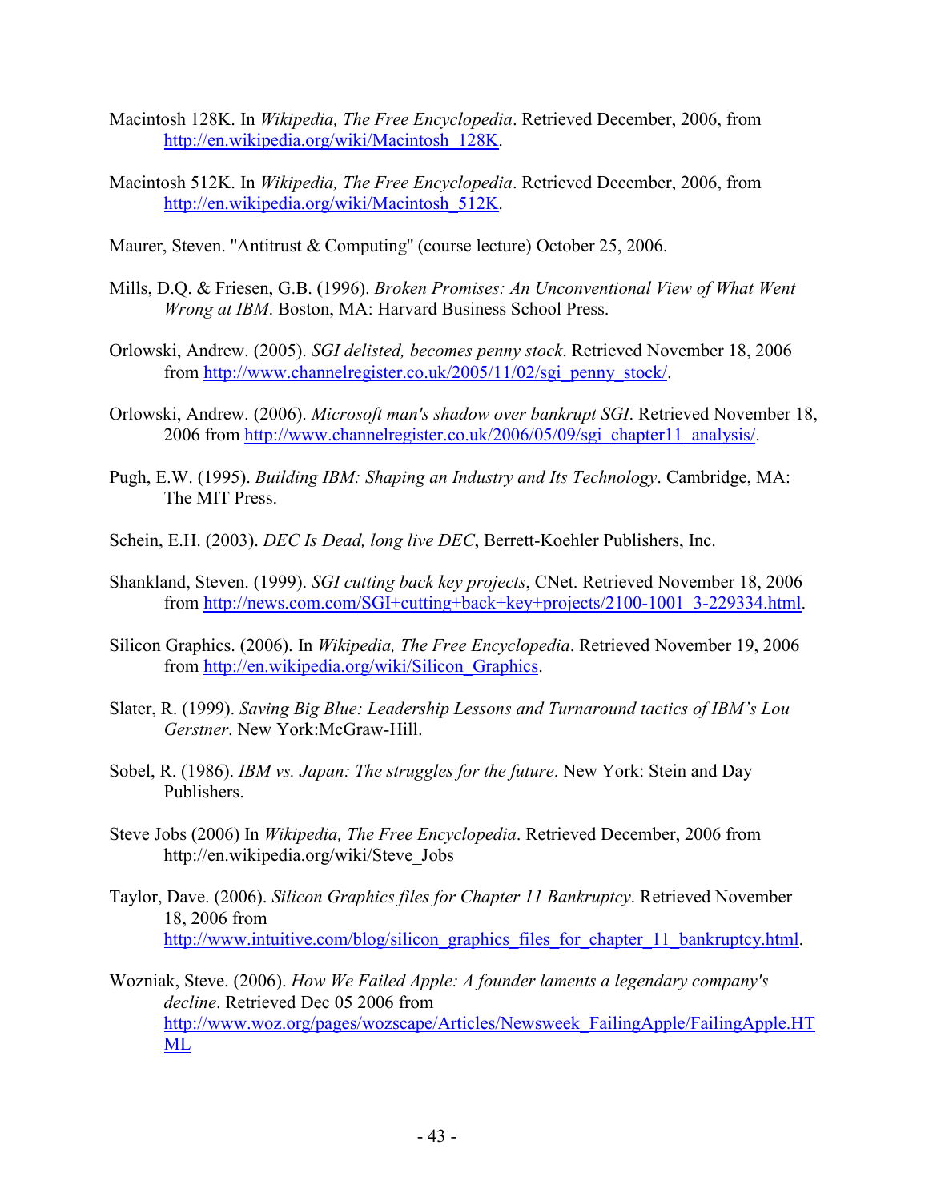Macintosh 128K. In *Wikipedia, The Free Encyclopedia*. Retrieved December, 2006, from http://en.wikipedia.org/wiki/Macintosh_128K.

Macintosh 512K. In *Wikipedia, The Free Encyclopedia*. Retrieved December, 2006, from http://en.wikipedia.org/wiki/Macintosh_512K.

Maurer, Steven. "Antitrust & Computing" (course lecture) October 25, 2006.

Mills, D.Q. & Friesen, G.B. (1996). *Broken Promises: An Unconventional View of What Went Wrong at IBM*. Boston, MA: Harvard Business School Press.

Orlowski, Andrew. (2005). *SGI delisted, becomes penny stock*. Retrieved November 18, 2006 from http://www.channelregister.co.uk/2005/11/02/sgi_penny_stock/.

Orlowski, Andrew. (2006). *Microsoft man's shadow over bankrupt SGI*. Retrieved November 18, 2006 from http://www.channelregister.co.uk/2006/05/09/sgi_chapter11_analysis/.

Pugh, E.W. (1995). *Building IBM: Shaping an Industry and Its Technology*. Cambridge, MA: The MIT Press.

Schein, E.H. (2003). *DEC Is Dead, long live DEC*, Berrett-Koehler Publishers, Inc.

Shankland, Steven. (1999). *SGI cutting back key projects*, CNet. Retrieved November 18, 2006 from http://news.com.com/SGI+cutting+back+key+projects/2100-1001_3-229334.html.

Silicon Graphics. (2006). In *Wikipedia, The Free Encyclopedia*. Retrieved November 19, 2006 from http://en.wikipedia.org/wiki/Silicon_Graphics.

Slater, R. (1999). *Saving Big Blue: Leadership Lessons and Turnaround tactics of IBM's Lou Gerstner*. New York:McGraw-Hill.

Sobel, R. (1986). *IBM vs. Japan: The struggles for the future*. New York: Stein and Day Publishers.

Steve Jobs (2006) In *Wikipedia, The Free Encyclopedia*. Retrieved December, 2006 from http://en.wikipedia.org/wiki/Steve_Jobs

Taylor, Dave. (2006). *Silicon Graphics files for Chapter 11 Bankruptcy*. Retrieved November 18, 2006 from http://www.intuitive.com/blog/silicon_graphics_files_for_chapter_11_bankruptcy.html.

Wozniak, Steve. (2006). *How We Failed Apple: A founder laments a legendary company's decline*. Retrieved Dec 05 2006 from http://www.woz.org/pages/wozscape/Articles/Newsweek_FailingApple/FailingApple.HTML